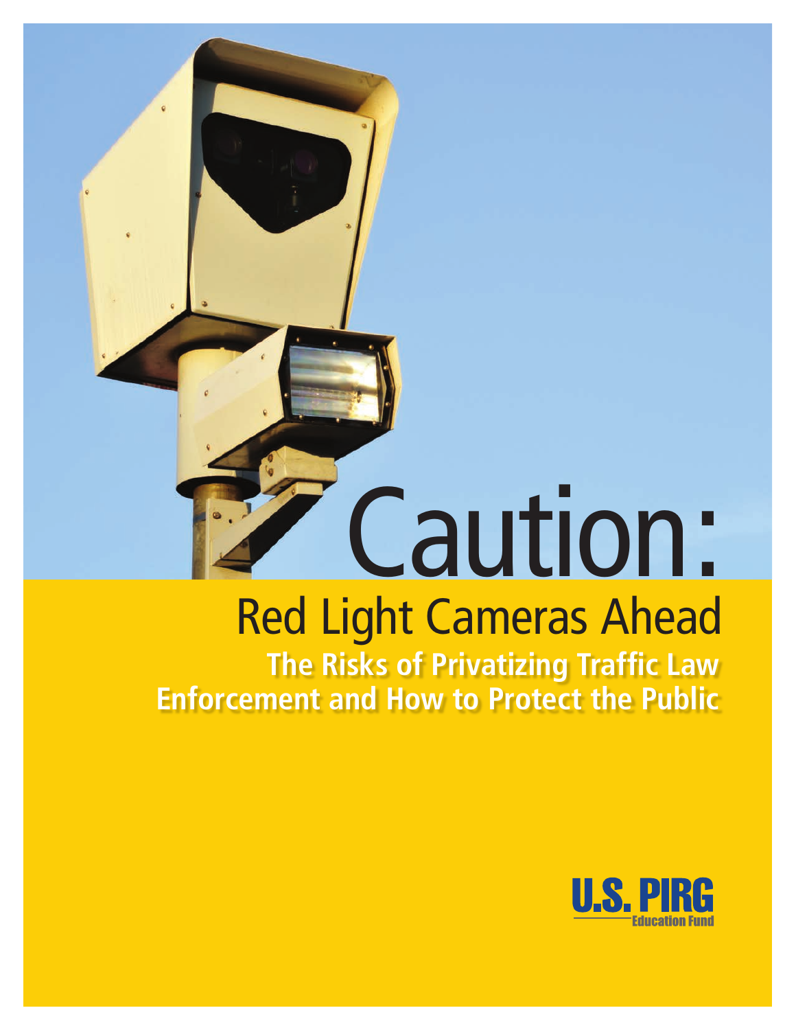# Caution:

## Red Light Cameras Ahead

### The Risks of Privatizing Traffic Law Enforcement and How to Protect the Public

U.S. PIRG
Education Fund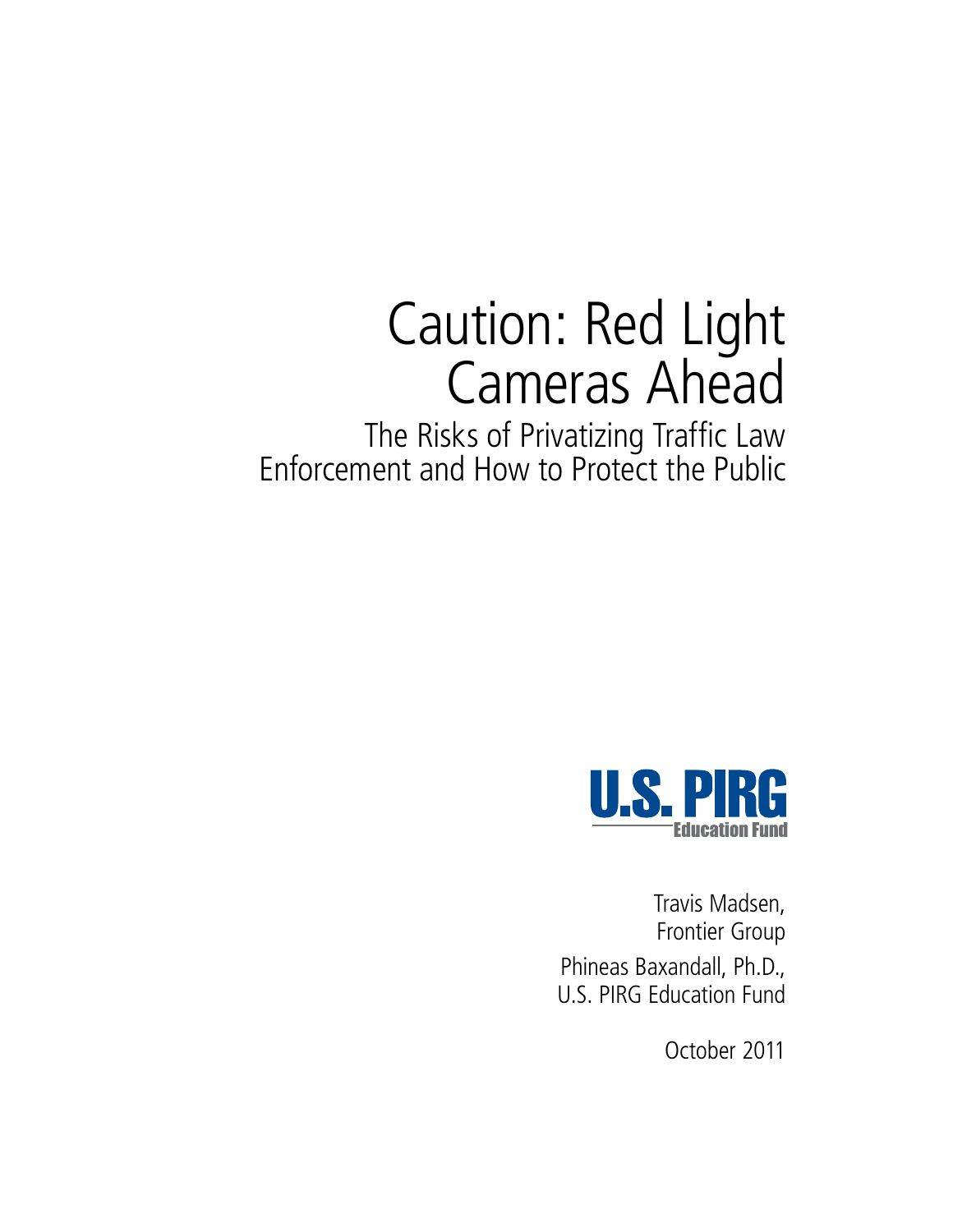# Caution: Red Light Cameras Ahead

## The Risks of Privatizing Traffic Law Enforcement and How to Protect the Public

U.S. PIRG Education Fund

Travis Madsen,
Frontier Group

Phineas Baxandall, Ph.D.,
U.S. PIRG Education Fund

October 2011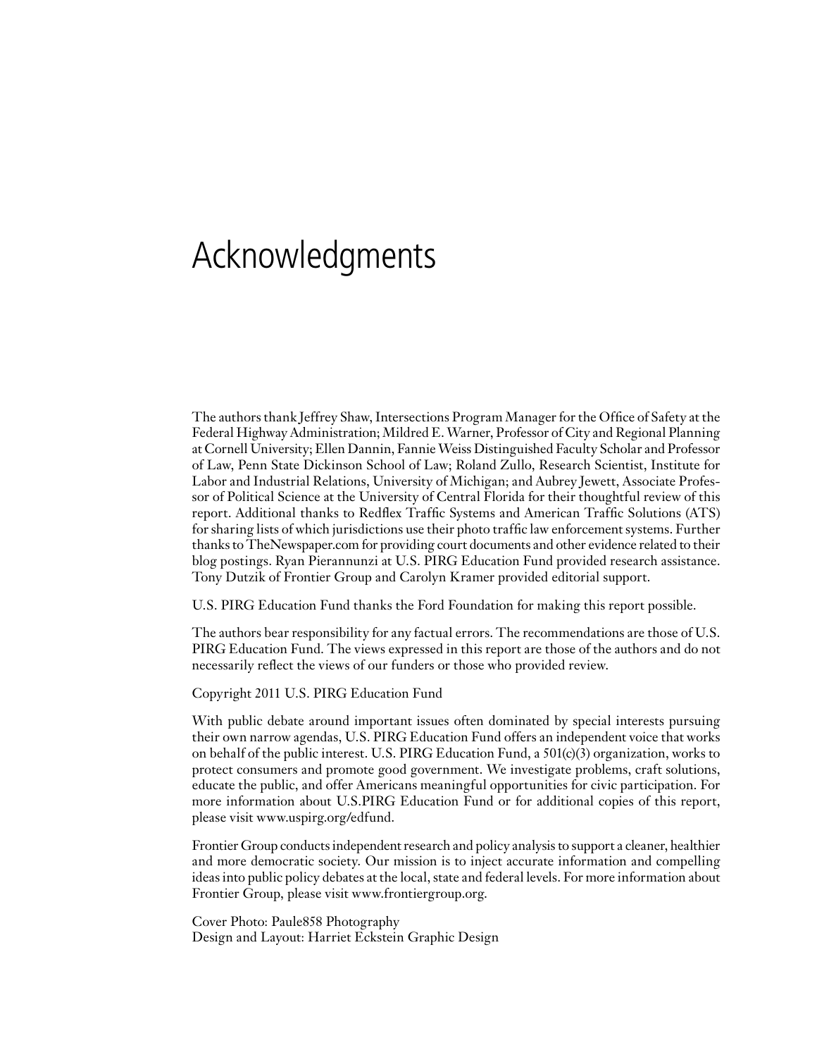# Acknowledgments

The authors thank Jeffrey Shaw, Intersections Program Manager for the Office of Safety at the Federal Highway Administration; Mildred E. Warner, Professor of City and Regional Planning at Cornell University; Ellen Dannin, Fannie Weiss Distinguished Faculty Scholar and Professor of Law, Penn State Dickinson School of Law; Roland Zullo, Research Scientist, Institute for Labor and Industrial Relations, University of Michigan; and Aubrey Jewett, Associate Professor of Political Science at the University of Central Florida for their thoughtful review of this report. Additional thanks to Redflex Traffic Systems and American Traffic Solutions (ATS) for sharing lists of which jurisdictions use their photo traffic law enforcement systems. Further thanks to TheNewspaper.com for providing court documents and other evidence related to their blog postings. Ryan Pierannunzi at U.S. PIRG Education Fund provided research assistance. Tony Dutzik of Frontier Group and Carolyn Kramer provided editorial support.

U.S. PIRG Education Fund thanks the Ford Foundation for making this report possible.

The authors bear responsibility for any factual errors. The recommendations are those of U.S. PIRG Education Fund. The views expressed in this report are those of the authors and do not necessarily reflect the views of our funders or those who provided review.

Copyright 2011 U.S. PIRG Education Fund

With public debate around important issues often dominated by special interests pursuing their own narrow agendas, U.S. PIRG Education Fund offers an independent voice that works on behalf of the public interest. U.S. PIRG Education Fund, a 501(c)(3) organization, works to protect consumers and promote good government. We investigate problems, craft solutions, educate the public, and offer Americans meaningful opportunities for civic participation. For more information about U.S.PIRG Education Fund or for additional copies of this report, please visit www.uspirg.org/edfund.

Frontier Group conducts independent research and policy analysis to support a cleaner, healthier and more democratic society. Our mission is to inject accurate information and compelling ideas into public policy debates at the local, state and federal levels. For more information about Frontier Group, please visit www.frontiergroup.org.

Cover Photo: Paule858 Photography
Design and Layout: Harriet Eckstein Graphic Design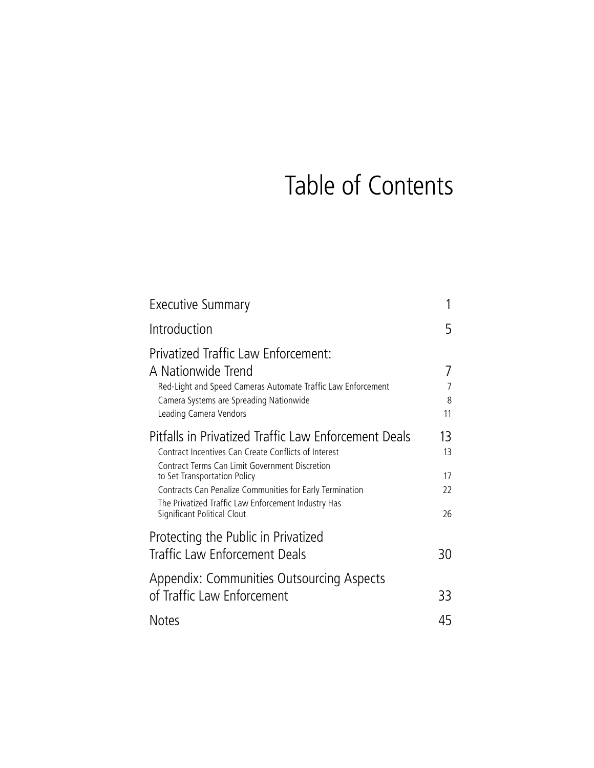# Table of Contents

| | |
|---|---|
| Executive Summary | 1 |
| Introduction | 5 |
| Privatized Traffic Law Enforcement: A Nationwide Trend | 7 |
| Red-Light and Speed Cameras Automate Traffic Law Enforcement | 7 |
| Camera Systems are Spreading Nationwide | 8 |
| Leading Camera Vendors | 11 |
| Pitfalls in Privatized Traffic Law Enforcement Deals | 13 |
| Contract Incentives Can Create Conflicts of Interest | 13 |
| Contract Terms Can Limit Government Discretion to Set Transportation Policy | 17 |
| Contracts Can Penalize Communities for Early Termination | 22 |
| The Privatized Traffic Law Enforcement Industry Has Significant Political Clout | 26 |
| Protecting the Public in Privatized Traffic Law Enforcement Deals | 30 |
| Appendix: Communities Outsourcing Aspects of Traffic Law Enforcement | 33 |
| Notes | 45 |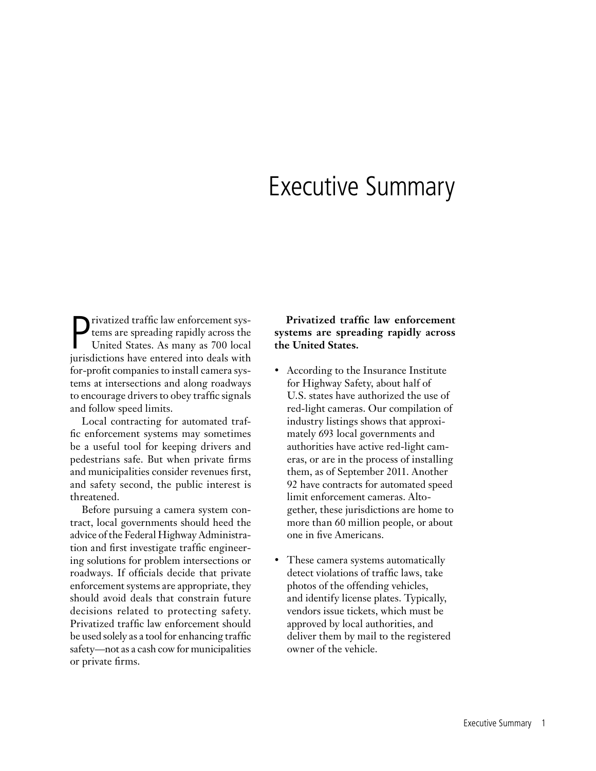# Executive Summary

Privatized traffic law enforcement systems are spreading rapidly across the United States. As many as 700 local jurisdictions have entered into deals with for-profit companies to install camera systems at intersections and along roadways to encourage drivers to obey traffic signals and follow speed limits.

Local contracting for automated traffic enforcement systems may sometimes be a useful tool for keeping drivers and pedestrians safe. But when private firms and municipalities consider revenues first, and safety second, the public interest is threatened.

Before pursuing a camera system contract, local governments should heed the advice of the Federal Highway Administration and first investigate traffic engineering solutions for problem intersections or roadways. If officials decide that private enforcement systems are appropriate, they should avoid deals that constrain future decisions related to protecting safety. Privatized traffic law enforcement should be used solely as a tool for enhancing traffic safety—not as a cash cow for municipalities or private firms.

**Privatized traffic law enforcement systems are spreading rapidly across the United States.**

- According to the Insurance Institute for Highway Safety, about half of U.S. states have authorized the use of red-light cameras. Our compilation of industry listings shows that approximately 693 local governments and authorities have active red-light cameras, or are in the process of installing them, as of September 2011. Another 92 have contracts for automated speed limit enforcement cameras. Altogether, these jurisdictions are home to more than 60 million people, or about one in five Americans.

- These camera systems automatically detect violations of traffic laws, take photos of the offending vehicles, and identify license plates. Typically, vendors issue tickets, which must be approved by local authorities, and deliver them by mail to the registered owner of the vehicle.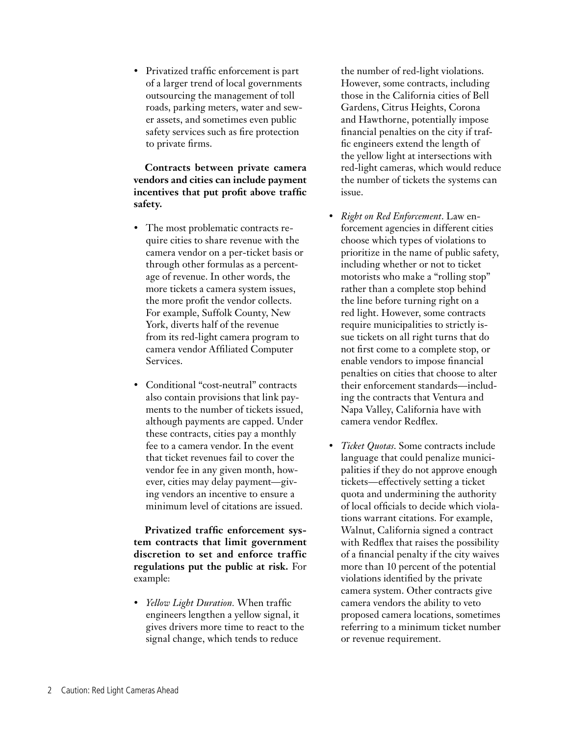- Privatized traffic enforcement is part of a larger trend of local governments outsourcing the management of toll roads, parking meters, water and sewer assets, and sometimes even public safety services such as fire protection to private firms.

**Contracts between private camera vendors and cities can include payment incentives that put profit above traffic safety.**

- The most problematic contracts require cities to share revenue with the camera vendor on a per-ticket basis or through other formulas as a percentage of revenue. In other words, the more tickets a camera system issues, the more profit the vendor collects. For example, Suffolk County, New York, diverts half of the revenue from its red-light camera program to camera vendor Affiliated Computer Services.
- Conditional "cost-neutral" contracts also contain provisions that link payments to the number of tickets issued, although payments are capped. Under these contracts, cities pay a monthly fee to a camera vendor. In the event that ticket revenues fail to cover the vendor fee in any given month, however, cities may delay payment—giving vendors an incentive to ensure a minimum level of citations are issued.

**Privatized traffic enforcement system contracts that limit government discretion to set and enforce traffic regulations put the public at risk.** For example:

- *Yellow Light Duration*. When traffic engineers lengthen a yellow signal, it gives drivers more time to react to the signal change, which tends to reduce the number of red-light violations. However, some contracts, including those in the California cities of Bell Gardens, Citrus Heights, Corona and Hawthorne, potentially impose financial penalties on the city if traffic engineers extend the length of the yellow light at intersections with red-light cameras, which would reduce the number of tickets the systems can issue.
- *Right on Red Enforcement*. Law enforcement agencies in different cities choose which types of violations to prioritize in the name of public safety, including whether or not to ticket motorists who make a "rolling stop" rather than a complete stop behind the line before turning right on a red light. However, some contracts require municipalities to strictly issue tickets on all right turns that do not first come to a complete stop, or enable vendors to impose financial penalties on cities that choose to alter their enforcement standards—including the contracts that Ventura and Napa Valley, California have with camera vendor Redflex.
- *Ticket Quotas*. Some contracts include language that could penalize municipalities if they do not approve enough tickets—effectively setting a ticket quota and undermining the authority of local officials to decide which violations warrant citations. For example, Walnut, California signed a contract with Redflex that raises the possibility of a financial penalty if the city waives more than 10 percent of the potential violations identified by the private camera system. Other contracts give camera vendors the ability to veto proposed camera locations, sometimes referring to a minimum ticket number or revenue requirement.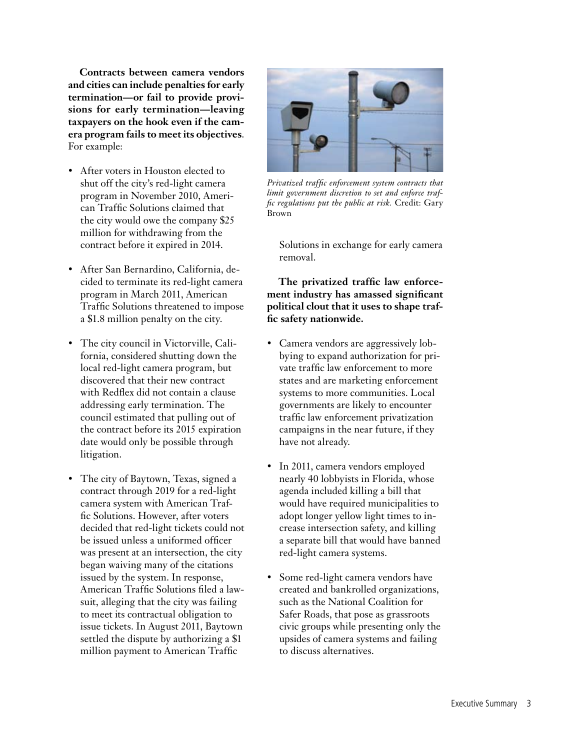**Contracts between camera vendors and cities can include penalties for early termination—or fail to provide provisions for early termination—leaving taxpayers on the hook even if the camera program fails to meet its objectives**. For example:

- After voters in Houston elected to shut off the city's red-light camera program in November 2010, American Traffic Solutions claimed that the city would owe the company $25 million for withdrawing from the contract before it expired in 2014.
- After San Bernardino, California, decided to terminate its red-light camera program in March 2011, American Traffic Solutions threatened to impose a $1.8 million penalty on the city.
- The city council in Victorville, California, considered shutting down the local red-light camera program, but discovered that their new contract with Redflex did not contain a clause addressing early termination. The council estimated that pulling out of the contract before its 2015 expiration date would only be possible through litigation.
- The city of Baytown, Texas, signed a contract through 2019 for a red-light camera system with American Traffic Solutions. However, after voters decided that red-light tickets could not be issued unless a uniformed officer was present at an intersection, the city began waiving many of the citations issued by the system. In response, American Traffic Solutions filed a lawsuit, alleging that the city was failing to meet its contractual obligation to issue tickets. In August 2011, Baytown settled the dispute by authorizing a $1 million payment to American Traffic Solutions in exchange for early camera removal.

*Privatized traffic enforcement system contracts that limit government discretion to set and enforce traffic regulations put the public at risk.* Credit: Gary Brown

**The privatized traffic law enforcement industry has amassed significant political clout that it uses to shape traffic safety nationwide.**

- Camera vendors are aggressively lobbying to expand authorization for private traffic law enforcement to more states and are marketing enforcement systems to more communities. Local governments are likely to encounter traffic law enforcement privatization campaigns in the near future, if they have not already.
- In 2011, camera vendors employed nearly 40 lobbyists in Florida, whose agenda included killing a bill that would have required municipalities to adopt longer yellow light times to increase intersection safety, and killing a separate bill that would have banned red-light camera systems.
- Some red-light camera vendors have created and bankrolled organizations, such as the National Coalition for Safer Roads, that pose as grassroots civic groups while presenting only the upsides of camera systems and failing to discuss alternatives.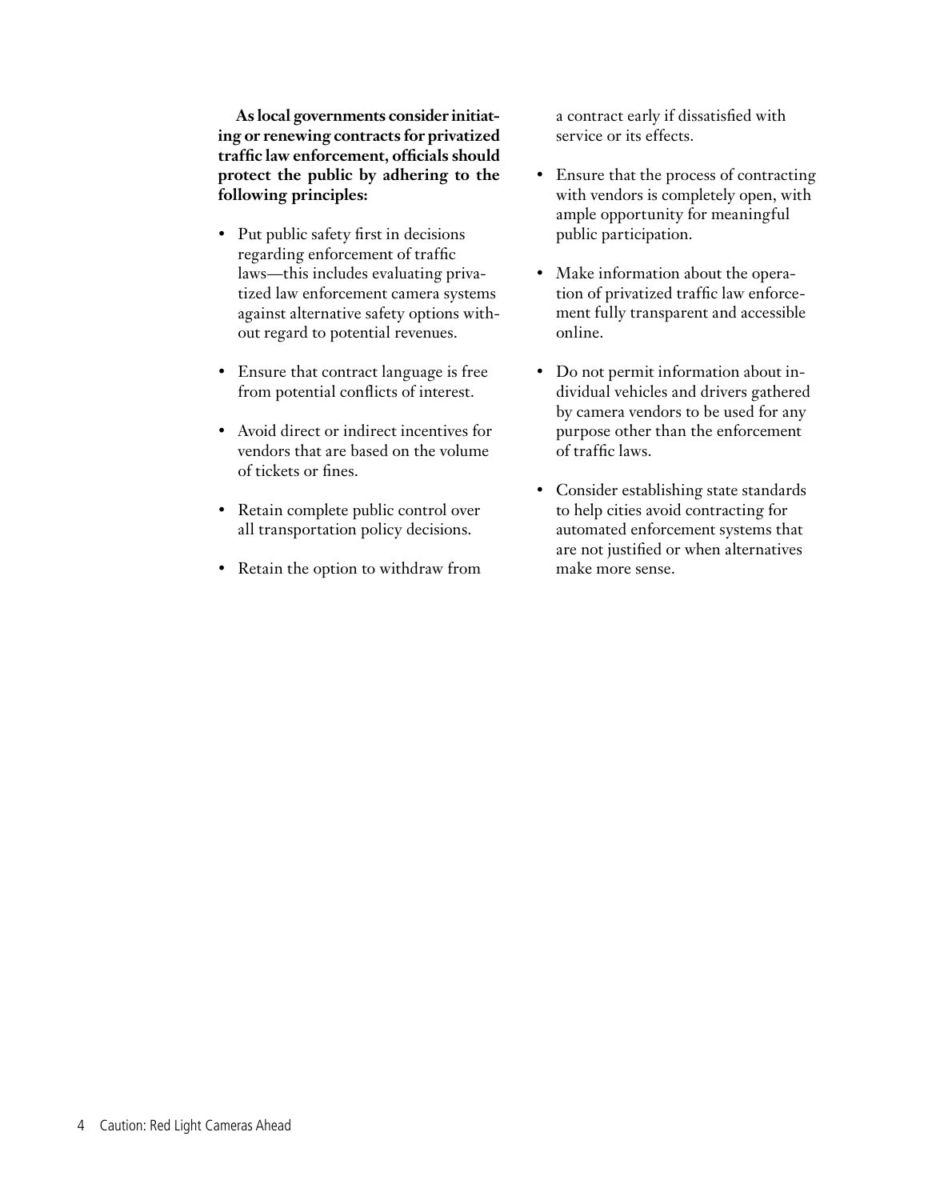**As local governments consider initiating or renewing contracts for privatized traffic law enforcement, officials should protect the public by adhering to the following principles:**

- Put public safety first in decisions regarding enforcement of traffic laws—this includes evaluating privatized law enforcement camera systems against alternative safety options without regard to potential revenues.
- Ensure that contract language is free from potential conflicts of interest.
- Avoid direct or indirect incentives for vendors that are based on the volume of tickets or fines.
- Retain complete public control over all transportation policy decisions.
- Retain the option to withdraw from a contract early if dissatisfied with service or its effects.
- Ensure that the process of contracting with vendors is completely open, with ample opportunity for meaningful public participation.
- Make information about the operation of privatized traffic law enforcement fully transparent and accessible online.
- Do not permit information about individual vehicles and drivers gathered by camera vendors to be used for any purpose other than the enforcement of traffic laws.
- Consider establishing state standards to help cities avoid contracting for automated enforcement systems that are not justified or when alternatives make more sense.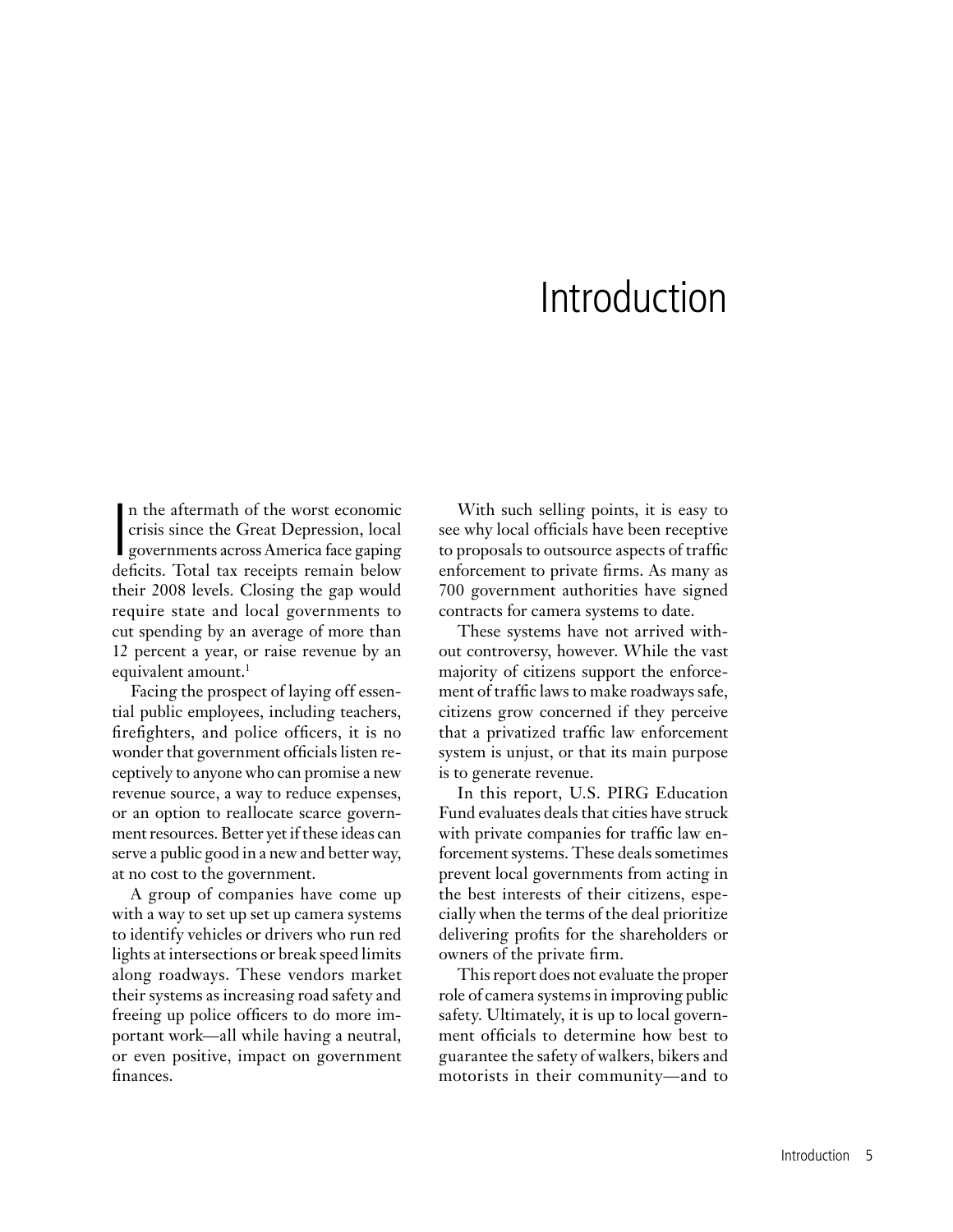# Introduction

In the aftermath of the worst economic crisis since the Great Depression, local governments across America face gaping deficits. Total tax receipts remain below their 2008 levels. Closing the gap would require state and local governments to cut spending by an average of more than 12 percent a year, or raise revenue by an equivalent amount.[1]

Facing the prospect of laying off essential public employees, including teachers, firefighters, and police officers, it is no wonder that government officials listen receptively to anyone who can promise a new revenue source, a way to reduce expenses, or an option to reallocate scarce government resources. Better yet if these ideas can serve a public good in a new and better way, at no cost to the government.

A group of companies have come up with a way to set up set up camera systems to identify vehicles or drivers who run red lights at intersections or break speed limits along roadways. These vendors market their systems as increasing road safety and freeing up police officers to do more important work—all while having a neutral, or even positive, impact on government finances.

With such selling points, it is easy to see why local officials have been receptive to proposals to outsource aspects of traffic enforcement to private firms. As many as 700 government authorities have signed contracts for camera systems to date.

These systems have not arrived without controversy, however. While the vast majority of citizens support the enforcement of traffic laws to make roadways safe, citizens grow concerned if they perceive that a privatized traffic law enforcement system is unjust, or that its main purpose is to generate revenue.

In this report, U.S. PIRG Education Fund evaluates deals that cities have struck with private companies for traffic law enforcement systems. These deals sometimes prevent local governments from acting in the best interests of their citizens, especially when the terms of the deal prioritize delivering profits for the shareholders or owners of the private firm.

This report does not evaluate the proper role of camera systems in improving public safety. Ultimately, it is up to local government officials to determine how best to guarantee the safety of walkers, bikers and motorists in their community—and to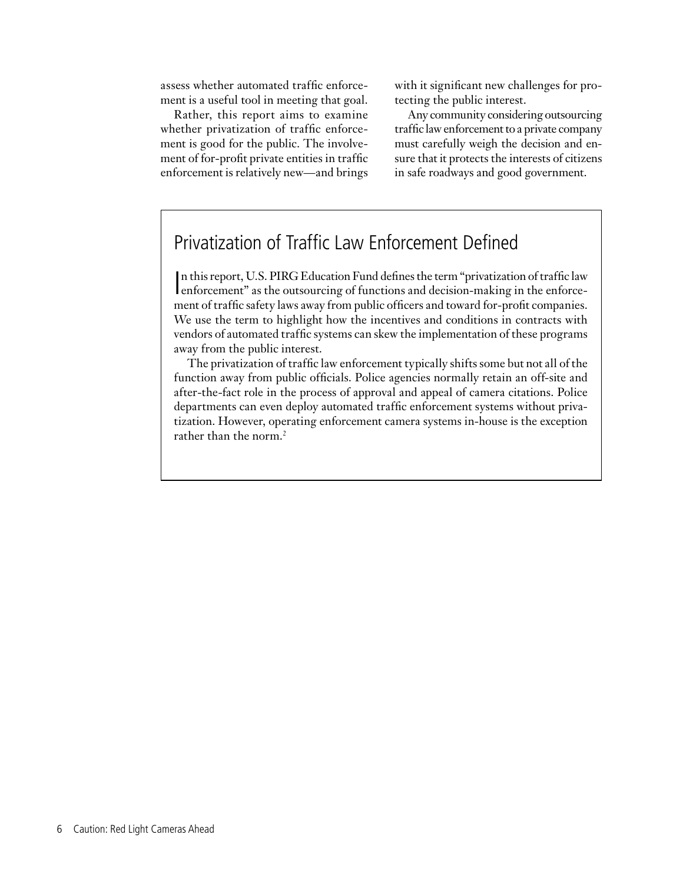assess whether automated traffic enforcement is a useful tool in meeting that goal.

Rather, this report aims to examine whether privatization of traffic enforcement is good for the public. The involvement of for-profit private entities in traffic enforcement is relatively new—and brings with it significant new challenges for protecting the public interest.

Any community considering outsourcing traffic law enforcement to a private company must carefully weigh the decision and ensure that it protects the interests of citizens in safe roadways and good government.

## Privatization of Traffic Law Enforcement Defined

In this report, U.S. PIRG Education Fund defines the term "privatization of traffic law enforcement" as the outsourcing of functions and decision-making in the enforcement of traffic safety laws away from public officers and toward for-profit companies. We use the term to highlight how the incentives and conditions in contracts with vendors of automated traffic systems can skew the implementation of these programs away from the public interest.

The privatization of traffic law enforcement typically shifts some but not all of the function away from public officials. Police agencies normally retain an off-site and after-the-fact role in the process of approval and appeal of camera citations. Police departments can even deploy automated traffic enforcement systems without privatization. However, operating enforcement camera systems in-house is the exception rather than the norm.[2]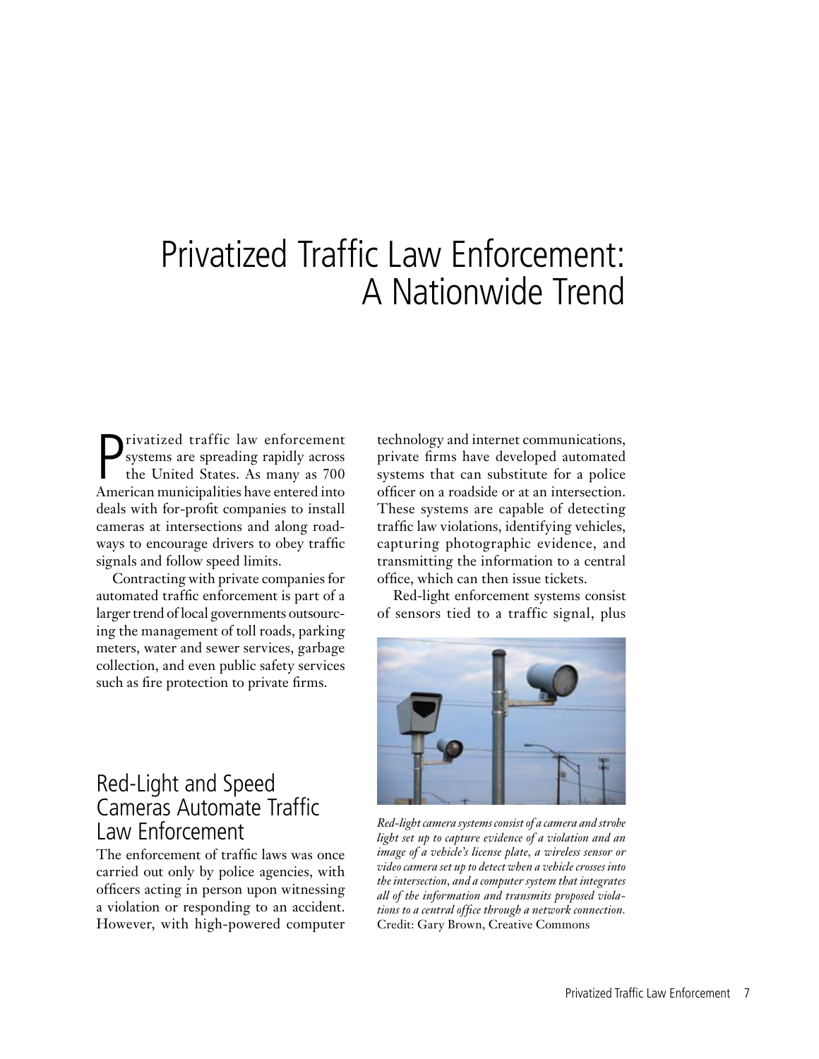# Privatized Traffic Law Enforcement: A Nationwide Trend

Privatized traffic law enforcement systems are spreading rapidly across the United States. As many as 700 American municipalities have entered into deals with for-profit companies to install cameras at intersections and along roadways to encourage drivers to obey traffic signals and follow speed limits.

Contracting with private companies for automated traffic enforcement is part of a larger trend of local governments outsourcing the management of toll roads, parking meters, water and sewer services, garbage collection, and even public safety services such as fire protection to private firms.

## Red-Light and Speed Cameras Automate Traffic Law Enforcement

The enforcement of traffic laws was once carried out only by police agencies, with officers acting in person upon witnessing a violation or responding to an accident. However, with high-powered computer technology and internet communications, private firms have developed automated systems that can substitute for a police officer on a roadside or at an intersection. These systems are capable of detecting traffic law violations, identifying vehicles, capturing photographic evidence, and transmitting the information to a central office, which can then issue tickets.

Red-light enforcement systems consist of sensors tied to a traffic signal, plus

*Red-light camera systems consist of a camera and strobe light set up to capture evidence of a violation and an image of a vehicle's license plate, a wireless sensor or video camera set up to detect when a vehicle crosses into the intersection, and a computer system that integrates all of the information and transmits proposed violations to a central office through a network connection.* Credit: Gary Brown, Creative Commons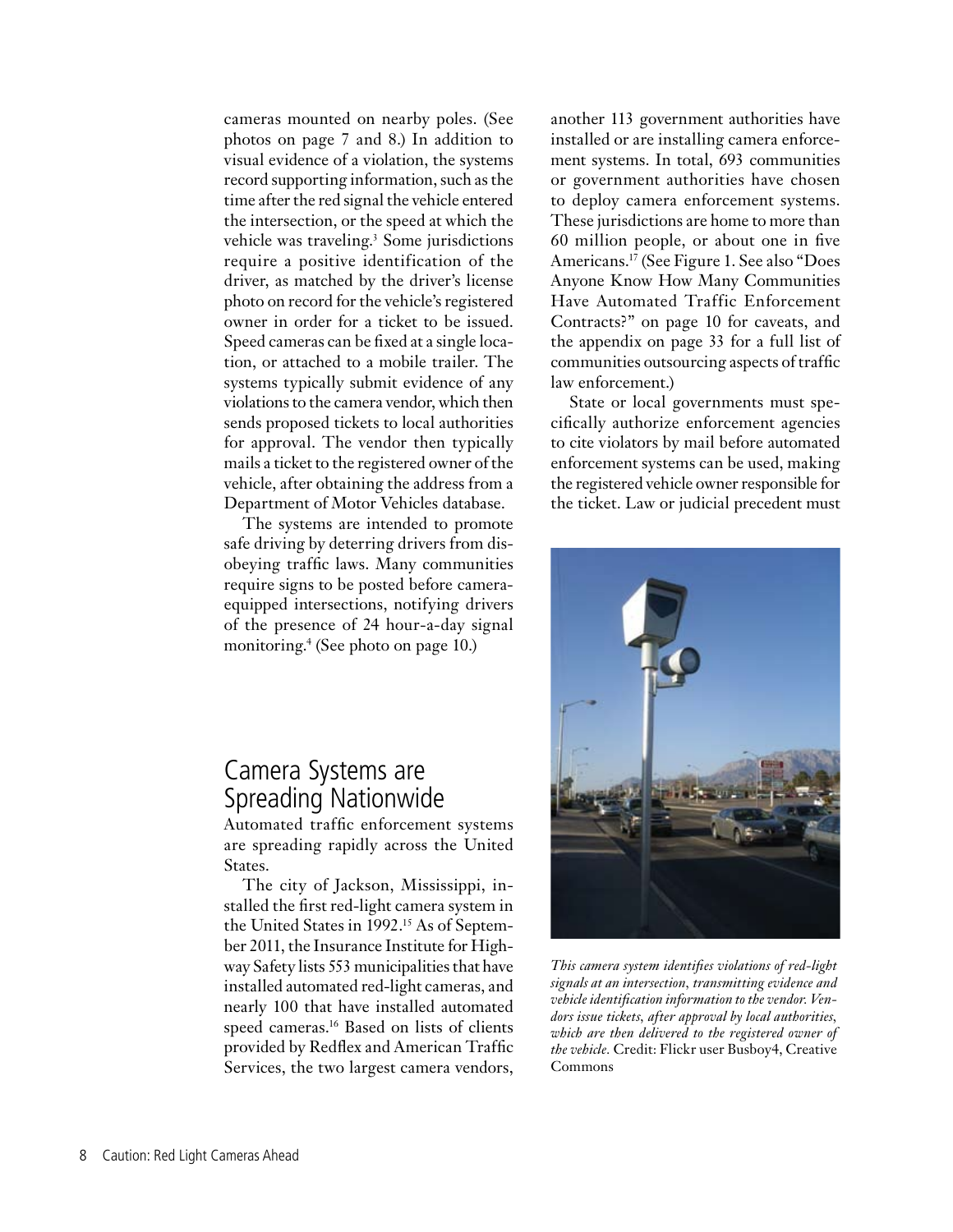cameras mounted on nearby poles. (See photos on page 7 and 8.) In addition to visual evidence of a violation, the systems record supporting information, such as the time after the red signal the vehicle entered the intersection, or the speed at which the vehicle was traveling.[3] Some jurisdictions require a positive identification of the driver, as matched by the driver's license photo on record for the vehicle's registered owner in order for a ticket to be issued. Speed cameras can be fixed at a single location, or attached to a mobile trailer. The systems typically submit evidence of any violations to the camera vendor, which then sends proposed tickets to local authorities for approval. The vendor then typically mails a ticket to the registered owner of the vehicle, after obtaining the address from a Department of Motor Vehicles database.

The systems are intended to promote safe driving by deterring drivers from disobeying traffic laws. Many communities require signs to be posted before camera-equipped intersections, notifying drivers of the presence of 24 hour-a-day signal monitoring.[4] (See photo on page 10.)

## Camera Systems are Spreading Nationwide

Automated traffic enforcement systems are spreading rapidly across the United States.

The city of Jackson, Mississippi, installed the first red-light camera system in the United States in 1992.[15] As of September 2011, the Insurance Institute for Highway Safety lists 553 municipalities that have installed automated red-light cameras, and nearly 100 that have installed automated speed cameras.[16] Based on lists of clients provided by Redflex and American Traffic Services, the two largest camera vendors, another 113 government authorities have installed or are installing camera enforcement systems. In total, 693 communities or government authorities have chosen to deploy camera enforcement systems. These jurisdictions are home to more than 60 million people, or about one in five Americans.[17] (See Figure 1. See also "Does Anyone Know How Many Communities Have Automated Traffic Enforcement Contracts?" on page 10 for caveats, and the appendix on page 33 for a full list of communities outsourcing aspects of traffic law enforcement.)

State or local governments must specifically authorize enforcement agencies to cite violators by mail before automated enforcement systems can be used, making the registered vehicle owner responsible for the ticket. Law or judicial precedent must

*This camera system identifies violations of red-light signals at an intersection, transmitting evidence and vehicle identification information to the vendor. Vendors issue tickets, after approval by local authorities, which are then delivered to the registered owner of the vehicle.* Credit: Flickr user Busboy4, Creative Commons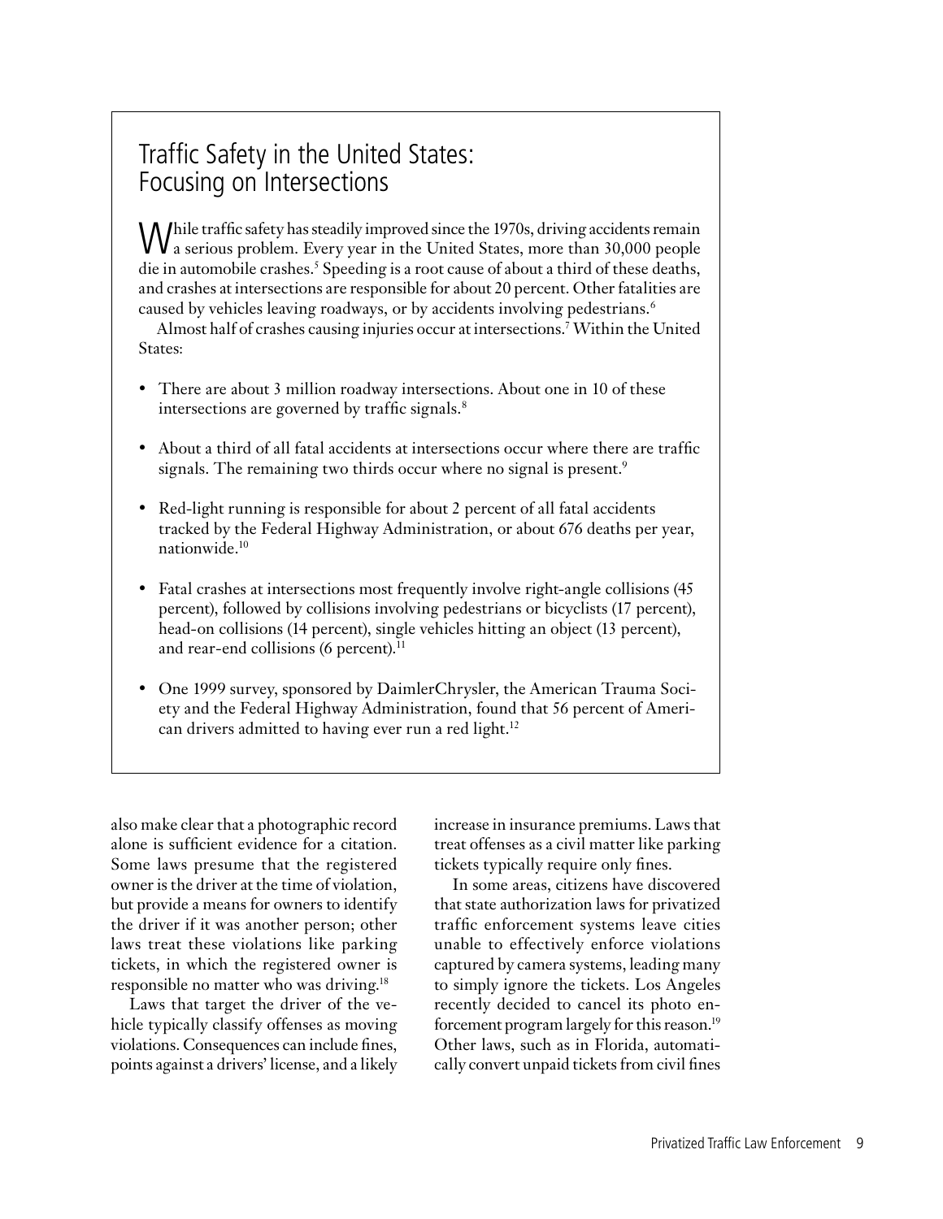## Traffic Safety in the United States: Focusing on Intersections

While traffic safety has steadily improved since the 1970s, driving accidents remain a serious problem. Every year in the United States, more than 30,000 people die in automobile crashes.[5] Speeding is a root cause of about a third of these deaths, and crashes at intersections are responsible for about 20 percent. Other fatalities are caused by vehicles leaving roadways, or by accidents involving pedestrians.[6]

Almost half of crashes causing injuries occur at intersections.[7] Within the United States:

- There are about 3 million roadway intersections. About one in 10 of these intersections are governed by traffic signals.[8]
- About a third of all fatal accidents at intersections occur where there are traffic signals. The remaining two thirds occur where no signal is present.[9]
- Red-light running is responsible for about 2 percent of all fatal accidents tracked by the Federal Highway Administration, or about 676 deaths per year, nationwide.[10]
- Fatal crashes at intersections most frequently involve right-angle collisions (45 percent), followed by collisions involving pedestrians or bicyclists (17 percent), head-on collisions (14 percent), single vehicles hitting an object (13 percent), and rear-end collisions (6 percent).[11]
- One 1999 survey, sponsored by DaimlerChrysler, the American Trauma Society and the Federal Highway Administration, found that 56 percent of American drivers admitted to having ever run a red light.[12]

also make clear that a photographic record alone is sufficient evidence for a citation. Some laws presume that the registered owner is the driver at the time of violation, but provide a means for owners to identify the driver if it was another person; other laws treat these violations like parking tickets, in which the registered owner is responsible no matter who was driving.[18]

Laws that target the driver of the vehicle typically classify offenses as moving violations. Consequences can include fines, points against a drivers' license, and a likely increase in insurance premiums. Laws that treat offenses as a civil matter like parking tickets typically require only fines.

In some areas, citizens have discovered that state authorization laws for privatized traffic enforcement systems leave cities unable to effectively enforce violations captured by camera systems, leading many to simply ignore the tickets. Los Angeles recently decided to cancel its photo enforcement program largely for this reason.[19] Other laws, such as in Florida, automatically convert unpaid tickets from civil fines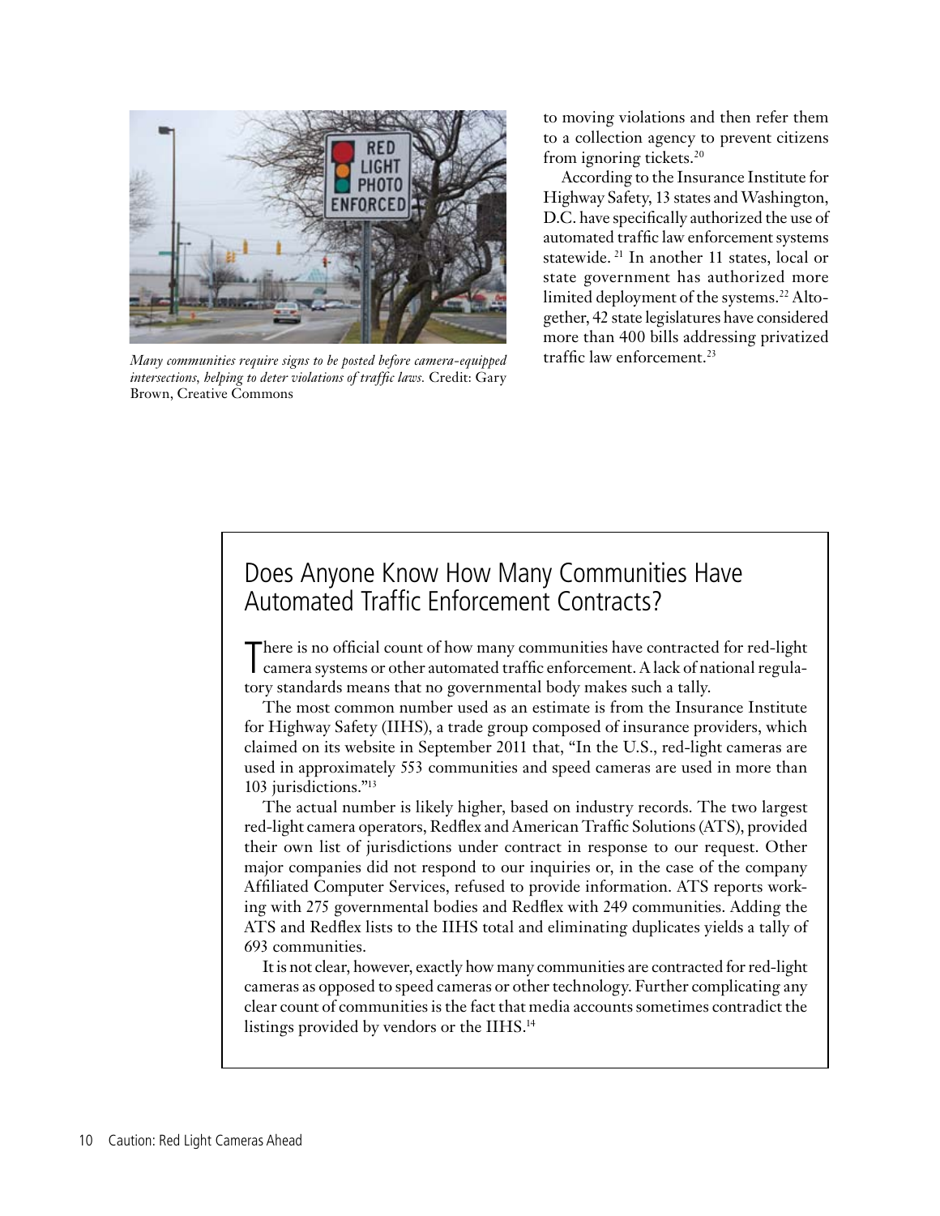*Many communities require signs to be posted before camera-equipped intersections, helping to deter violations of traffic laws.* Credit: Gary Brown, Creative Commons

to moving violations and then refer them to a collection agency to prevent citizens from ignoring tickets.[20]

According to the Insurance Institute for Highway Safety, 13 states and Washington, D.C. have specifically authorized the use of automated traffic law enforcement systems statewide.[21] In another 11 states, local or state government has authorized more limited deployment of the systems.[22] Altogether, 42 state legislatures have considered more than 400 bills addressing privatized traffic law enforcement.[23]

## Does Anyone Know How Many Communities Have Automated Traffic Enforcement Contracts?

There is no official count of how many communities have contracted for red-light camera systems or other automated traffic enforcement. A lack of national regulatory standards means that no governmental body makes such a tally.

The most common number used as an estimate is from the Insurance Institute for Highway Safety (IIHS), a trade group composed of insurance providers, which claimed on its website in September 2011 that, "In the U.S., red-light cameras are used in approximately 553 communities and speed cameras are used in more than 103 jurisdictions."[13]

The actual number is likely higher, based on industry records. The two largest red-light camera operators, Redflex and American Traffic Solutions (ATS), provided their own list of jurisdictions under contract in response to our request. Other major companies did not respond to our inquiries or, in the case of the company Affiliated Computer Services, refused to provide information. ATS reports working with 275 governmental bodies and Redflex with 249 communities. Adding the ATS and Redflex lists to the IIHS total and eliminating duplicates yields a tally of 693 communities.

It is not clear, however, exactly how many communities are contracted for red-light cameras as opposed to speed cameras or other technology. Further complicating any clear count of communities is the fact that media accounts sometimes contradict the listings provided by vendors or the IIHS.[14]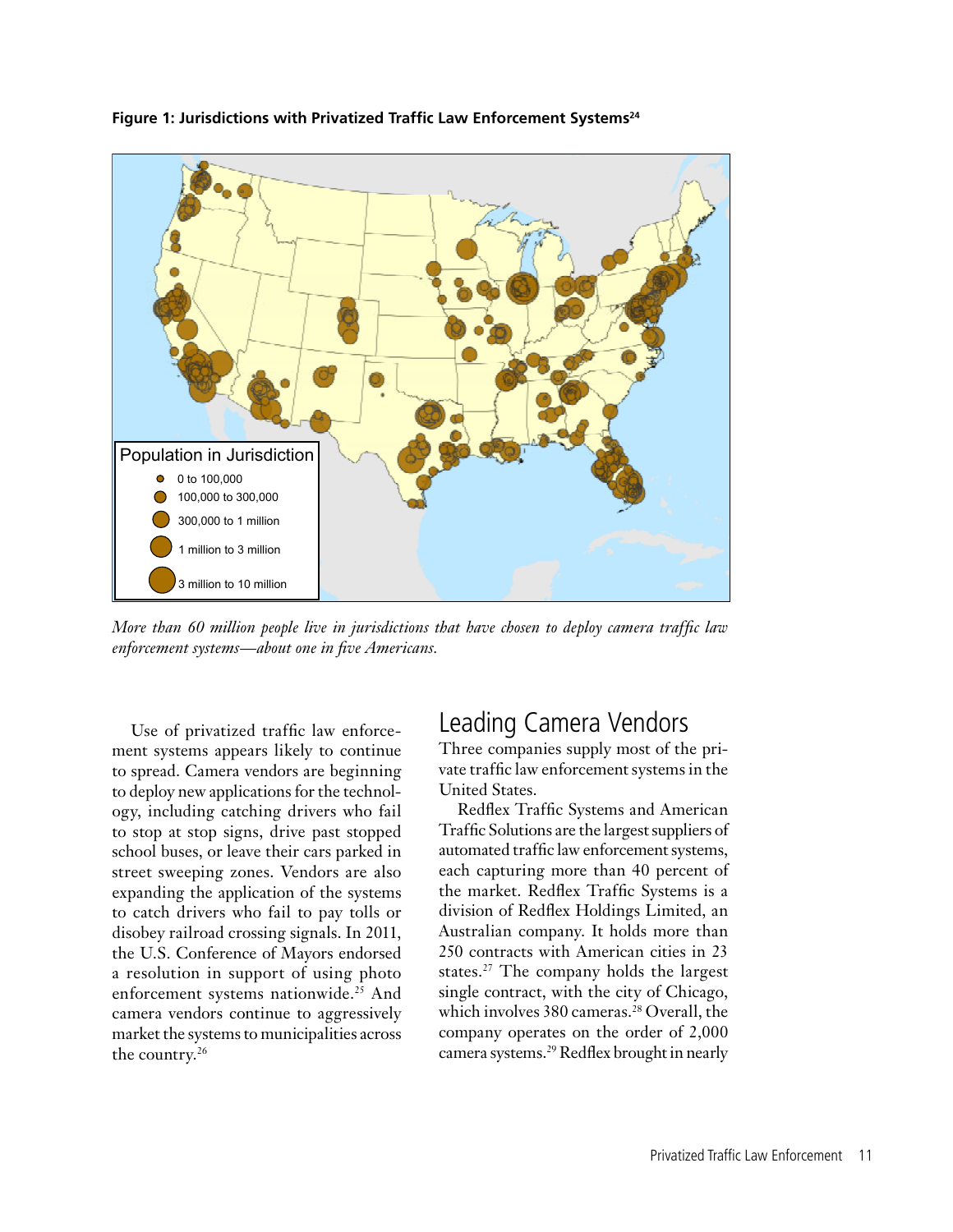**Figure 1: Jurisdictions with Privatized Traffic Law Enforcement Systems**[24]

Population in Jurisdiction

- 0 to 100,000
- 100,000 to 300,000
- 300,000 to 1 million
- 1 million to 3 million
- 3 million to 10 million

*More than 60 million people live in jurisdictions that have chosen to deploy camera traffic law enforcement systems—about one in five Americans.*

Use of privatized traffic law enforcement systems appears likely to continue to spread. Camera vendors are beginning to deploy new applications for the technology, including catching drivers who fail to stop at stop signs, drive past stopped school buses, or leave their cars parked in street sweeping zones. Vendors are also expanding the application of the systems to catch drivers who fail to pay tolls or disobey railroad crossing signals. In 2011, the U.S. Conference of Mayors endorsed a resolution in support of using photo enforcement systems nationwide.[25] And camera vendors continue to aggressively market the systems to municipalities across the country.[26]

## Leading Camera Vendors

Three companies supply most of the private traffic law enforcement systems in the United States.

Redflex Traffic Systems and American Traffic Solutions are the largest suppliers of automated traffic law enforcement systems, each capturing more than 40 percent of the market. Redflex Traffic Systems is a division of Redflex Holdings Limited, an Australian company. It holds more than 250 contracts with American cities in 23 states.[27] The company holds the largest single contract, with the city of Chicago, which involves 380 cameras.[28] Overall, the company operates on the order of 2,000 camera systems.[29] Redflex brought in nearly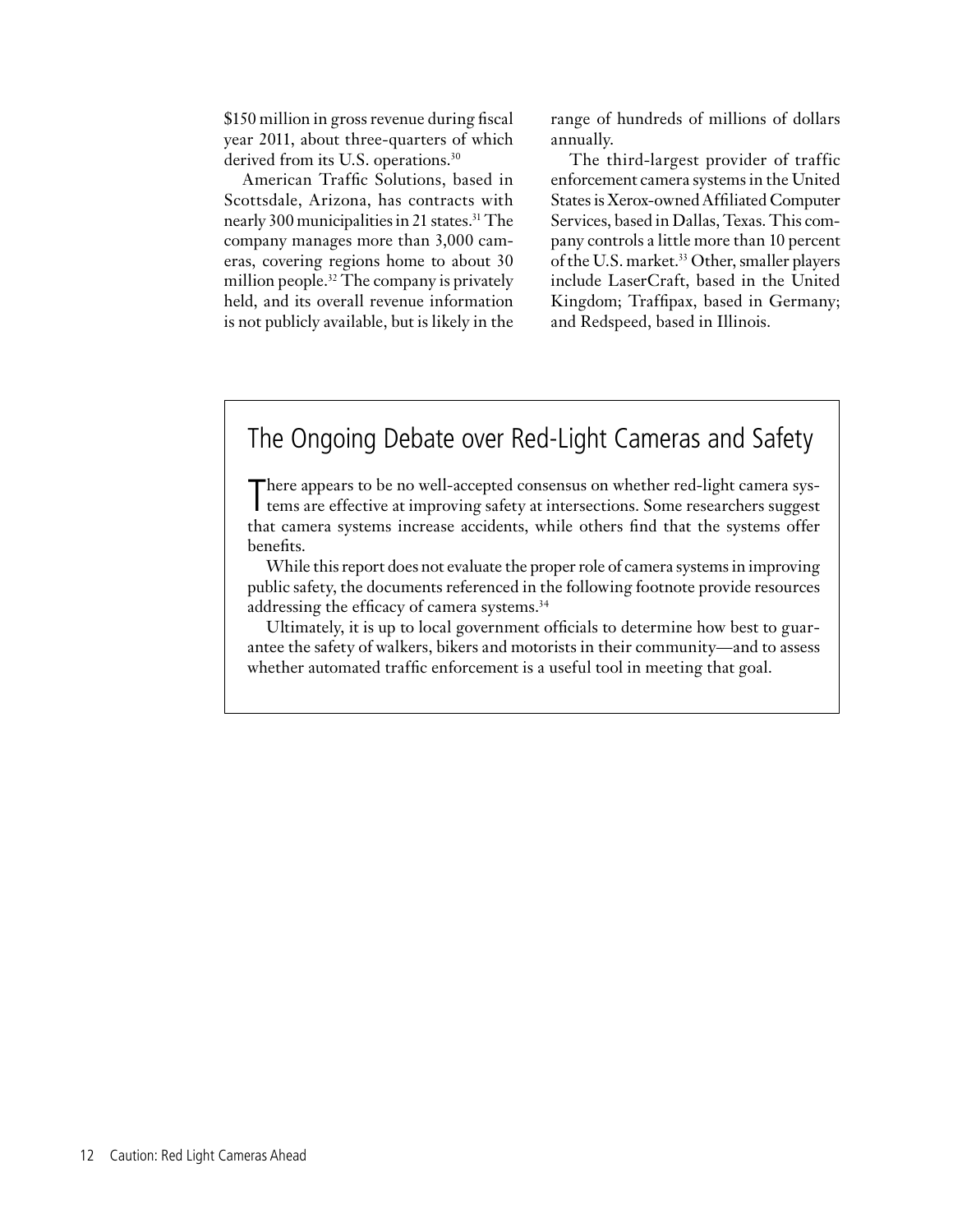$150 million in gross revenue during fiscal year 2011, about three-quarters of which derived from its U.S. operations.[30]

American Traffic Solutions, based in Scottsdale, Arizona, has contracts with nearly 300 municipalities in 21 states.[31] The company manages more than 3,000 cameras, covering regions home to about 30 million people.[32] The company is privately held, and its overall revenue information is not publicly available, but is likely in the range of hundreds of millions of dollars annually.

The third-largest provider of traffic enforcement camera systems in the United States is Xerox-owned Affiliated Computer Services, based in Dallas, Texas. This company controls a little more than 10 percent of the U.S. market.[33] Other, smaller players include LaserCraft, based in the United Kingdom; Traffipax, based in Germany; and Redspeed, based in Illinois.

## The Ongoing Debate over Red-Light Cameras and Safety

There appears to be no well-accepted consensus on whether red-light camera systems are effective at improving safety at intersections. Some researchers suggest that camera systems increase accidents, while others find that the systems offer benefits.

While this report does not evaluate the proper role of camera systems in improving public safety, the documents referenced in the following footnote provide resources addressing the efficacy of camera systems.[34]

Ultimately, it is up to local government officials to determine how best to guarantee the safety of walkers, bikers and motorists in their community—and to assess whether automated traffic enforcement is a useful tool in meeting that goal.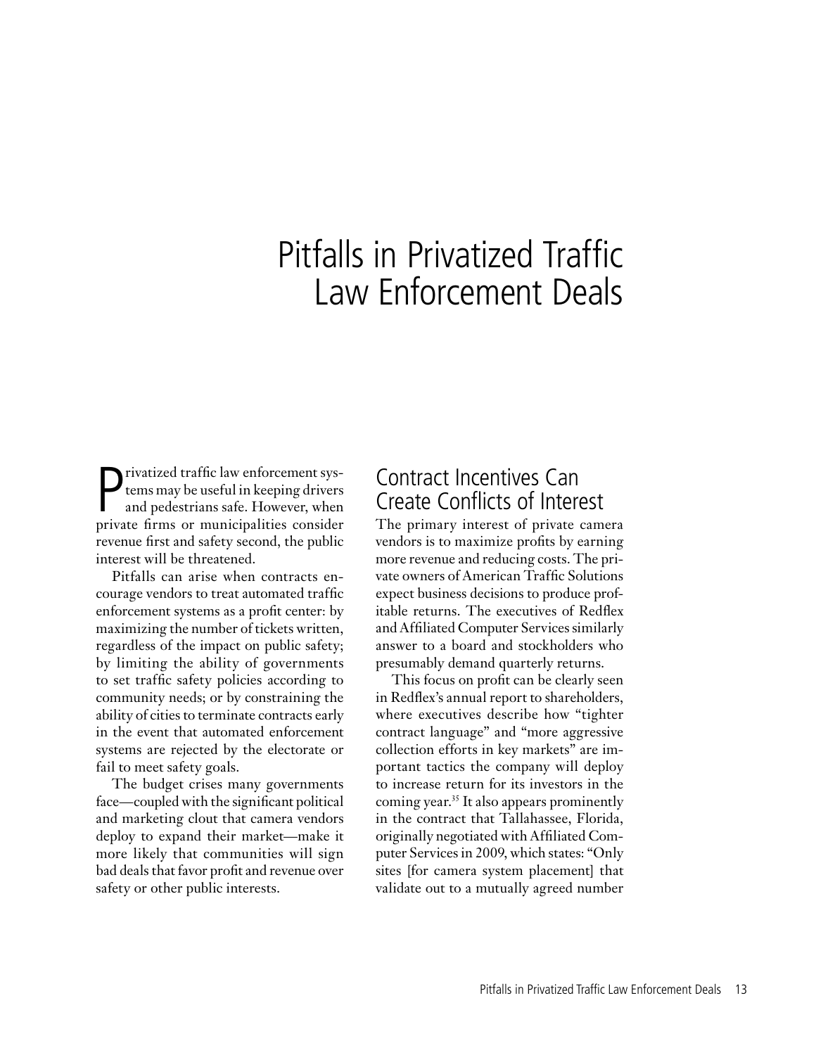# Pitfalls in Privatized Traffic Law Enforcement Deals

Privatized traffic law enforcement systems may be useful in keeping drivers and pedestrians safe. However, when private firms or municipalities consider revenue first and safety second, the public interest will be threatened.

Pitfalls can arise when contracts encourage vendors to treat automated traffic enforcement systems as a profit center: by maximizing the number of tickets written, regardless of the impact on public safety; by limiting the ability of governments to set traffic safety policies according to community needs; or by constraining the ability of cities to terminate contracts early in the event that automated enforcement systems are rejected by the electorate or fail to meet safety goals.

The budget crises many governments face—coupled with the significant political and marketing clout that camera vendors deploy to expand their market—make it more likely that communities will sign bad deals that favor profit and revenue over safety or other public interests.

## Contract Incentives Can Create Conflicts of Interest

The primary interest of private camera vendors is to maximize profits by earning more revenue and reducing costs. The private owners of American Traffic Solutions expect business decisions to produce profitable returns. The executives of Redflex and Affiliated Computer Services similarly answer to a board and stockholders who presumably demand quarterly returns.

This focus on profit can be clearly seen in Redflex's annual report to shareholders, where executives describe how "tighter contract language" and "more aggressive collection efforts in key markets" are important tactics the company will deploy to increase return for its investors in the coming year.[35] It also appears prominently in the contract that Tallahassee, Florida, originally negotiated with Affiliated Computer Services in 2009, which states: "Only sites [for camera system placement] that validate out to a mutually agreed number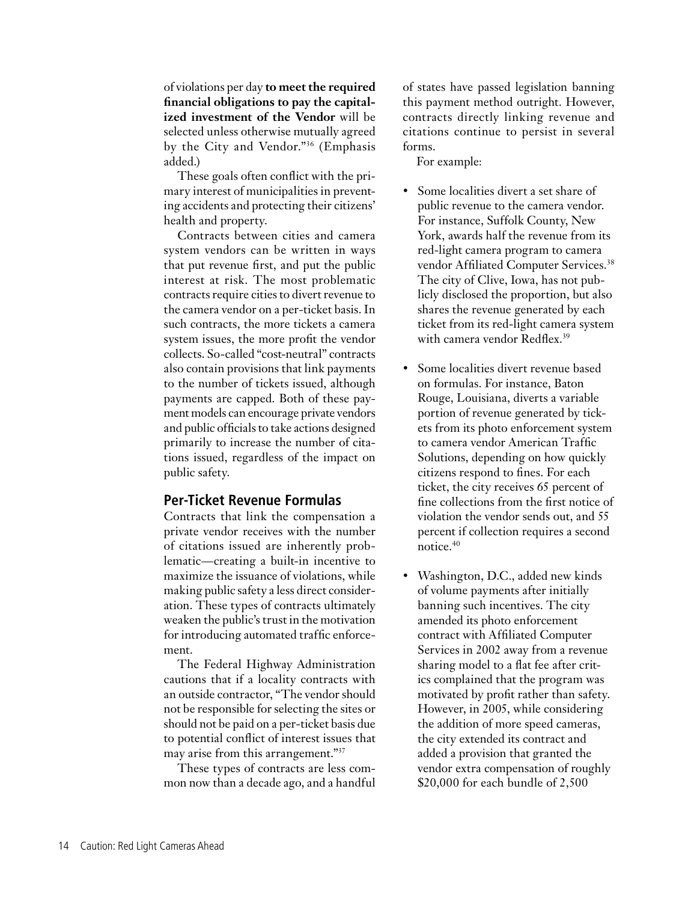of violations per day **to meet the required financial obligations to pay the capitalized investment of the Vendor** will be selected unless otherwise mutually agreed by the City and Vendor."[36] (Emphasis added.)

These goals often conflict with the primary interest of municipalities in preventing accidents and protecting their citizens' health and property.

Contracts between cities and camera system vendors can be written in ways that put revenue first, and put the public interest at risk. The most problematic contracts require cities to divert revenue to the camera vendor on a per-ticket basis. In such contracts, the more tickets a camera system issues, the more profit the vendor collects. So-called "cost-neutral" contracts also contain provisions that link payments to the number of tickets issued, although payments are capped. Both of these payment models can encourage private vendors and public officials to take actions designed primarily to increase the number of citations issued, regardless of the impact on public safety.

## Per-Ticket Revenue Formulas

Contracts that link the compensation a private vendor receives with the number of citations issued are inherently problematic—creating a built-in incentive to maximize the issuance of violations, while making public safety a less direct consideration. These types of contracts ultimately weaken the public's trust in the motivation for introducing automated traffic enforcement.

The Federal Highway Administration cautions that if a locality contracts with an outside contractor, "The vendor should not be responsible for selecting the sites or should not be paid on a per-ticket basis due to potential conflict of interest issues that may arise from this arrangement."[37]

These types of contracts are less common now than a decade ago, and a handful of states have passed legislation banning this payment method outright. However, contracts directly linking revenue and citations continue to persist in several forms.

For example:

- Some localities divert a set share of public revenue to the camera vendor. For instance, Suffolk County, New York, awards half the revenue from its red-light camera program to camera vendor Affiliated Computer Services.[38] The city of Clive, Iowa, has not publicly disclosed the proportion, but also shares the revenue generated by each ticket from its red-light camera system with camera vendor Redflex.[39]
- Some localities divert revenue based on formulas. For instance, Baton Rouge, Louisiana, diverts a variable portion of revenue generated by tickets from its photo enforcement system to camera vendor American Traffic Solutions, depending on how quickly citizens respond to fines. For each ticket, the city receives 65 percent of fine collections from the first notice of violation the vendor sends out, and 55 percent if collection requires a second notice.[40]
- Washington, D.C., added new kinds of volume payments after initially banning such incentives. The city amended its photo enforcement contract with Affiliated Computer Services in 2002 away from a revenue sharing model to a flat fee after critics complained that the program was motivated by profit rather than safety. However, in 2005, while considering the addition of more speed cameras, the city extended its contract and added a provision that granted the vendor extra compensation of roughly $20,000 for each bundle of 2,500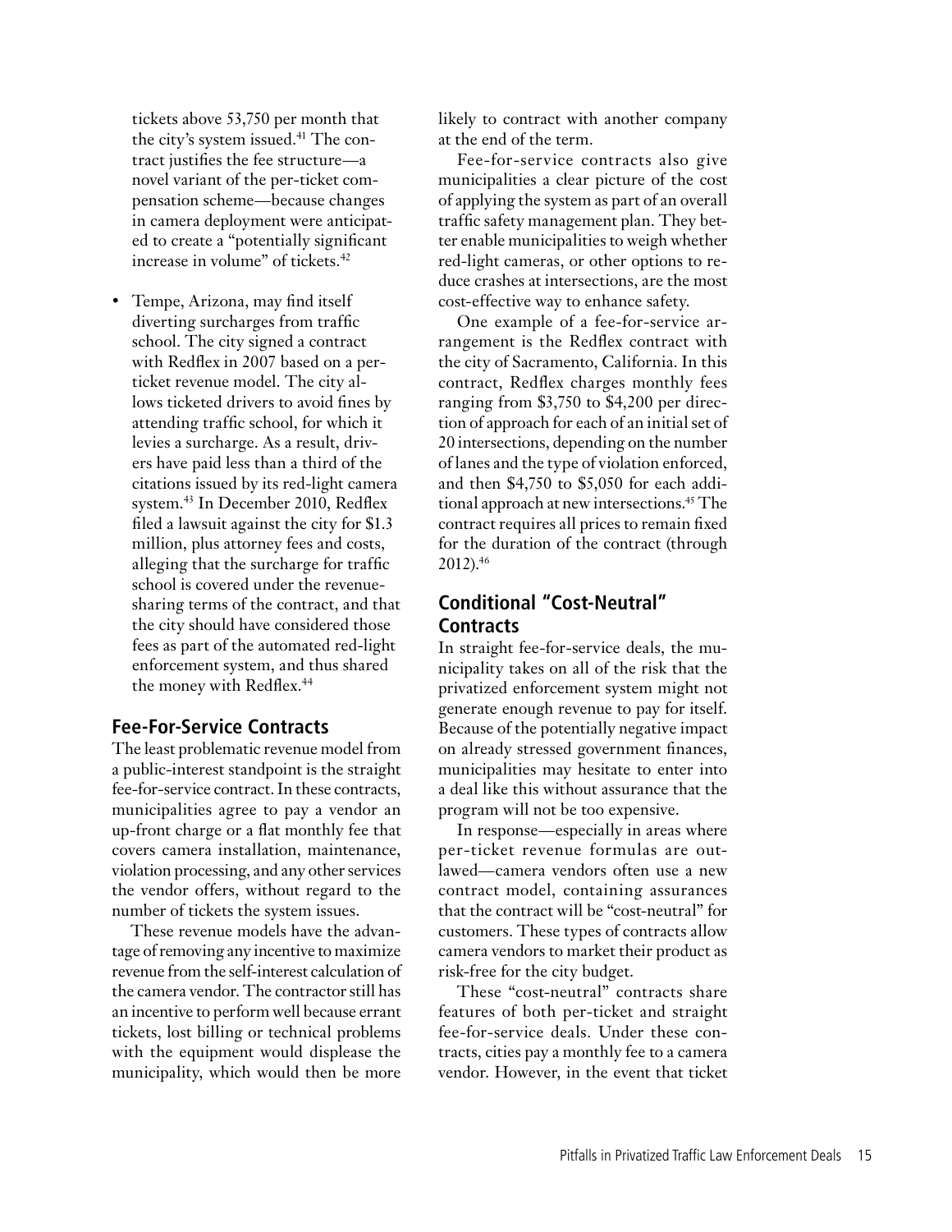tickets above 53,750 per month that the city's system issued.[41] The contract justifies the fee structure—a novel variant of the per-ticket compensation scheme—because changes in camera deployment were anticipated to create a "potentially significant increase in volume" of tickets.[42]

- Tempe, Arizona, may find itself diverting surcharges from traffic school. The city signed a contract with Redflex in 2007 based on a per-ticket revenue model. The city allows ticketed drivers to avoid fines by attending traffic school, for which it levies a surcharge. As a result, drivers have paid less than a third of the citations issued by its red-light camera system.[43] In December 2010, Redflex filed a lawsuit against the city for $1.3 million, plus attorney fees and costs, alleging that the surcharge for traffic school is covered under the revenue-sharing terms of the contract, and that the city should have considered those fees as part of the automated red-light enforcement system, and thus shared the money with Redflex.[44]

## Fee-For-Service Contracts

The least problematic revenue model from a public-interest standpoint is the straight fee-for-service contract. In these contracts, municipalities agree to pay a vendor an up-front charge or a flat monthly fee that covers camera installation, maintenance, violation processing, and any other services the vendor offers, without regard to the number of tickets the system issues.

These revenue models have the advantage of removing any incentive to maximize revenue from the self-interest calculation of the camera vendor. The contractor still has an incentive to perform well because errant tickets, lost billing or technical problems with the equipment would displease the municipality, which would then be more likely to contract with another company at the end of the term.

Fee-for-service contracts also give municipalities a clear picture of the cost of applying the system as part of an overall traffic safety management plan. They better enable municipalities to weigh whether red-light cameras, or other options to reduce crashes at intersections, are the most cost-effective way to enhance safety.

One example of a fee-for-service arrangement is the Redflex contract with the city of Sacramento, California. In this contract, Redflex charges monthly fees ranging from $3,750 to $4,200 per direction of approach for each of an initial set of 20 intersections, depending on the number of lanes and the type of violation enforced, and then $4,750 to $5,050 for each additional approach at new intersections.[45] The contract requires all prices to remain fixed for the duration of the contract (through 2012).[46]

## Conditional "Cost-Neutral" Contracts

In straight fee-for-service deals, the municipality takes on all of the risk that the privatized enforcement system might not generate enough revenue to pay for itself. Because of the potentially negative impact on already stressed government finances, municipalities may hesitate to enter into a deal like this without assurance that the program will not be too expensive.

In response—especially in areas where per-ticket revenue formulas are outlawed—camera vendors often use a new contract model, containing assurances that the contract will be "cost-neutral" for customers. These types of contracts allow camera vendors to market their product as risk-free for the city budget.

These "cost-neutral" contracts share features of both per-ticket and straight fee-for-service deals. Under these contracts, cities pay a monthly fee to a camera vendor. However, in the event that ticket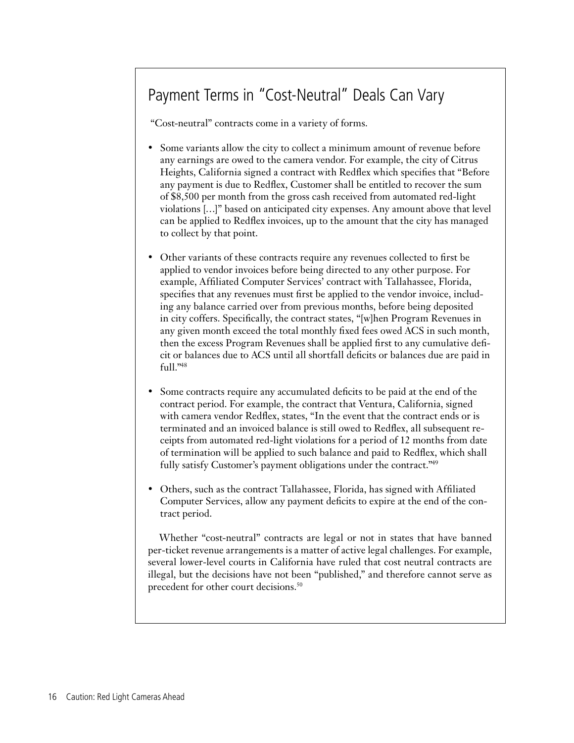## Payment Terms in "Cost-Neutral" Deals Can Vary

"Cost-neutral" contracts come in a variety of forms.

- Some variants allow the city to collect a minimum amount of revenue before any earnings are owed to the camera vendor. For example, the city of Citrus Heights, California signed a contract with Redflex which specifies that "Before any payment is due to Redflex, Customer shall be entitled to recover the sum of $8,500 per month from the gross cash received from automated red-light violations […]" based on anticipated city expenses. Any amount above that level can be applied to Redflex invoices, up to the amount that the city has managed to collect by that point.

- Other variants of these contracts require any revenues collected to first be applied to vendor invoices before being directed to any other purpose. For example, Affiliated Computer Services' contract with Tallahassee, Florida, specifies that any revenues must first be applied to the vendor invoice, including any balance carried over from previous months, before being deposited in city coffers. Specifically, the contract states, "[w]hen Program Revenues in any given month exceed the total monthly fixed fees owed ACS in such month, then the excess Program Revenues shall be applied first to any cumulative deficit or balances due to ACS until all shortfall deficits or balances due are paid in full."[48]

- Some contracts require any accumulated deficits to be paid at the end of the contract period. For example, the contract that Ventura, California, signed with camera vendor Redflex, states, "In the event that the contract ends or is terminated and an invoiced balance is still owed to Redflex, all subsequent receipts from automated red-light violations for a period of 12 months from date of termination will be applied to such balance and paid to Redflex, which shall fully satisfy Customer's payment obligations under the contract."[49]

- Others, such as the contract Tallahassee, Florida, has signed with Affiliated Computer Services, allow any payment deficits to expire at the end of the contract period.

Whether "cost-neutral" contracts are legal or not in states that have banned per-ticket revenue arrangements is a matter of active legal challenges. For example, several lower-level courts in California have ruled that cost neutral contracts are illegal, but the decisions have not been "published," and therefore cannot serve as precedent for other court decisions.[50]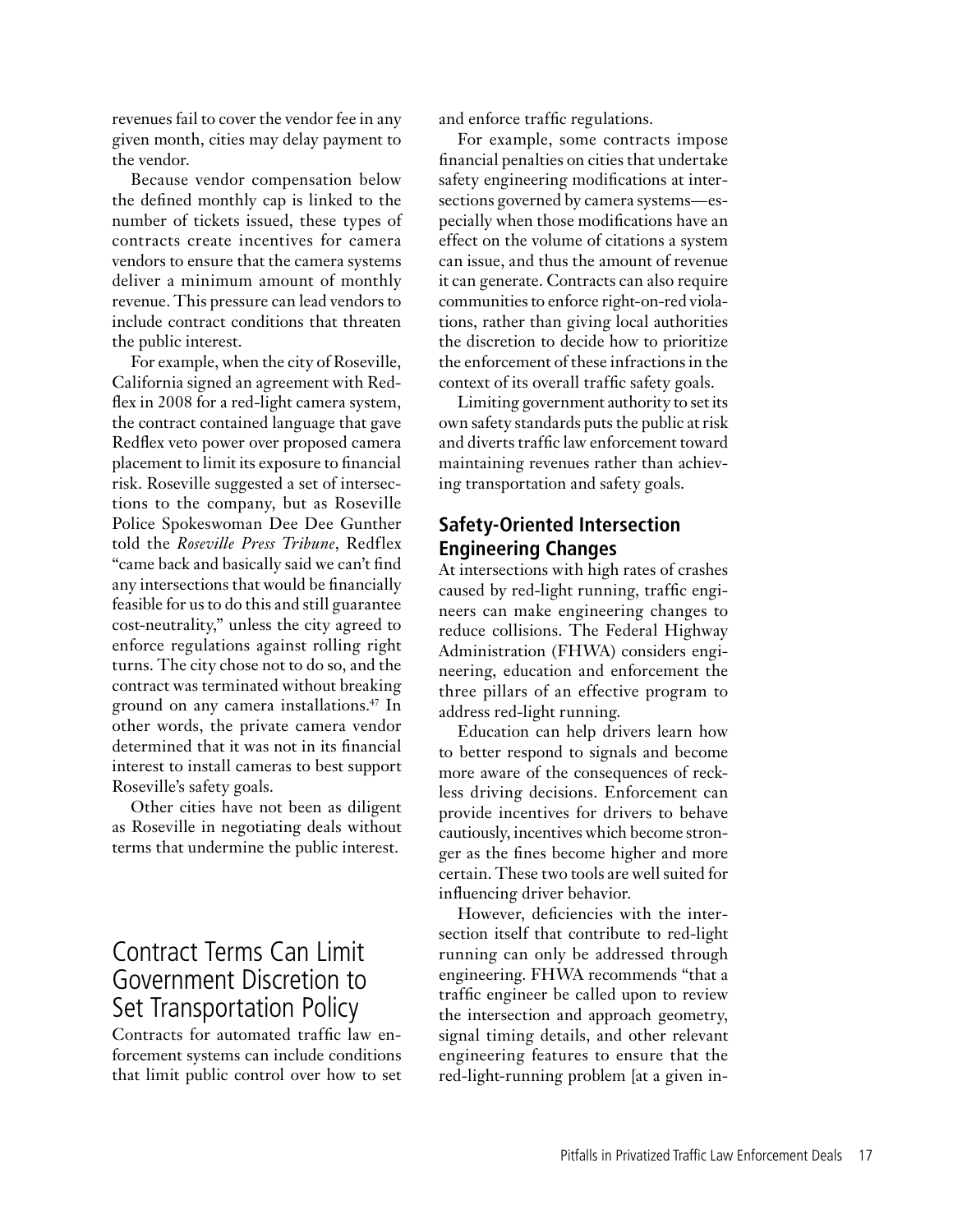revenues fail to cover the vendor fee in any given month, cities may delay payment to the vendor.

Because vendor compensation below the defined monthly cap is linked to the number of tickets issued, these types of contracts create incentives for camera vendors to ensure that the camera systems deliver a minimum amount of monthly revenue. This pressure can lead vendors to include contract conditions that threaten the public interest.

For example, when the city of Roseville, California signed an agreement with Redflex in 2008 for a red-light camera system, the contract contained language that gave Redflex veto power over proposed camera placement to limit its exposure to financial risk. Roseville suggested a set of intersections to the company, but as Roseville Police Spokeswoman Dee Dee Gunther told the *Roseville Press Tribune*, Redflex "came back and basically said we can't find any intersections that would be financially feasible for us to do this and still guarantee cost-neutrality," unless the city agreed to enforce regulations against rolling right turns. The city chose not to do so, and the contract was terminated without breaking ground on any camera installations.[47] In other words, the private camera vendor determined that it was not in its financial interest to install cameras to best support Roseville's safety goals.

Other cities have not been as diligent as Roseville in negotiating deals without terms that undermine the public interest.

## Contract Terms Can Limit Government Discretion to Set Transportation Policy

Contracts for automated traffic law enforcement systems can include conditions that limit public control over how to set and enforce traffic regulations.

For example, some contracts impose financial penalties on cities that undertake safety engineering modifications at intersections governed by camera systems—especially when those modifications have an effect on the volume of citations a system can issue, and thus the amount of revenue it can generate. Contracts can also require communities to enforce right-on-red violations, rather than giving local authorities the discretion to decide how to prioritize the enforcement of these infractions in the context of its overall traffic safety goals.

Limiting government authority to set its own safety standards puts the public at risk and diverts traffic law enforcement toward maintaining revenues rather than achieving transportation and safety goals.

### Safety-Oriented Intersection Engineering Changes

At intersections with high rates of crashes caused by red-light running, traffic engineers can make engineering changes to reduce collisions. The Federal Highway Administration (FHWA) considers engineering, education and enforcement the three pillars of an effective program to address red-light running.

Education can help drivers learn how to better respond to signals and become more aware of the consequences of reckless driving decisions. Enforcement can provide incentives for drivers to behave cautiously, incentives which become stronger as the fines become higher and more certain. These two tools are well suited for influencing driver behavior.

However, deficiencies with the intersection itself that contribute to red-light running can only be addressed through engineering. FHWA recommends "that a traffic engineer be called upon to review the intersection and approach geometry, signal timing details, and other relevant engineering features to ensure that the red-light-running problem [at a given in-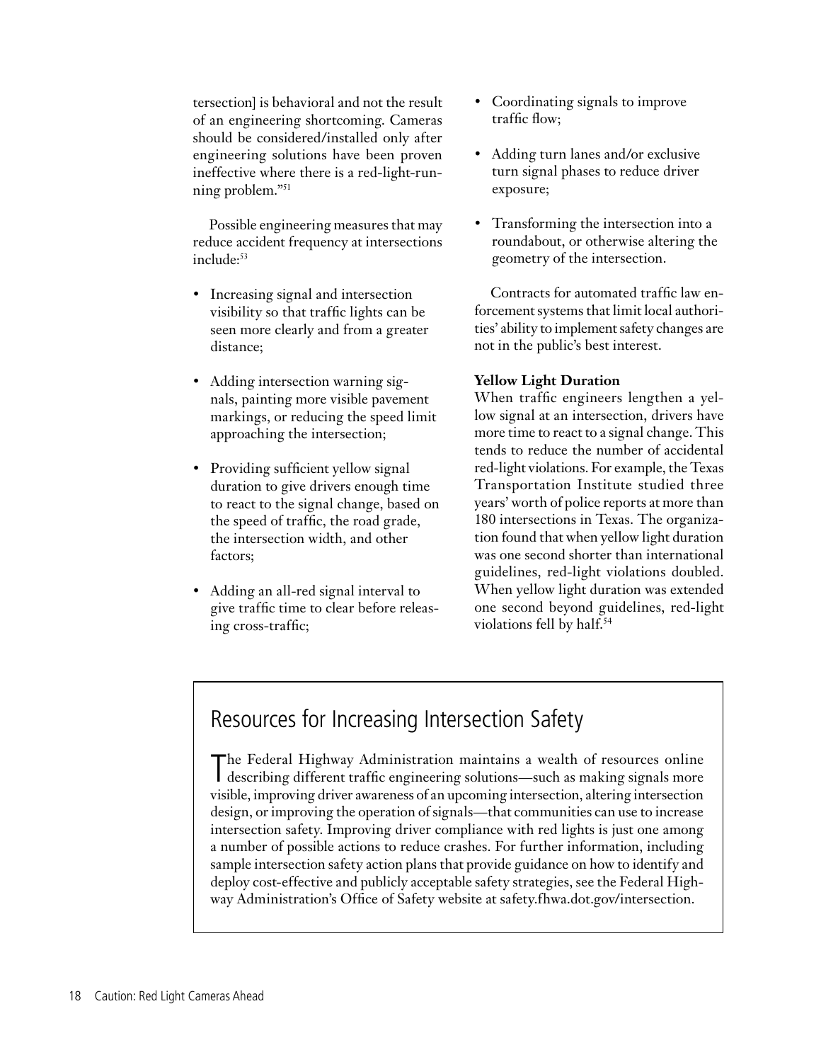tersection] is behavioral and not the result of an engineering shortcoming. Cameras should be considered/installed only after engineering solutions have been proven ineffective where there is a red-light-running problem."[51]

Possible engineering measures that may reduce accident frequency at intersections include:[53]

- Increasing signal and intersection visibility so that traffic lights can be seen more clearly and from a greater distance;
- Adding intersection warning signals, painting more visible pavement markings, or reducing the speed limit approaching the intersection;
- Providing sufficient yellow signal duration to give drivers enough time to react to the signal change, based on the speed of traffic, the road grade, the intersection width, and other factors;
- Adding an all-red signal interval to give traffic time to clear before releasing cross-traffic;
- Coordinating signals to improve traffic flow;
- Adding turn lanes and/or exclusive turn signal phases to reduce driver exposure;
- Transforming the intersection into a roundabout, or otherwise altering the geometry of the intersection.

Contracts for automated traffic law enforcement systems that limit local authorities' ability to implement safety changes are not in the public's best interest.

**Yellow Light Duration**

When traffic engineers lengthen a yellow signal at an intersection, drivers have more time to react to a signal change. This tends to reduce the number of accidental red-light violations. For example, the Texas Transportation Institute studied three years' worth of police reports at more than 180 intersections in Texas. The organization found that when yellow light duration was one second shorter than international guidelines, red-light violations doubled. When yellow light duration was extended one second beyond guidelines, red-light violations fell by half.[54]

## Resources for Increasing Intersection Safety

The Federal Highway Administration maintains a wealth of resources online describing different traffic engineering solutions—such as making signals more visible, improving driver awareness of an upcoming intersection, altering intersection design, or improving the operation of signals—that communities can use to increase intersection safety. Improving driver compliance with red lights is just one among a number of possible actions to reduce crashes. For further information, including sample intersection safety action plans that provide guidance on how to identify and deploy cost-effective and publicly acceptable safety strategies, see the Federal Highway Administration's Office of Safety website at safety.fhwa.dot.gov/intersection.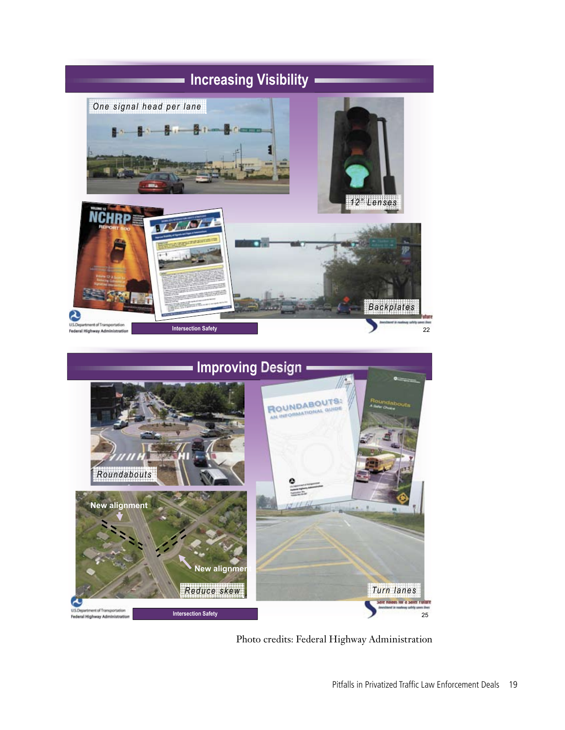## Increasing Visibility

One signal head per lane

12" Lenses

Backplates

Intersection Safety

## Improving Design

Roundabouts

New alignment

New alignment

Reduce skew

Turn lanes

Intersection Safety

Photo credits: Federal Highway Administration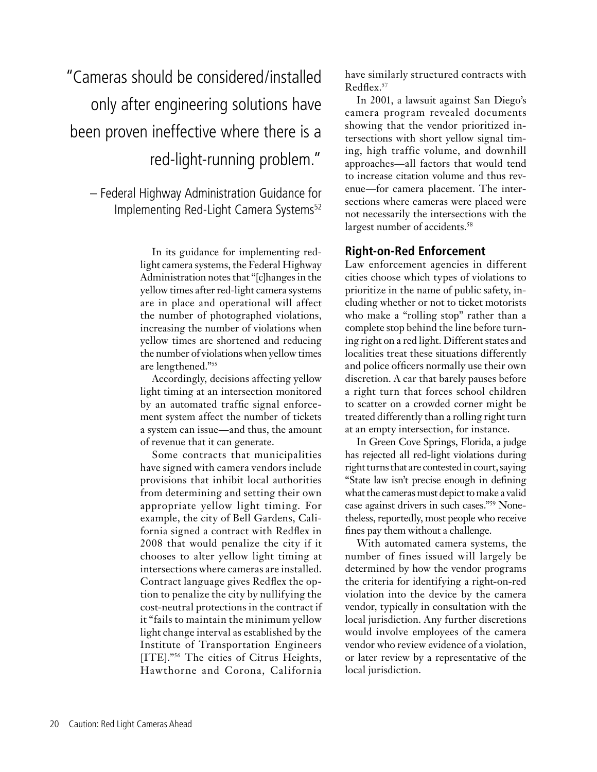> "Cameras should be considered/installed only after engineering solutions have been proven ineffective where there is a red-light-running problem."
>
> – Federal Highway Administration Guidance for Implementing Red-Light Camera Systems[52]

In its guidance for implementing red-light camera systems, the Federal Highway Administration notes that "[c]hanges in the yellow times after red-light camera systems are in place and operational will affect the number of photographed violations, increasing the number of violations when yellow times are shortened and reducing the number of violations when yellow times are lengthened."[55]

Accordingly, decisions affecting yellow light timing at an intersection monitored by an automated traffic signal enforcement system affect the number of tickets a system can issue—and thus, the amount of revenue that it can generate.

Some contracts that municipalities have signed with camera vendors include provisions that inhibit local authorities from determining and setting their own appropriate yellow light timing. For example, the city of Bell Gardens, California signed a contract with Redflex in 2008 that would penalize the city if it chooses to alter yellow light timing at intersections where cameras are installed. Contract language gives Redflex the option to penalize the city by nullifying the cost-neutral protections in the contract if it "fails to maintain the minimum yellow light change interval as established by the Institute of Transportation Engineers [ITE]."[56] The cities of Citrus Heights, Hawthorne and Corona, California have similarly structured contracts with Redflex.[57]

In 2001, a lawsuit against San Diego's camera program revealed documents showing that the vendor prioritized intersections with short yellow signal timing, high traffic volume, and downhill approaches—all factors that would tend to increase citation volume and thus revenue—for camera placement. The intersections where cameras were placed were not necessarily the intersections with the largest number of accidents.[58]

## Right-on-Red Enforcement

Law enforcement agencies in different cities choose which types of violations to prioritize in the name of public safety, including whether or not to ticket motorists who make a "rolling stop" rather than a complete stop behind the line before turning right on a red light. Different states and localities treat these situations differently and police officers normally use their own discretion. A car that barely pauses before a right turn that forces school children to scatter on a crowded corner might be treated differently than a rolling right turn at an empty intersection, for instance.

In Green Cove Springs, Florida, a judge has rejected all red-light violations during right turns that are contested in court, saying "State law isn't precise enough in defining what the cameras must depict to make a valid case against drivers in such cases."[59] Nonetheless, reportedly, most people who receive fines pay them without a challenge.

With automated camera systems, the number of fines issued will largely be determined by how the vendor programs the criteria for identifying a right-on-red violation into the device by the camera vendor, typically in consultation with the local jurisdiction. Any further discretions would involve employees of the camera vendor who review evidence of a violation, or later review by a representative of the local jurisdiction.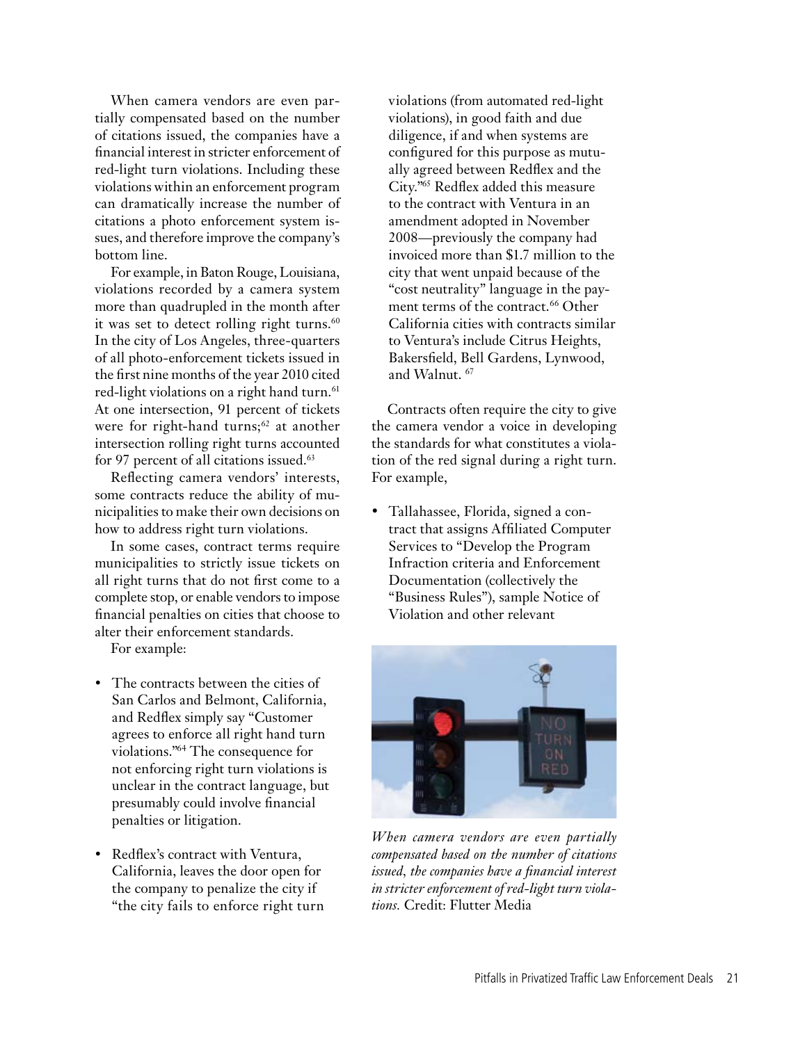When camera vendors are even partially compensated based on the number of citations issued, the companies have a financial interest in stricter enforcement of red-light turn violations. Including these violations within an enforcement program can dramatically increase the number of citations a photo enforcement system issues, and therefore improve the company's bottom line.

For example, in Baton Rouge, Louisiana, violations recorded by a camera system more than quadrupled in the month after it was set to detect rolling right turns.[60] In the city of Los Angeles, three-quarters of all photo-enforcement tickets issued in the first nine months of the year 2010 cited red-light violations on a right hand turn.[61] At one intersection, 91 percent of tickets were for right-hand turns;[62] at another intersection rolling right turns accounted for 97 percent of all citations issued.[63]

Reflecting camera vendors' interests, some contracts reduce the ability of municipalities to make their own decisions on how to address right turn violations.

In some cases, contract terms require municipalities to strictly issue tickets on all right turns that do not first come to a complete stop, or enable vendors to impose financial penalties on cities that choose to alter their enforcement standards.

For example:

- The contracts between the cities of San Carlos and Belmont, California, and Redflex simply say "Customer agrees to enforce all right hand turn violations."[64] The consequence for not enforcing right turn violations is unclear in the contract language, but presumably could involve financial penalties or litigation.

- Redflex's contract with Ventura, California, leaves the door open for the company to penalize the city if "the city fails to enforce right turn violations (from automated red-light violations), in good faith and due diligence, if and when systems are configured for this purpose as mutually agreed between Redflex and the City."[65] Redflex added this measure to the contract with Ventura in an amendment adopted in November 2008—previously the company had invoiced more than $1.7 million to the city that went unpaid because of the "cost neutrality" language in the payment terms of the contract.[66] Other California cities with contracts similar to Ventura's include Citrus Heights, Bakersfield, Bell Gardens, Lynwood, and Walnut. [67]

Contracts often require the city to give the camera vendor a voice in developing the standards for what constitutes a violation of the red signal during a right turn. For example,

- Tallahassee, Florida, signed a contract that assigns Affiliated Computer Services to "Develop the Program Infraction criteria and Enforcement Documentation (collectively the "Business Rules"), sample Notice of Violation and other relevant

*When camera vendors are even partially compensated based on the number of citations issued, the companies have a financial interest in stricter enforcement of red-light turn violations.* Credit: Flutter Media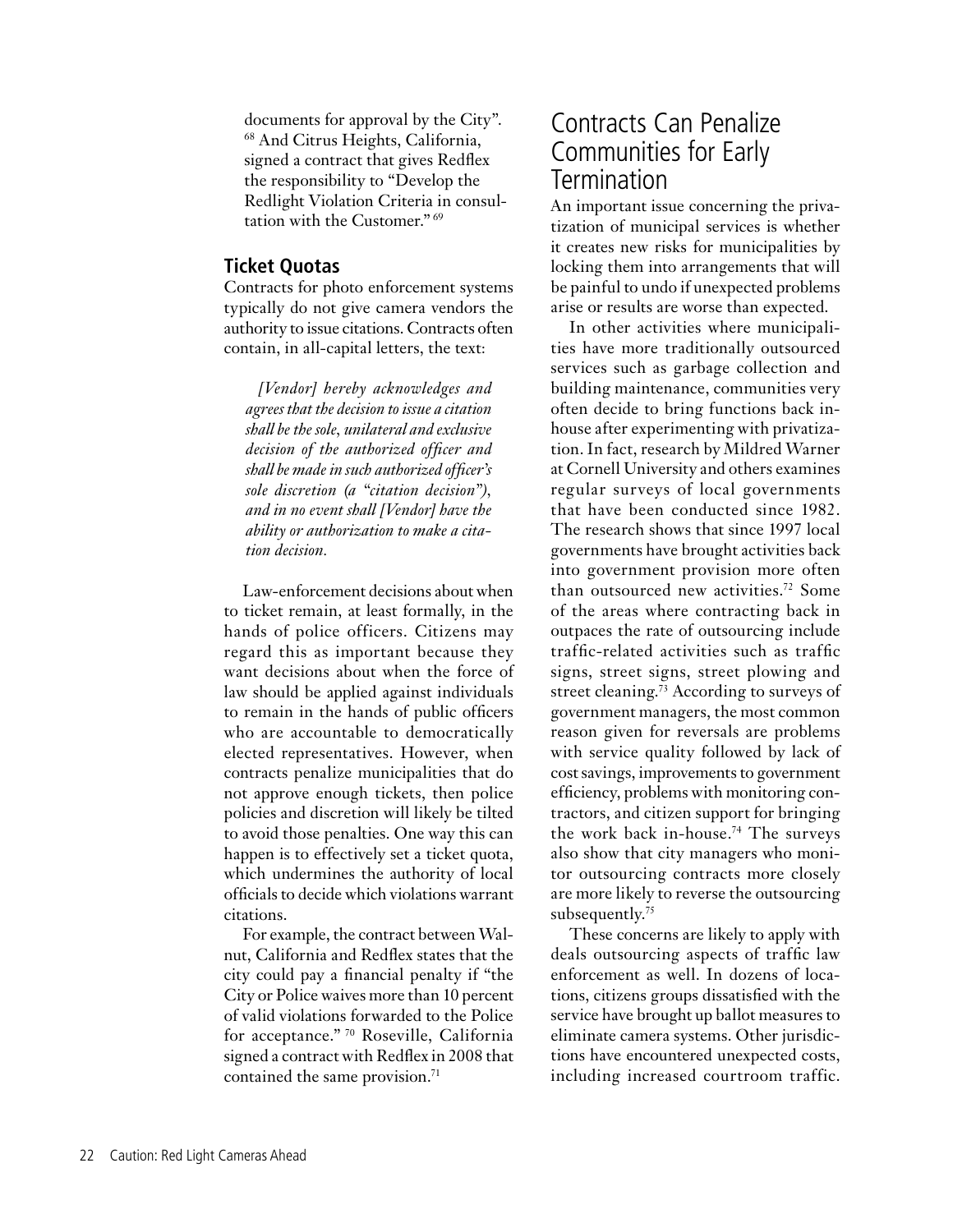documents for approval by the City".[68] And Citrus Heights, California, signed a contract that gives Redflex the responsibility to "Develop the Redlight Violation Criteria in consultation with the Customer."[69]

### Ticket Quotas

Contracts for photo enforcement systems typically do not give camera vendors the authority to issue citations. Contracts often contain, in all-capital letters, the text:

> *[Vendor] hereby acknowledges and agrees that the decision to issue a citation shall be the sole, unilateral and exclusive decision of the authorized officer and shall be made in such authorized officer's sole discretion (a "citation decision"), and in no event shall [Vendor] have the ability or authorization to make a citation decision.*

Law-enforcement decisions about when to ticket remain, at least formally, in the hands of police officers. Citizens may regard this as important because they want decisions about when the force of law should be applied against individuals to remain in the hands of public officers who are accountable to democratically elected representatives. However, when contracts penalize municipalities that do not approve enough tickets, then police policies and discretion will likely be tilted to avoid those penalties. One way this can happen is to effectively set a ticket quota, which undermines the authority of local officials to decide which violations warrant citations.

For example, the contract between Walnut, California and Redflex states that the city could pay a financial penalty if "the City or Police waives more than 10 percent of valid violations forwarded to the Police for acceptance."[70] Roseville, California signed a contract with Redflex in 2008 that contained the same provision.[71]

## Contracts Can Penalize Communities for Early Termination

An important issue concerning the privatization of municipal services is whether it creates new risks for municipalities by locking them into arrangements that will be painful to undo if unexpected problems arise or results are worse than expected.

In other activities where municipalities have more traditionally outsourced services such as garbage collection and building maintenance, communities very often decide to bring functions back in-house after experimenting with privatization. In fact, research by Mildred Warner at Cornell University and others examines regular surveys of local governments that have been conducted since 1982. The research shows that since 1997 local governments have brought activities back into government provision more often than outsourced new activities.[72] Some of the areas where contracting back in outpaces the rate of outsourcing include traffic-related activities such as traffic signs, street signs, street plowing and street cleaning.[73] According to surveys of government managers, the most common reason given for reversals are problems with service quality followed by lack of cost savings, improvements to government efficiency, problems with monitoring contractors, and citizen support for bringing the work back in-house.[74] The surveys also show that city managers who monitor outsourcing contracts more closely are more likely to reverse the outsourcing subsequently.[75]

These concerns are likely to apply with deals outsourcing aspects of traffic law enforcement as well. In dozens of locations, citizens groups dissatisfied with the service have brought up ballot measures to eliminate camera systems. Other jurisdictions have encountered unexpected costs, including increased courtroom traffic.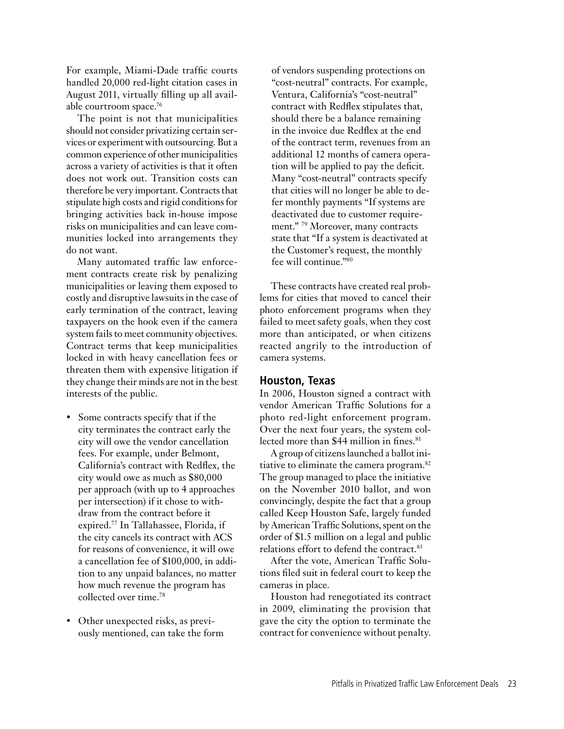For example, Miami-Dade traffic courts handled 20,000 red-light citation cases in August 2011, virtually filling up all available courtroom space.[76]

The point is not that municipalities should not consider privatizing certain services or experiment with outsourcing. But a common experience of other municipalities across a variety of activities is that it often does not work out. Transition costs can therefore be very important. Contracts that stipulate high costs and rigid conditions for bringing activities back in-house impose risks on municipalities and can leave communities locked into arrangements they do not want.

Many automated traffic law enforcement contracts create risk by penalizing municipalities or leaving them exposed to costly and disruptive lawsuits in the case of early termination of the contract, leaving taxpayers on the hook even if the camera system fails to meet community objectives. Contract terms that keep municipalities locked in with heavy cancellation fees or threaten them with expensive litigation if they change their minds are not in the best interests of the public.

- Some contracts specify that if the city terminates the contract early the city will owe the vendor cancellation fees. For example, under Belmont, California's contract with Redflex, the city would owe as much as $80,000 per approach (with up to 4 approaches per intersection) if it chose to withdraw from the contract before it expired.[77] In Tallahassee, Florida, if the city cancels its contract with ACS for reasons of convenience, it will owe a cancellation fee of $100,000, in addition to any unpaid balances, no matter how much revenue the program has collected over time.[78]
- Other unexpected risks, as previously mentioned, can take the form of vendors suspending protections on "cost-neutral" contracts. For example, Ventura, California's "cost-neutral" contract with Redflex stipulates that, should there be a balance remaining in the invoice due Redflex at the end of the contract term, revenues from an additional 12 months of camera operation will be applied to pay the deficit. Many "cost-neutral" contracts specify that cities will no longer be able to defer monthly payments "If systems are deactivated due to customer requirement." [79] Moreover, many contracts state that "If a system is deactivated at the Customer's request, the monthly fee will continue."[80]

These contracts have created real problems for cities that moved to cancel their photo enforcement programs when they failed to meet safety goals, when they cost more than anticipated, or when citizens reacted angrily to the introduction of camera systems.

## Houston, Texas

In 2006, Houston signed a contract with vendor American Traffic Solutions for a photo red-light enforcement program. Over the next four years, the system collected more than $44 million in fines.[81]

A group of citizens launched a ballot initiative to eliminate the camera program.[82] The group managed to place the initiative on the November 2010 ballot, and won convincingly, despite the fact that a group called Keep Houston Safe, largely funded by American Traffic Solutions, spent on the order of $1.5 million on a legal and public relations effort to defend the contract.[83]

After the vote, American Traffic Solutions filed suit in federal court to keep the cameras in place.

Houston had renegotiated its contract in 2009, eliminating the provision that gave the city the option to terminate the contract for convenience without penalty.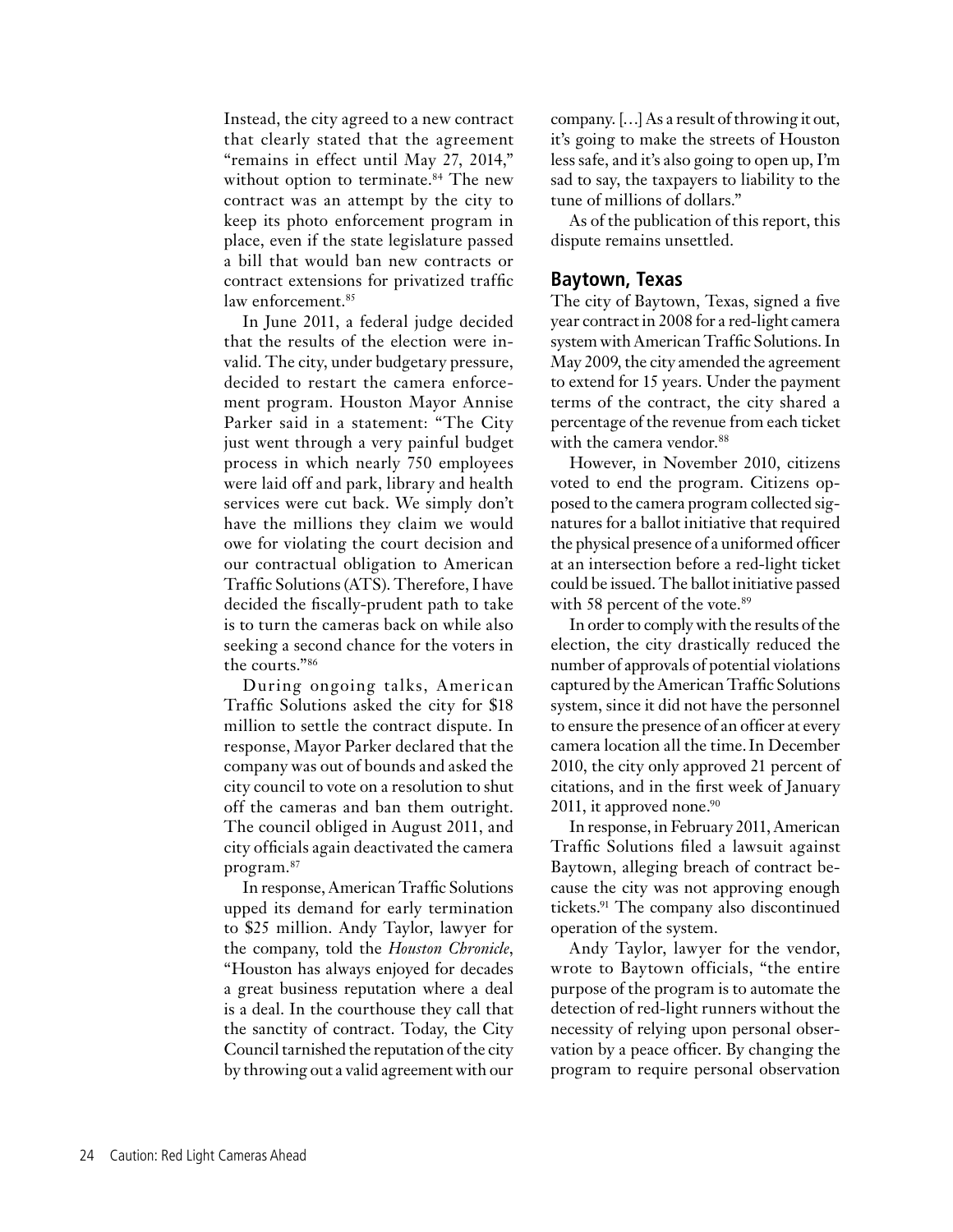Instead, the city agreed to a new contract that clearly stated that the agreement "remains in effect until May 27, 2014," without option to terminate.[84] The new contract was an attempt by the city to keep its photo enforcement program in place, even if the state legislature passed a bill that would ban new contracts or contract extensions for privatized traffic law enforcement.[85]

In June 2011, a federal judge decided that the results of the election were invalid. The city, under budgetary pressure, decided to restart the camera enforcement program. Houston Mayor Annise Parker said in a statement: "The City just went through a very painful budget process in which nearly 750 employees were laid off and park, library and health services were cut back. We simply don't have the millions they claim we would owe for violating the court decision and our contractual obligation to American Traffic Solutions (ATS). Therefore, I have decided the fiscally-prudent path to take is to turn the cameras back on while also seeking a second chance for the voters in the courts."[86]

During ongoing talks, American Traffic Solutions asked the city for $18 million to settle the contract dispute. In response, Mayor Parker declared that the company was out of bounds and asked the city council to vote on a resolution to shut off the cameras and ban them outright. The council obliged in August 2011, and city officials again deactivated the camera program.[87]

In response, American Traffic Solutions upped its demand for early termination to $25 million. Andy Taylor, lawyer for the company, told the *Houston Chronicle*, "Houston has always enjoyed for decades a great business reputation where a deal is a deal. In the courthouse they call that the sanctity of contract. Today, the City Council tarnished the reputation of the city by throwing out a valid agreement with our company. […] As a result of throwing it out, it's going to make the streets of Houston less safe, and it's also going to open up, I'm sad to say, the taxpayers to liability to the tune of millions of dollars."

As of the publication of this report, this dispute remains unsettled.

### Baytown, Texas

The city of Baytown, Texas, signed a five year contract in 2008 for a red-light camera system with American Traffic Solutions. In May 2009, the city amended the agreement to extend for 15 years. Under the payment terms of the contract, the city shared a percentage of the revenue from each ticket with the camera vendor.[88]

However, in November 2010, citizens voted to end the program. Citizens opposed to the camera program collected signatures for a ballot initiative that required the physical presence of a uniformed officer at an intersection before a red-light ticket could be issued. The ballot initiative passed with 58 percent of the vote.[89]

In order to comply with the results of the election, the city drastically reduced the number of approvals of potential violations captured by the American Traffic Solutions system, since it did not have the personnel to ensure the presence of an officer at every camera location all the time. In December 2010, the city only approved 21 percent of citations, and in the first week of January 2011, it approved none.[90]

In response, in February 2011, American Traffic Solutions filed a lawsuit against Baytown, alleging breach of contract because the city was not approving enough tickets.[91] The company also discontinued operation of the system.

Andy Taylor, lawyer for the vendor, wrote to Baytown officials, "the entire purpose of the program is to automate the detection of red-light runners without the necessity of relying upon personal observation by a peace officer. By changing the program to require personal observation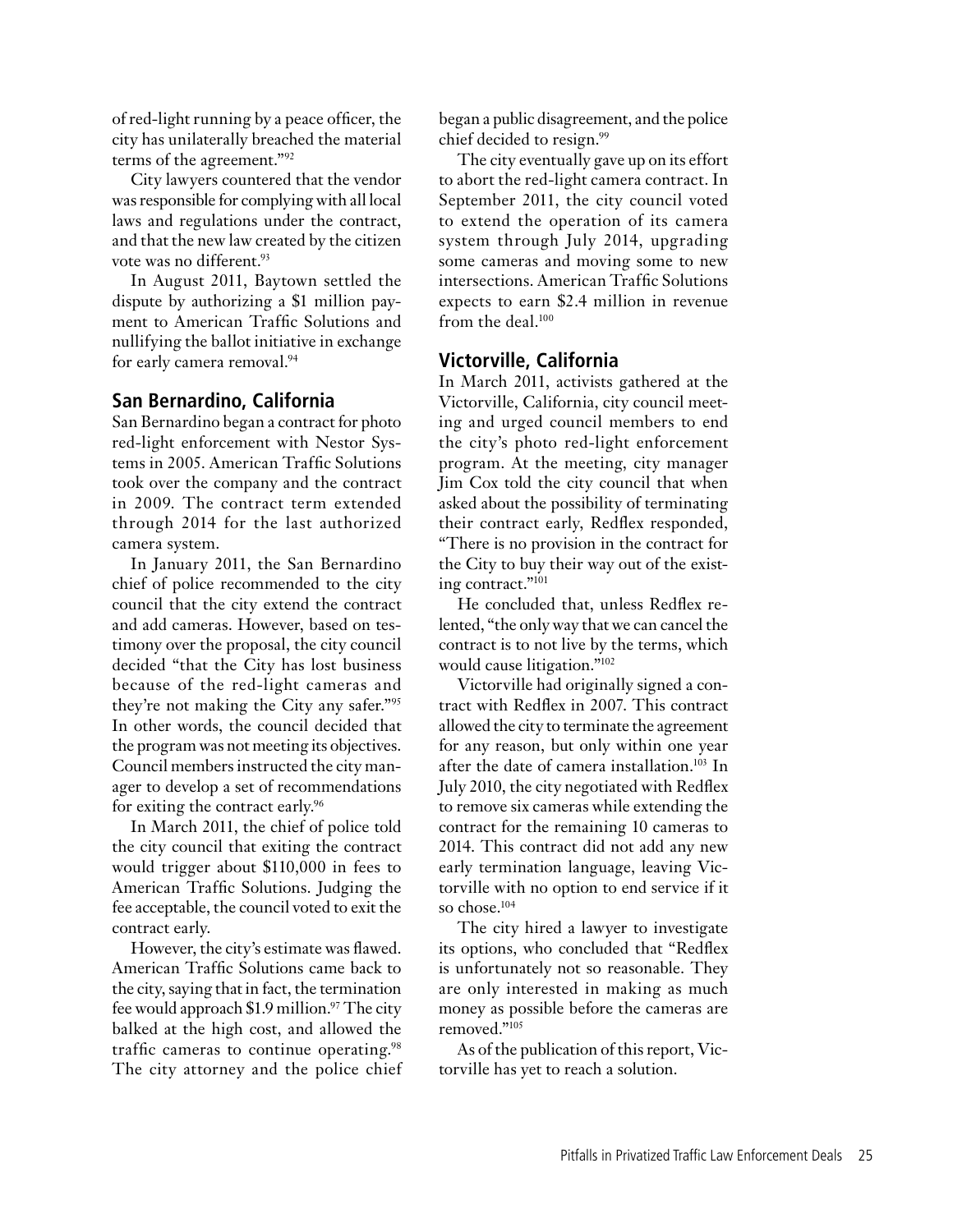of red-light running by a peace officer, the city has unilaterally breached the material terms of the agreement."[92]

City lawyers countered that the vendor was responsible for complying with all local laws and regulations under the contract, and that the new law created by the citizen vote was no different.[93]

In August 2011, Baytown settled the dispute by authorizing a $1 million payment to American Traffic Solutions and nullifying the ballot initiative in exchange for early camera removal.[94]

## San Bernardino, California

San Bernardino began a contract for photo red-light enforcement with Nestor Systems in 2005. American Traffic Solutions took over the company and the contract in 2009. The contract term extended through 2014 for the last authorized camera system.

In January 2011, the San Bernardino chief of police recommended to the city council that the city extend the contract and add cameras. However, based on testimony over the proposal, the city council decided "that the City has lost business because of the red-light cameras and they're not making the City any safer."[95] In other words, the council decided that the program was not meeting its objectives. Council members instructed the city manager to develop a set of recommendations for exiting the contract early.[96]

In March 2011, the chief of police told the city council that exiting the contract would trigger about $110,000 in fees to American Traffic Solutions. Judging the fee acceptable, the council voted to exit the contract early.

However, the city's estimate was flawed. American Traffic Solutions came back to the city, saying that in fact, the termination fee would approach $1.9 million.[97] The city balked at the high cost, and allowed the traffic cameras to continue operating.[98] The city attorney and the police chief began a public disagreement, and the police chief decided to resign.[99]

The city eventually gave up on its effort to abort the red-light camera contract. In September 2011, the city council voted to extend the operation of its camera system through July 2014, upgrading some cameras and moving some to new intersections. American Traffic Solutions expects to earn $2.4 million in revenue from the deal.[100]

## Victorville, California

In March 2011, activists gathered at the Victorville, California, city council meeting and urged council members to end the city's photo red-light enforcement program. At the meeting, city manager Jim Cox told the city council that when asked about the possibility of terminating their contract early, Redflex responded, "There is no provision in the contract for the City to buy their way out of the existing contract."[101]

He concluded that, unless Redflex relented, "the only way that we can cancel the contract is to not live by the terms, which would cause litigation."[102]

Victorville had originally signed a contract with Redflex in 2007. This contract allowed the city to terminate the agreement for any reason, but only within one year after the date of camera installation.[103] In July 2010, the city negotiated with Redflex to remove six cameras while extending the contract for the remaining 10 cameras to 2014. This contract did not add any new early termination language, leaving Victorville with no option to end service if it so chose.[104]

The city hired a lawyer to investigate its options, who concluded that "Redflex is unfortunately not so reasonable. They are only interested in making as much money as possible before the cameras are removed."[105]

As of the publication of this report, Victorville has yet to reach a solution.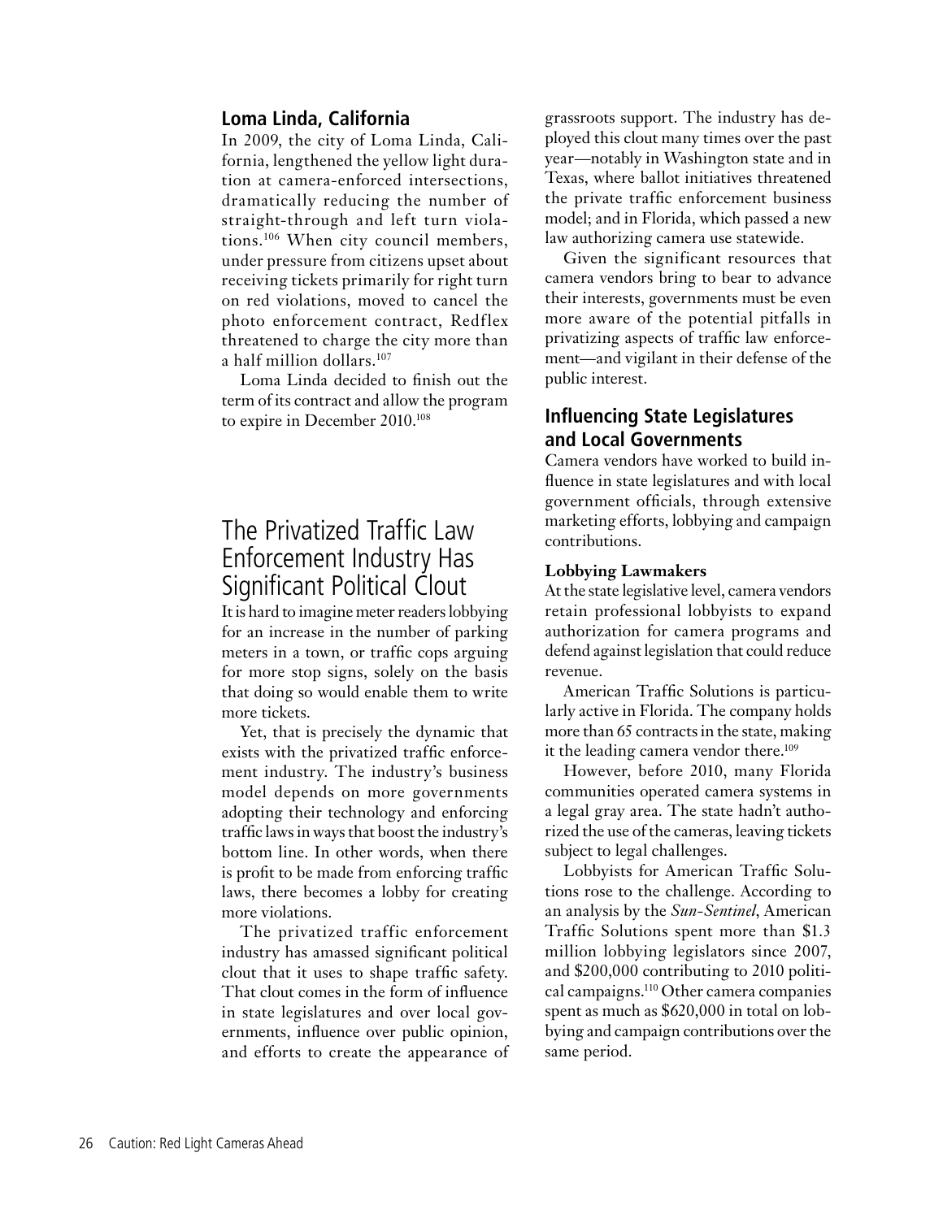### Loma Linda, California

In 2009, the city of Loma Linda, California, lengthened the yellow light duration at camera-enforced intersections, dramatically reducing the number of straight-through and left turn violations.[106] When city council members, under pressure from citizens upset about receiving tickets primarily for right turn on red violations, moved to cancel the photo enforcement contract, Redflex threatened to charge the city more than a half million dollars.[107]

Loma Linda decided to finish out the term of its contract and allow the program to expire in December 2010.[108]

## The Privatized Traffic Law Enforcement Industry Has Significant Political Clout

It is hard to imagine meter readers lobbying for an increase in the number of parking meters in a town, or traffic cops arguing for more stop signs, solely on the basis that doing so would enable them to write more tickets.

Yet, that is precisely the dynamic that exists with the privatized traffic enforcement industry. The industry's business model depends on more governments adopting their technology and enforcing traffic laws in ways that boost the industry's bottom line. In other words, when there is profit to be made from enforcing traffic laws, there becomes a lobby for creating more violations.

The privatized traffic enforcement industry has amassed significant political clout that it uses to shape traffic safety. That clout comes in the form of influence in state legislatures and over local governments, influence over public opinion, and efforts to create the appearance of grassroots support. The industry has deployed this clout many times over the past year—notably in Washington state and in Texas, where ballot initiatives threatened the private traffic enforcement business model; and in Florida, which passed a new law authorizing camera use statewide.

Given the significant resources that camera vendors bring to bear to advance their interests, governments must be even more aware of the potential pitfalls in privatizing aspects of traffic law enforcement—and vigilant in their defense of the public interest.

### Influencing State Legislatures and Local Governments

Camera vendors have worked to build influence in state legislatures and with local government officials, through extensive marketing efforts, lobbying and campaign contributions.

#### Lobbying Lawmakers

At the state legislative level, camera vendors retain professional lobbyists to expand authorization for camera programs and defend against legislation that could reduce revenue.

American Traffic Solutions is particularly active in Florida. The company holds more than 65 contracts in the state, making it the leading camera vendor there.[109]

However, before 2010, many Florida communities operated camera systems in a legal gray area. The state hadn't authorized the use of the cameras, leaving tickets subject to legal challenges.

Lobbyists for American Traffic Solutions rose to the challenge. According to an analysis by the *Sun-Sentinel*, American Traffic Solutions spent more than $1.3 million lobbying legislators since 2007, and $200,000 contributing to 2010 political campaigns.[110] Other camera companies spent as much as $620,000 in total on lobbying and campaign contributions over the same period.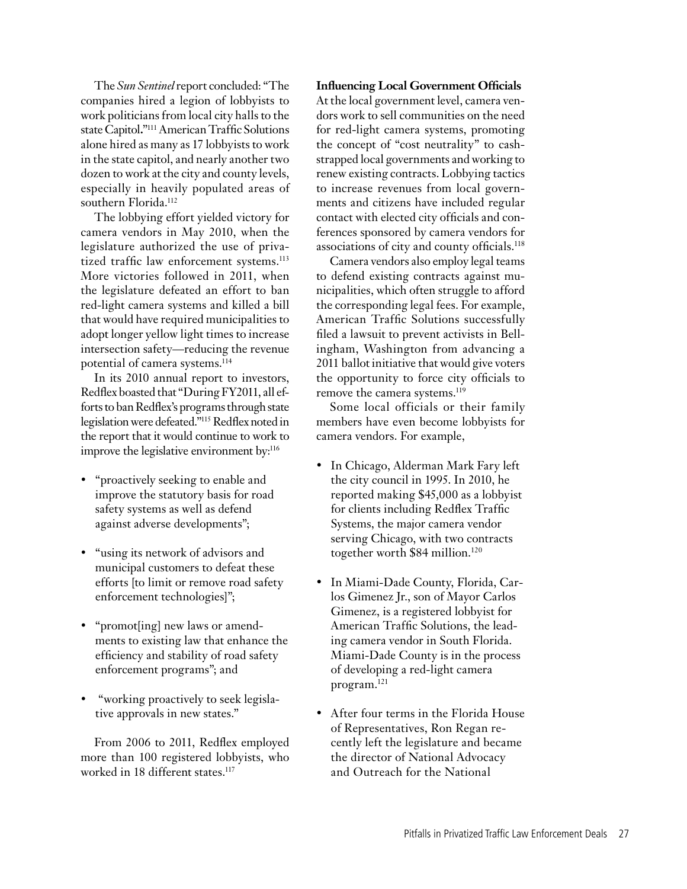The *Sun Sentinel* report concluded: "The companies hired a legion of lobbyists to work politicians from local city halls to the state Capitol."[111] American Traffic Solutions alone hired as many as 17 lobbyists to work in the state capitol, and nearly another two dozen to work at the city and county levels, especially in heavily populated areas of southern Florida.[112]

The lobbying effort yielded victory for camera vendors in May 2010, when the legislature authorized the use of privatized traffic law enforcement systems.[113] More victories followed in 2011, when the legislature defeated an effort to ban red-light camera systems and killed a bill that would have required municipalities to adopt longer yellow light times to increase intersection safety—reducing the revenue potential of camera systems.[114]

In its 2010 annual report to investors, Redflex boasted that "During FY2011, all efforts to ban Redflex's programs through state legislation were defeated."[115] Redflex noted in the report that it would continue to work to improve the legislative environment by:[116]

- "proactively seeking to enable and improve the statutory basis for road safety systems as well as defend against adverse developments";
- "using its network of advisors and municipal customers to defeat these efforts [to limit or remove road safety enforcement technologies]";
- "promot[ing] new laws or amendments to existing law that enhance the efficiency and stability of road safety enforcement programs"; and
- "working proactively to seek legislative approvals in new states."

From 2006 to 2011, Redflex employed more than 100 registered lobbyists, who worked in 18 different states.[117]

**Influencing Local Government Officials**

At the local government level, camera vendors work to sell communities on the need for red-light camera systems, promoting the concept of "cost neutrality" to cash-strapped local governments and working to renew existing contracts. Lobbying tactics to increase revenues from local governments and citizens have included regular contact with elected city officials and conferences sponsored by camera vendors for associations of city and county officials.[118]

Camera vendors also employ legal teams to defend existing contracts against municipalities, which often struggle to afford the corresponding legal fees. For example, American Traffic Solutions successfully filed a lawsuit to prevent activists in Bellingham, Washington from advancing a 2011 ballot initiative that would give voters the opportunity to force city officials to remove the camera systems.[119]

Some local officials or their family members have even become lobbyists for camera vendors. For example,

- In Chicago, Alderman Mark Fary left the city council in 1995. In 2010, he reported making $45,000 as a lobbyist for clients including Redflex Traffic Systems, the major camera vendor serving Chicago, with two contracts together worth $84 million.[120]
- In Miami-Dade County, Florida, Carlos Gimenez Jr., son of Mayor Carlos Gimenez, is a registered lobbyist for American Traffic Solutions, the leading camera vendor in South Florida. Miami-Dade County is in the process of developing a red-light camera program.[121]
- After four terms in the Florida House of Representatives, Ron Regan recently left the legislature and became the director of National Advocacy and Outreach for the National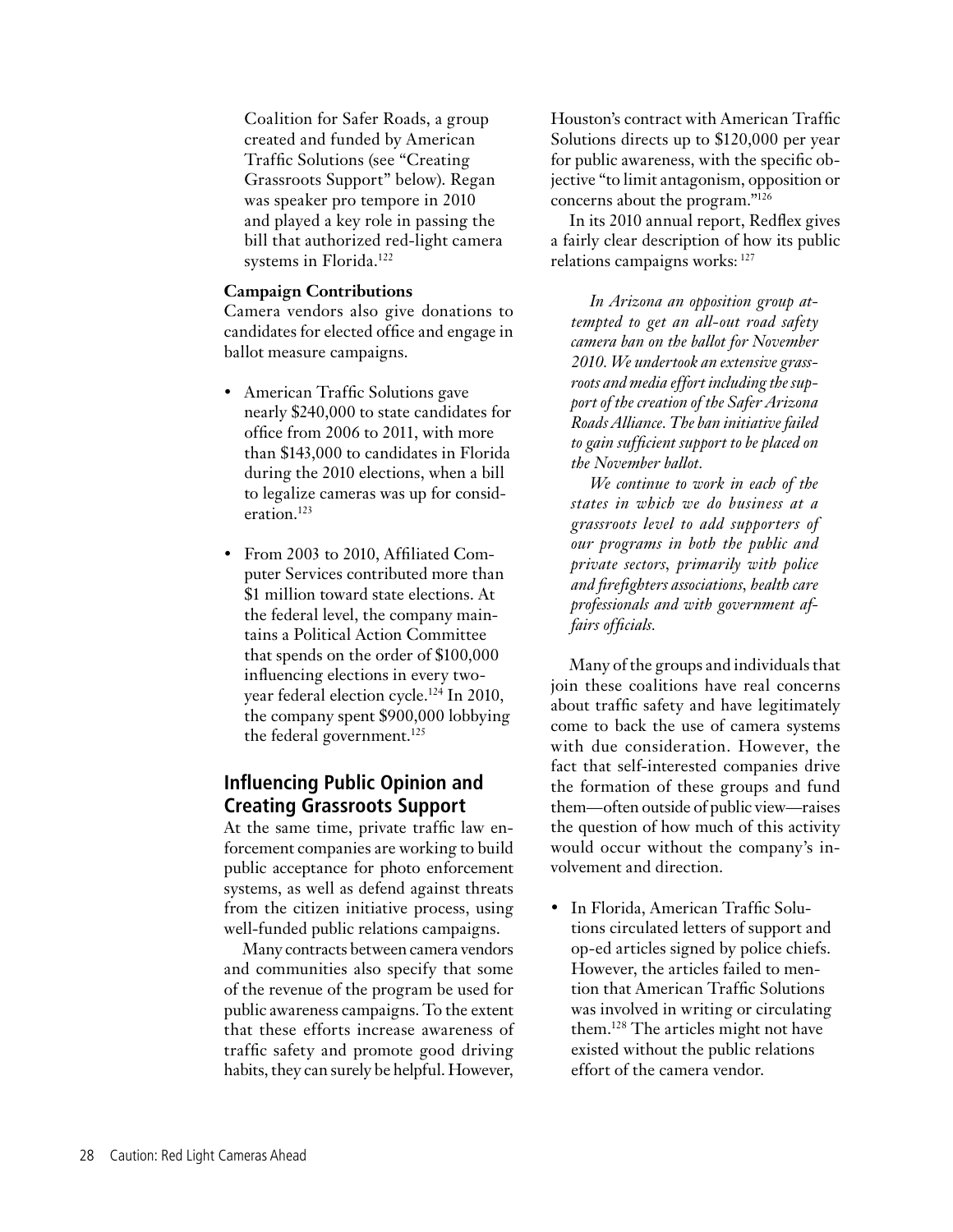Coalition for Safer Roads, a group created and funded by American Traffic Solutions (see "Creating Grassroots Support" below). Regan was speaker pro tempore in 2010 and played a key role in passing the bill that authorized red-light camera systems in Florida.[122]

**Campaign Contributions**

Camera vendors also give donations to candidates for elected office and engage in ballot measure campaigns.

- American Traffic Solutions gave nearly $240,000 to state candidates for office from 2006 to 2011, with more than $143,000 to candidates in Florida during the 2010 elections, when a bill to legalize cameras was up for consideration.[123]
- From 2003 to 2010, Affiliated Computer Services contributed more than $1 million toward state elections. At the federal level, the company maintains a Political Action Committee that spends on the order of $100,000 influencing elections in every two-year federal election cycle.[124] In 2010, the company spent $900,000 lobbying the federal government.[125]

## Influencing Public Opinion and Creating Grassroots Support

At the same time, private traffic law enforcement companies are working to build public acceptance for photo enforcement systems, as well as defend against threats from the citizen initiative process, using well-funded public relations campaigns.

Many contracts between camera vendors and communities also specify that some of the revenue of the program be used for public awareness campaigns. To the extent that these efforts increase awareness of traffic safety and promote good driving habits, they can surely be helpful. However, Houston's contract with American Traffic Solutions directs up to $120,000 per year for public awareness, with the specific objective "to limit antagonism, opposition or concerns about the program."[126]

In its 2010 annual report, Redflex gives a fairly clear description of how its public relations campaigns works:[127]

> *In Arizona an opposition group attempted to get an all-out road safety camera ban on the ballot for November 2010. We undertook an extensive grassroots and media effort including the support of the creation of the Safer Arizona Roads Alliance. The ban initiative failed to gain sufficient support to be placed on the November ballot.*
>
> *We continue to work in each of the states in which we do business at a grassroots level to add supporters of our programs in both the public and private sectors, primarily with police and firefighters associations, health care professionals and with government affairs officials.*

Many of the groups and individuals that join these coalitions have real concerns about traffic safety and have legitimately come to back the use of camera systems with due consideration. However, the fact that self-interested companies drive the formation of these groups and fund them—often outside of public view—raises the question of how much of this activity would occur without the company's involvement and direction.

- In Florida, American Traffic Solutions circulated letters of support and op-ed articles signed by police chiefs. However, the articles failed to mention that American Traffic Solutions was involved in writing or circulating them.[128] The articles might not have existed without the public relations effort of the camera vendor.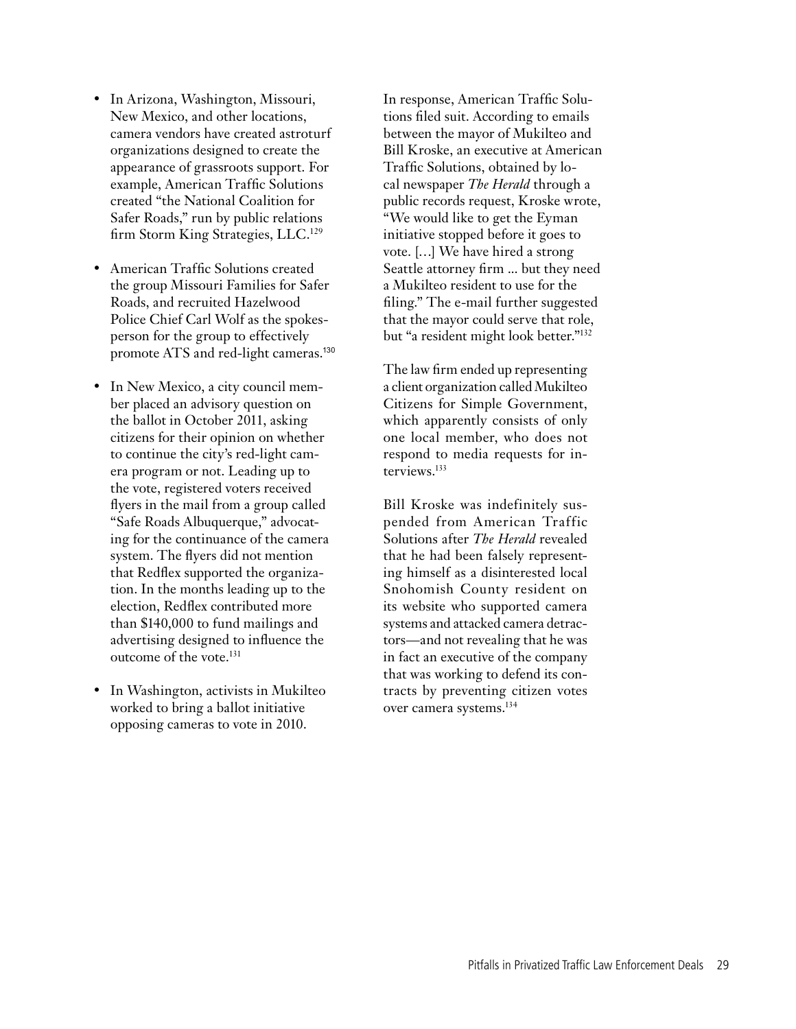- In Arizona, Washington, Missouri, New Mexico, and other locations, camera vendors have created astroturf organizations designed to create the appearance of grassroots support. For example, American Traffic Solutions created "the National Coalition for Safer Roads," run by public relations firm Storm King Strategies, LLC.[129]

- American Traffic Solutions created the group Missouri Families for Safer Roads, and recruited Hazelwood Police Chief Carl Wolf as the spokesperson for the group to effectively promote ATS and red-light cameras.[130]

- In New Mexico, a city council member placed an advisory question on the ballot in October 2011, asking citizens for their opinion on whether to continue the city's red-light camera program or not. Leading up to the vote, registered voters received flyers in the mail from a group called "Safe Roads Albuquerque," advocating for the continuance of the camera system. The flyers did not mention that Redflex supported the organization. In the months leading up to the election, Redflex contributed more than $140,000 to fund mailings and advertising designed to influence the outcome of the vote.[131]

- In Washington, activists in Mukilteo worked to bring a ballot initiative opposing cameras to vote in 2010. In response, American Traffic Solutions filed suit. According to emails between the mayor of Mukilteo and Bill Kroske, an executive at American Traffic Solutions, obtained by local newspaper *The Herald* through a public records request, Kroske wrote, "We would like to get the Eyman initiative stopped before it goes to vote. […] We have hired a strong Seattle attorney firm ... but they need a Mukilteo resident to use for the filing." The e-mail further suggested that the mayor could serve that role, but "a resident might look better."[132]

  The law firm ended up representing a client organization called Mukilteo Citizens for Simple Government, which apparently consists of only one local member, who does not respond to media requests for interviews.[133]

  Bill Kroske was indefinitely suspended from American Traffic Solutions after *The Herald* revealed that he had been falsely representing himself as a disinterested local Snohomish County resident on its website who supported camera systems and attacked camera detractors—and not revealing that he was in fact an executive of the company that was working to defend its contracts by preventing citizen votes over camera systems.[134]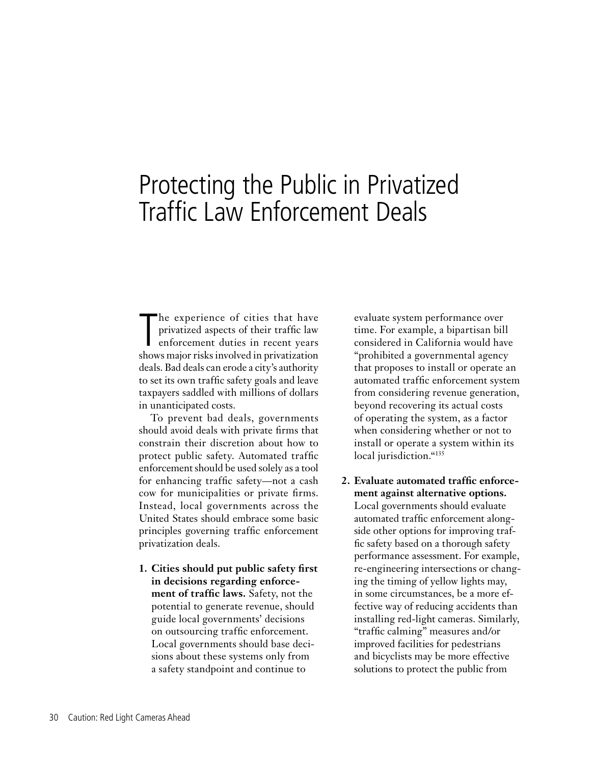# Protecting the Public in Privatized Traffic Law Enforcement Deals

The experience of cities that have privatized aspects of their traffic law enforcement duties in recent years shows major risks involved in privatization deals. Bad deals can erode a city's authority to set its own traffic safety goals and leave taxpayers saddled with millions of dollars in unanticipated costs.

To prevent bad deals, governments should avoid deals with private firms that constrain their discretion about how to protect public safety. Automated traffic enforcement should be used solely as a tool for enhancing traffic safety—not a cash cow for municipalities or private firms. Instead, local governments across the United States should embrace some basic principles governing traffic enforcement privatization deals.

1. **Cities should put public safety first in decisions regarding enforcement of traffic laws.** Safety, not the potential to generate revenue, should guide local governments' decisions on outsourcing traffic enforcement. Local governments should base decisions about these systems only from a safety standpoint and continue to evaluate system performance over time. For example, a bipartisan bill considered in California would have "prohibited a governmental agency that proposes to install or operate an automated traffic enforcement system from considering revenue generation, beyond recovering its actual costs of operating the system, as a factor when considering whether or not to install or operate a system within its local jurisdiction."[135]

2. **Evaluate automated traffic enforcement against alternative options.** Local governments should evaluate automated traffic enforcement alongside other options for improving traffic safety based on a thorough safety performance assessment. For example, re-engineering intersections or changing the timing of yellow lights may, in some circumstances, be a more effective way of reducing accidents than installing red-light cameras. Similarly, "traffic calming" measures and/or improved facilities for pedestrians and bicyclists may be more effective solutions to protect the public from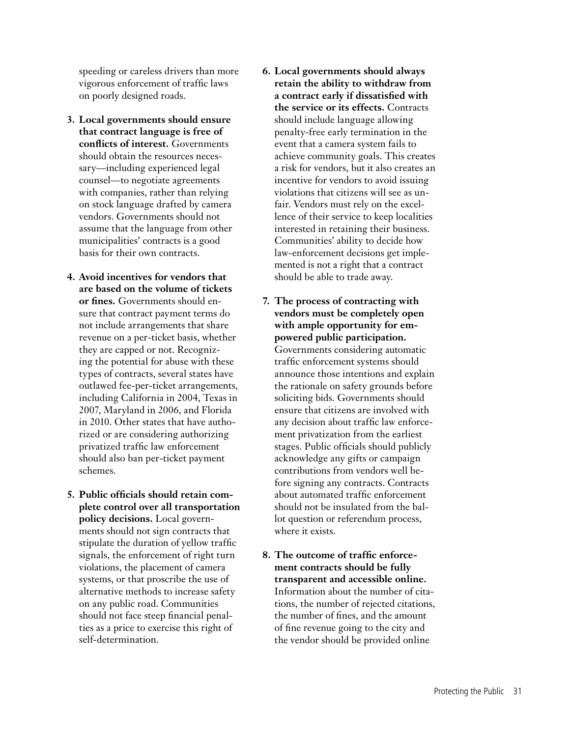speeding or careless drivers than more vigorous enforcement of traffic laws on poorly designed roads.

3. **Local governments should ensure that contract language is free of conflicts of interest.** Governments should obtain the resources necessary—including experienced legal counsel—to negotiate agreements with companies, rather than relying on stock language drafted by camera vendors. Governments should not assume that the language from other municipalities' contracts is a good basis for their own contracts.

4. **Avoid incentives for vendors that are based on the volume of tickets or fines.** Governments should ensure that contract payment terms do not include arrangements that share revenue on a per-ticket basis, whether they are capped or not. Recognizing the potential for abuse with these types of contracts, several states have outlawed fee-per-ticket arrangements, including California in 2004, Texas in 2007, Maryland in 2006, and Florida in 2010. Other states that have authorized or are considering authorizing privatized traffic law enforcement should also ban per-ticket payment schemes.

5. **Public officials should retain complete control over all transportation policy decisions.** Local governments should not sign contracts that stipulate the duration of yellow traffic signals, the enforcement of right turn violations, the placement of camera systems, or that proscribe the use of alternative methods to increase safety on any public road. Communities should not face steep financial penalties as a price to exercise this right of self-determination.

6. **Local governments should always retain the ability to withdraw from a contract early if dissatisfied with the service or its effects.** Contracts should include language allowing penalty-free early termination in the event that a camera system fails to achieve community goals. This creates a risk for vendors, but it also creates an incentive for vendors to avoid issuing violations that citizens will see as unfair. Vendors must rely on the excellence of their service to keep localities interested in retaining their business. Communities' ability to decide how law-enforcement decisions get implemented is not a right that a contract should be able to trade away.

7. **The process of contracting with vendors must be completely open with ample opportunity for empowered public participation.** Governments considering automatic traffic enforcement systems should announce those intentions and explain the rationale on safety grounds before soliciting bids. Governments should ensure that citizens are involved with any decision about traffic law enforcement privatization from the earliest stages. Public officials should publicly acknowledge any gifts or campaign contributions from vendors well before signing any contracts. Contracts about automated traffic enforcement should not be insulated from the ballot question or referendum process, where it exists.

8. **The outcome of traffic enforcement contracts should be fully transparent and accessible online.** Information about the number of citations, the number of rejected citations, the number of fines, and the amount of fine revenue going to the city and the vendor should be provided online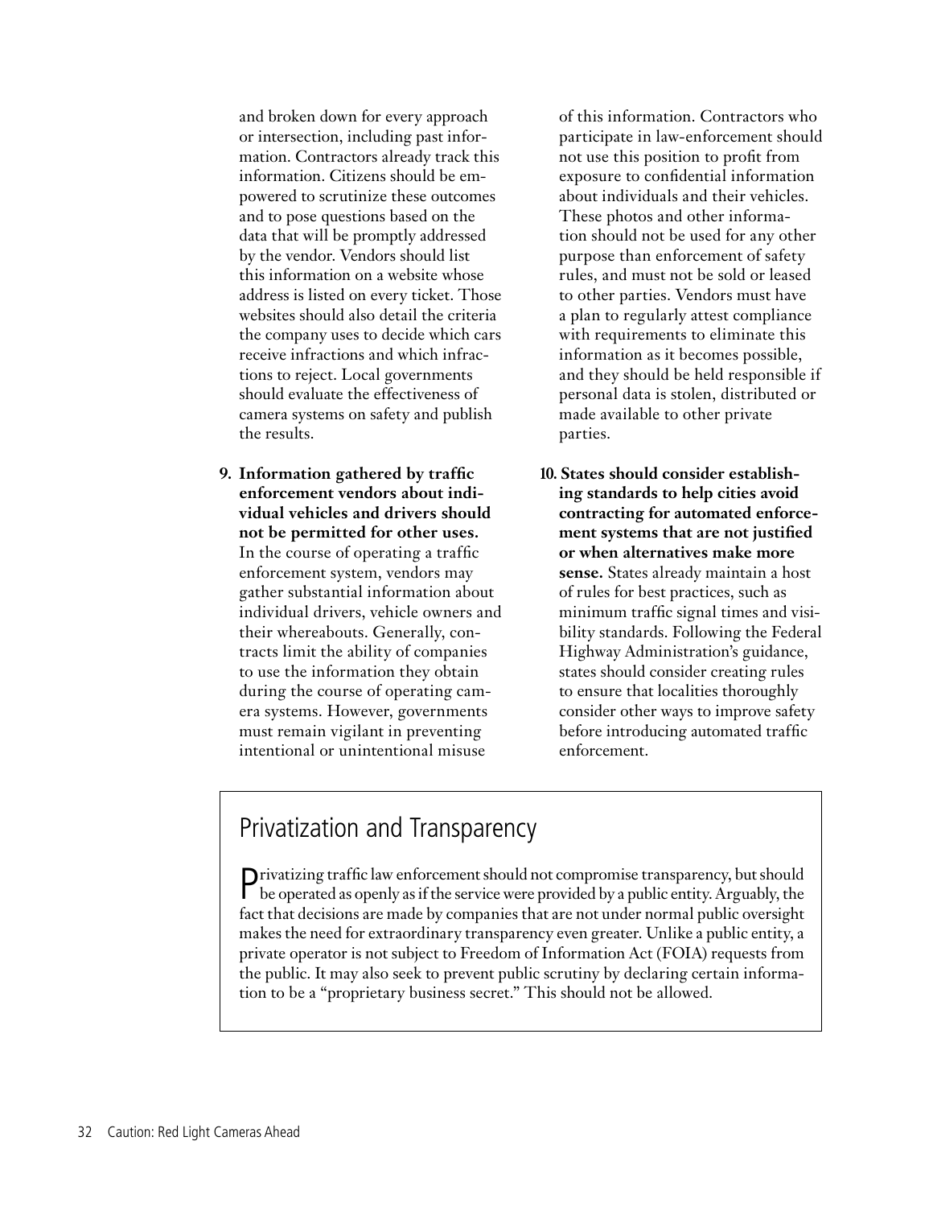and broken down for every approach or intersection, including past information. Contractors already track this information. Citizens should be empowered to scrutinize these outcomes and to pose questions based on the data that will be promptly addressed by the vendor. Vendors should list this information on a website whose address is listed on every ticket. Those websites should also detail the criteria the company uses to decide which cars receive infractions and which infractions to reject. Local governments should evaluate the effectiveness of camera systems on safety and publish the results.

9. **Information gathered by traffic enforcement vendors about individual vehicles and drivers should not be permitted for other uses.** In the course of operating a traffic enforcement system, vendors may gather substantial information about individual drivers, vehicle owners and their whereabouts. Generally, contracts limit the ability of companies to use the information they obtain during the course of operating camera systems. However, governments must remain vigilant in preventing intentional or unintentional misuse of this information. Contractors who participate in law-enforcement should not use this position to profit from exposure to confidential information about individuals and their vehicles. These photos and other information should not be used for any other purpose than enforcement of safety rules, and must not be sold or leased to other parties. Vendors must have a plan to regularly attest compliance with requirements to eliminate this information as it becomes possible, and they should be held responsible if personal data is stolen, distributed or made available to other private parties.

10. **States should consider establishing standards to help cities avoid contracting for automated enforcement systems that are not justified or when alternatives make more sense.** States already maintain a host of rules for best practices, such as minimum traffic signal times and visibility standards. Following the Federal Highway Administration's guidance, states should consider creating rules to ensure that localities thoroughly consider other ways to improve safety before introducing automated traffic enforcement.

## Privatization and Transparency

Privatizing traffic law enforcement should not compromise transparency, but should be operated as openly as if the service were provided by a public entity. Arguably, the fact that decisions are made by companies that are not under normal public oversight makes the need for extraordinary transparency even greater. Unlike a public entity, a private operator is not subject to Freedom of Information Act (FOIA) requests from the public. It may also seek to prevent public scrutiny by declaring certain information to be a "proprietary business secret." This should not be allowed.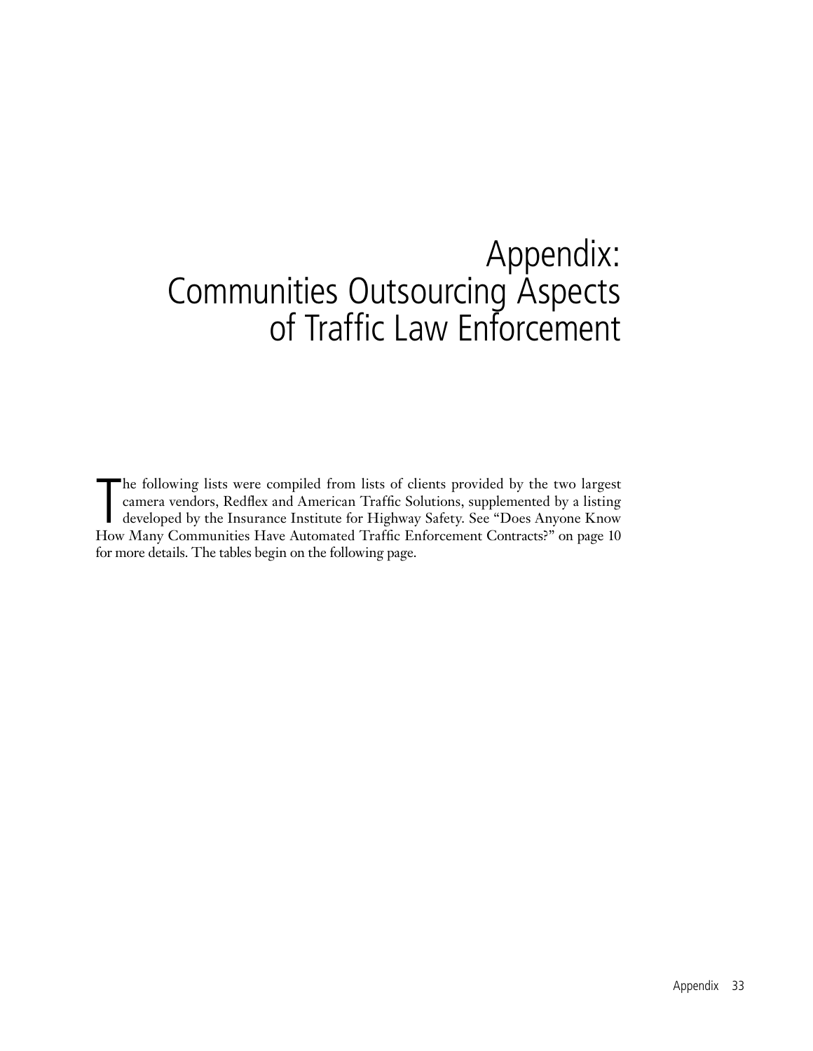# Appendix: Communities Outsourcing Aspects of Traffic Law Enforcement

The following lists were compiled from lists of clients provided by the two largest camera vendors, Redflex and American Traffic Solutions, supplemented by a listing developed by the Insurance Institute for Highway Safety. See "Does Anyone Know How Many Communities Have Automated Traffic Enforcement Contracts?" on page 10 for more details. The tables begin on the following page.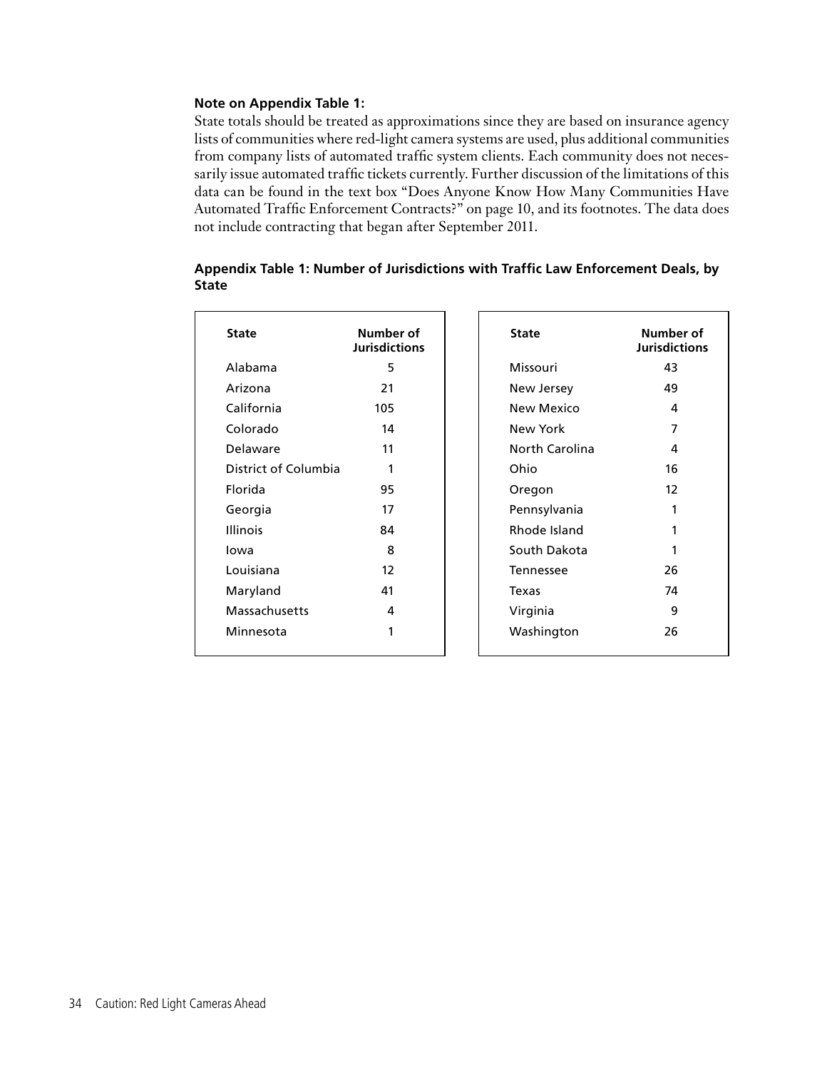**Note on Appendix Table 1:**

State totals should be treated as approximations since they are based on insurance agency lists of communities where red-light camera systems are used, plus additional communities from company lists of automated traffic system clients. Each community does not necessarily issue automated traffic tickets currently. Further discussion of the limitations of this data can be found in the text box "Does Anyone Know How Many Communities Have Automated Traffic Enforcement Contracts?" on page 10, and its footnotes. The data does not include contracting that began after September 2011.

**Appendix Table 1: Number of Jurisdictions with Traffic Law Enforcement Deals, by State**

| State | Number of Jurisdictions |
|---|---|
| Alabama | 5 |
| Arizona | 21 |
| California | 105 |
| Colorado | 14 |
| Delaware | 11 |
| District of Columbia | 1 |
| Florida | 95 |
| Georgia | 17 |
| Illinois | 84 |
| Iowa | 8 |
| Louisiana | 12 |
| Maryland | 41 |
| Massachusetts | 4 |
| Minnesota | 1 |
| Missouri | 43 |
| New Jersey | 49 |
| New Mexico | 4 |
| New York | 7 |
| North Carolina | 4 |
| Ohio | 16 |
| Oregon | 12 |
| Pennsylvania | 1 |
| Rhode Island | 1 |
| South Dakota | 1 |
| Tennessee | 26 |
| Texas | 74 |
| Virginia | 9 |
| Washington | 26 |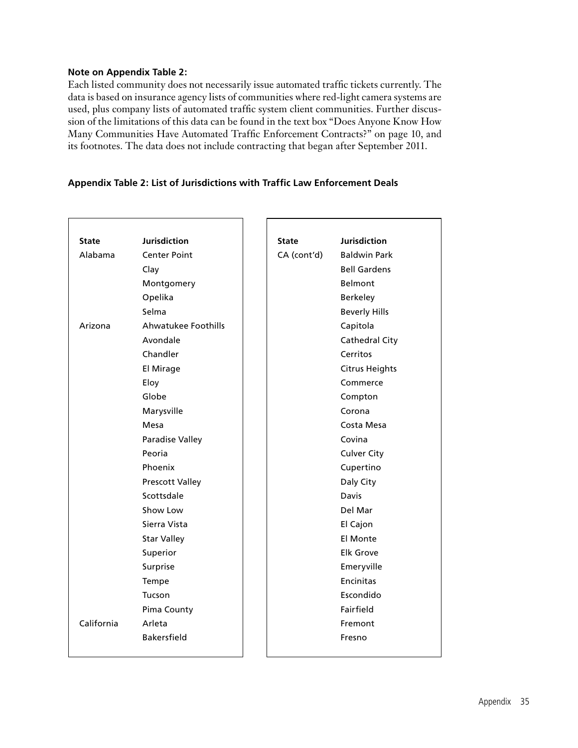**Note on Appendix Table 2:**

Each listed community does not necessarily issue automated traffic tickets currently. The data is based on insurance agency lists of communities where red-light camera systems are used, plus company lists of automated traffic system client communities. Further discussion of the limitations of this data can be found in the text box "Does Anyone Know How Many Communities Have Automated Traffic Enforcement Contracts?" on page 10, and its footnotes. The data does not include contracting that began after September 2011.

**Appendix Table 2: List of Jurisdictions with Traffic Law Enforcement Deals**

| State | Jurisdiction |
|---|---|
| Alabama | Center Point |
| | Clay |
| | Montgomery |
| | Opelika |
| | Selma |
| Arizona | Ahwatukee Foothills |
| | Avondale |
| | Chandler |
| | El Mirage |
| | Eloy |
| | Globe |
| | Marysville |
| | Mesa |
| | Paradise Valley |
| | Peoria |
| | Phoenix |
| | Prescott Valley |
| | Scottsdale |
| | Show Low |
| | Sierra Vista |
| | Star Valley |
| | Superior |
| | Surprise |
| | Tempe |
| | Tucson |
| | Pima County |
| California | Arleta |
| | Bakersfield |

| State | Jurisdiction |
|---|---|
| CA (cont'd) | Baldwin Park |
| | Bell Gardens |
| | Belmont |
| | Berkeley |
| | Beverly Hills |
| | Capitola |
| | Cathedral City |
| | Cerritos |
| | Citrus Heights |
| | Commerce |
| | Compton |
| | Corona |
| | Costa Mesa |
| | Covina |
| | Culver City |
| | Cupertino |
| | Daly City |
| | Davis |
| | Del Mar |
| | El Cajon |
| | El Monte |
| | Elk Grove |
| | Emeryville |
| | Encinitas |
| | Escondido |
| | Fairfield |
| | Fremont |
| | Fresno |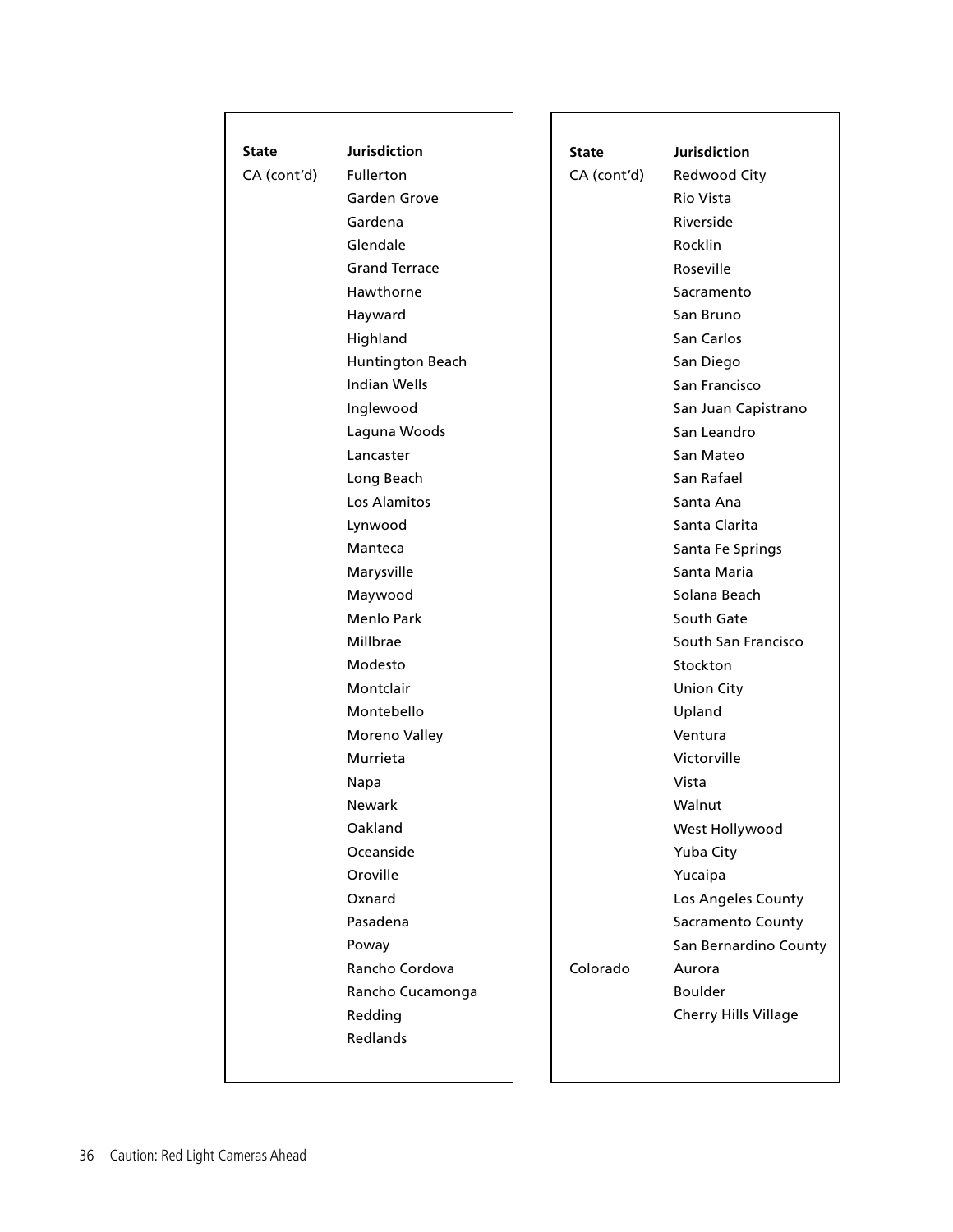| State | Jurisdiction |
|---|---|
| CA (cont'd) | Fullerton |
| | Garden Grove |
| | Gardena |
| | Glendale |
| | Grand Terrace |
| | Hawthorne |
| | Hayward |
| | Highland |
| | Huntington Beach |
| | Indian Wells |
| | Inglewood |
| | Laguna Woods |
| | Lancaster |
| | Long Beach |
| | Los Alamitos |
| | Lynwood |
| | Manteca |
| | Marysville |
| | Maywood |
| | Menlo Park |
| | Millbrae |
| | Modesto |
| | Montclair |
| | Montebello |
| | Moreno Valley |
| | Murrieta |
| | Napa |
| | Newark |
| | Oakland |
| | Oceanside |
| | Oroville |
| | Oxnard |
| | Pasadena |
| | Poway |
| | Rancho Cordova |
| | Rancho Cucamonga |
| | Redding |
| | Redlands |

| State | Jurisdiction |
|---|---|
| CA (cont'd) | Redwood City |
| | Rio Vista |
| | Riverside |
| | Rocklin |
| | Roseville |
| | Sacramento |
| | San Bruno |
| | San Carlos |
| | San Diego |
| | San Francisco |
| | San Juan Capistrano |
| | San Leandro |
| | San Mateo |
| | San Rafael |
| | Santa Ana |
| | Santa Clarita |
| | Santa Fe Springs |
| | Santa Maria |
| | Solana Beach |
| | South Gate |
| | South San Francisco |
| | Stockton |
| | Union City |
| | Upland |
| | Ventura |
| | Victorville |
| | Vista |
| | Walnut |
| | West Hollywood |
| | Yuba City |
| | Yucaipa |
| | Los Angeles County |
| | Sacramento County |
| | San Bernardino County |
| Colorado | Aurora |
| | Boulder |
| | Cherry Hills Village |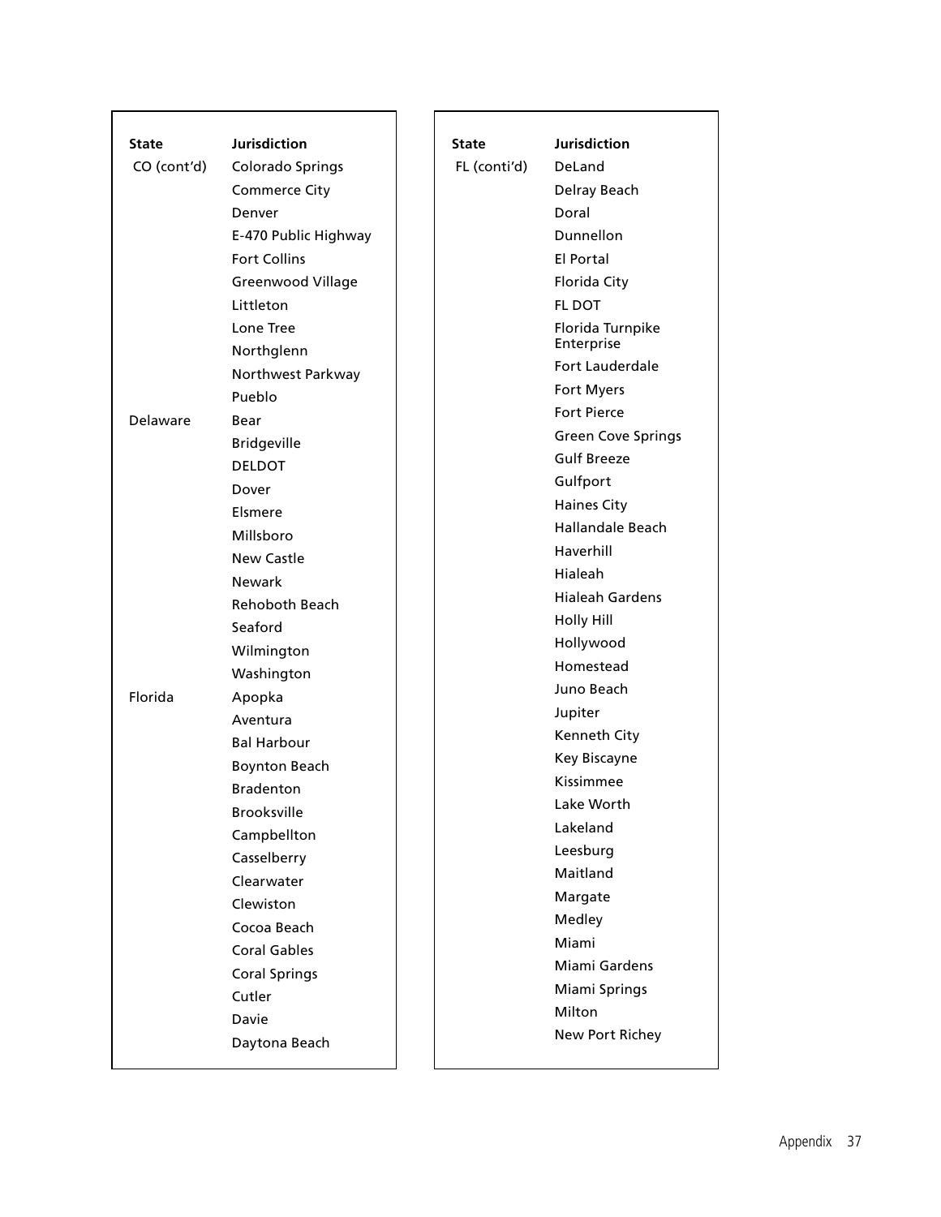| State | Jurisdiction |
|---|---|
| CO (cont'd) | Colorado Springs |
| | Commerce City |
| | Denver |
| | E-470 Public Highway |
| | Fort Collins |
| | Greenwood Village |
| | Littleton |
| | Lone Tree |
| | Northglenn |
| | Northwest Parkway |
| | Pueblo |
| Delaware | Bear |
| | Bridgeville |
| | DELDOT |
| | Dover |
| | Elsmere |
| | Millsboro |
| | New Castle |
| | Newark |
| | Rehoboth Beach |
| | Seaford |
| | Wilmington |
| | Washington |
| Florida | Apopka |
| | Aventura |
| | Bal Harbour |
| | Boynton Beach |
| | Bradenton |
| | Brooksville |
| | Campbellton |
| | Casselberry |
| | Clearwater |
| | Clewiston |
| | Cocoa Beach |
| | Coral Gables |
| | Coral Springs |
| | Cutler |
| | Davie |
| | Daytona Beach |

| State | Jurisdiction |
|---|---|
| FL (conti'd) | DeLand |
| | Delray Beach |
| | Doral |
| | Dunnellon |
| | El Portal |
| | Florida City |
| | FL DOT |
| | Florida Turnpike Enterprise |
| | Fort Lauderdale |
| | Fort Myers |
| | Fort Pierce |
| | Green Cove Springs |
| | Gulf Breeze |
| | Gulfport |
| | Haines City |
| | Hallandale Beach |
| | Haverhill |
| | Hialeah |
| | Hialeah Gardens |
| | Holly Hill |
| | Hollywood |
| | Homestead |
| | Juno Beach |
| | Jupiter |
| | Kenneth City |
| | Key Biscayne |
| | Kissimmee |
| | Lake Worth |
| | Lakeland |
| | Leesburg |
| | Maitland |
| | Margate |
| | Medley |
| | Miami |
| | Miami Gardens |
| | Miami Springs |
| | Milton |
| | New Port Richey |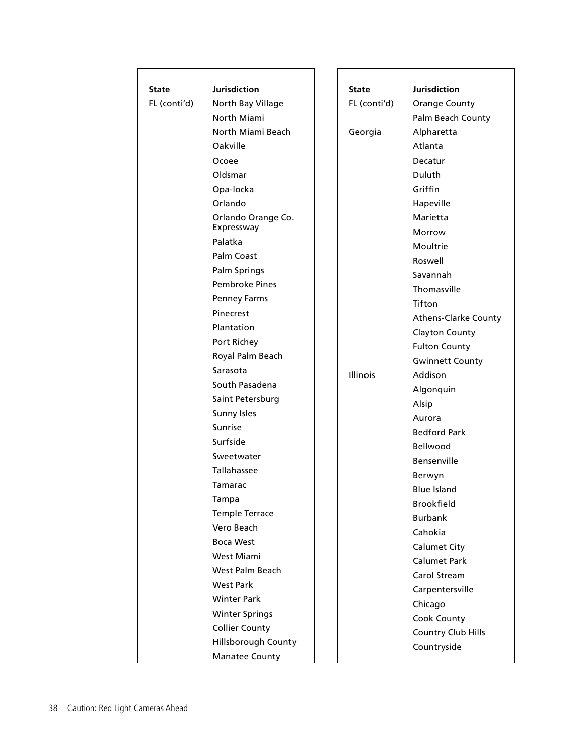| State | Jurisdiction |
| --- | --- |
| FL (conti'd) | North Bay Village |
| | North Miami |
| | North Miami Beach |
| | Oakville |
| | Ocoee |
| | Oldsmar |
| | Opa-locka |
| | Orlando |
| | Orlando Orange Co. Expressway |
| | Palatka |
| | Palm Coast |
| | Palm Springs |
| | Pembroke Pines |
| | Penney Farms |
| | Pinecrest |
| | Plantation |
| | Port Richey |
| | Royal Palm Beach |
| | Sarasota |
| | South Pasadena |
| | Saint Petersburg |
| | Sunny Isles |
| | Sunrise |
| | Surfside |
| | Sweetwater |
| | Tallahassee |
| | Tamarac |
| | Tampa |
| | Temple Terrace |
| | Vero Beach |
| | Boca West |
| | West Miami |
| | West Palm Beach |
| | West Park |
| | Winter Park |
| | Winter Springs |
| | Collier County |
| | Hillsborough County |
| | Manatee County |

| State | Jurisdiction |
| --- | --- |
| FL (conti'd) | Orange County |
| | Palm Beach County |
| Georgia | Alpharetta |
| | Atlanta |
| | Decatur |
| | Duluth |
| | Griffin |
| | Hapeville |
| | Marietta |
| | Morrow |
| | Moultrie |
| | Roswell |
| | Savannah |
| | Thomasville |
| | Tifton |
| | Athens-Clarke County |
| | Clayton County |
| | Fulton County |
| | Gwinnett County |
| Illinois | Addison |
| | Algonquin |
| | Alsip |
| | Aurora |
| | Bedford Park |
| | Bellwood |
| | Bensenville |
| | Berwyn |
| | Blue Island |
| | Brookfield |
| | Burbank |
| | Cahokia |
| | Calumet City |
| | Calumet Park |
| | Carol Stream |
| | Carpentersville |
| | Chicago |
| | Cook County |
| | Country Club Hills |
| | Countryside |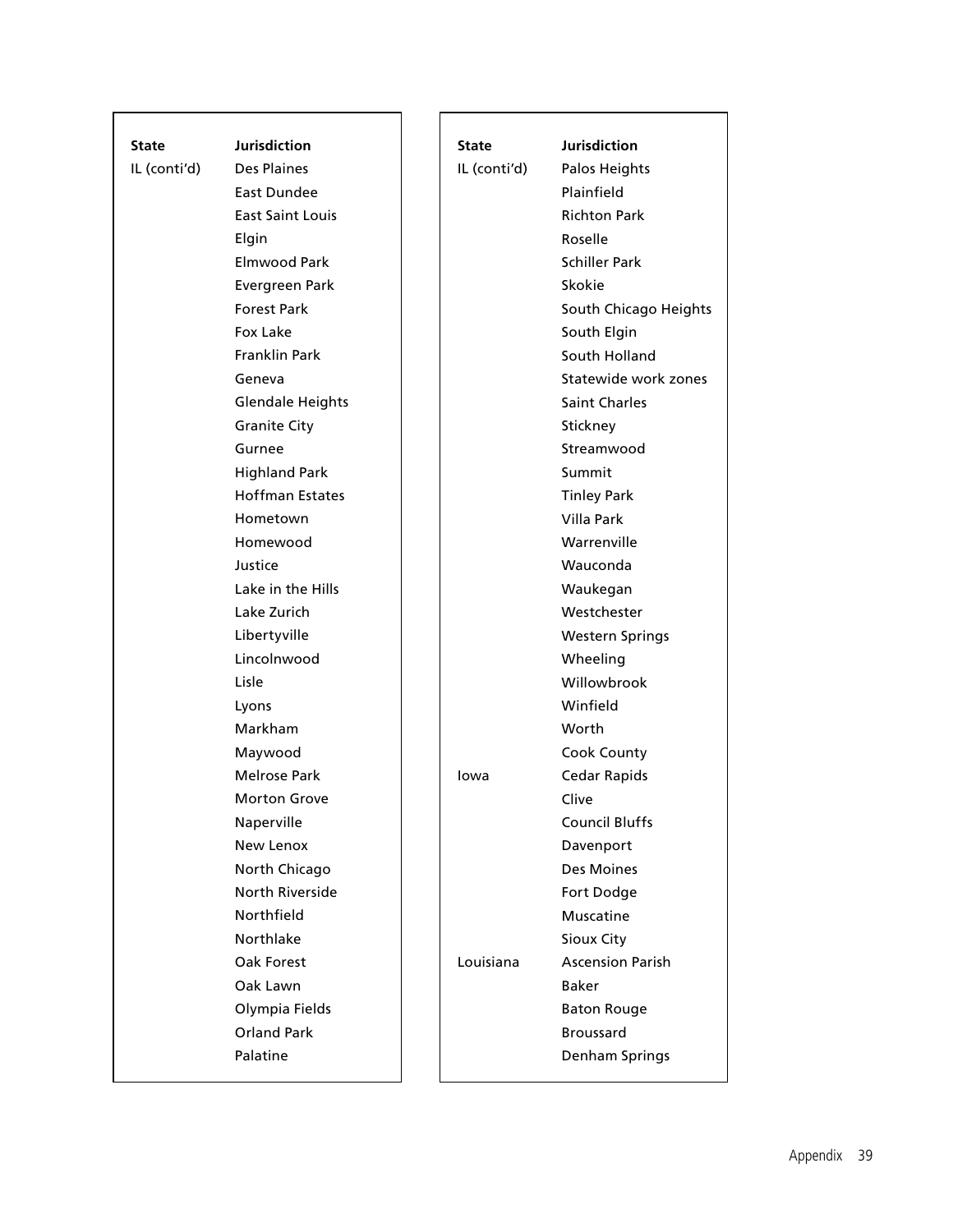| State | Jurisdiction |
|---|---|
| IL (conti'd) | Des Plaines |
| | East Dundee |
| | East Saint Louis |
| | Elgin |
| | Elmwood Park |
| | Evergreen Park |
| | Forest Park |
| | Fox Lake |
| | Franklin Park |
| | Geneva |
| | Glendale Heights |
| | Granite City |
| | Gurnee |
| | Highland Park |
| | Hoffman Estates |
| | Hometown |
| | Homewood |
| | Justice |
| | Lake in the Hills |
| | Lake Zurich |
| | Libertyville |
| | Lincolnwood |
| | Lisle |
| | Lyons |
| | Markham |
| | Maywood |
| | Melrose Park |
| | Morton Grove |
| | Naperville |
| | New Lenox |
| | North Chicago |
| | North Riverside |
| | Northfield |
| | Northlake |
| | Oak Forest |
| | Oak Lawn |
| | Olympia Fields |
| | Orland Park |
| | Palatine |

| State | Jurisdiction |
|---|---|
| IL (conti'd) | Palos Heights |
| | Plainfield |
| | Richton Park |
| | Roselle |
| | Schiller Park |
| | Skokie |
| | South Chicago Heights |
| | South Elgin |
| | South Holland |
| | Statewide work zones |
| | Saint Charles |
| | Stickney |
| | Streamwood |
| | Summit |
| | Tinley Park |
| | Villa Park |
| | Warrenville |
| | Wauconda |
| | Waukegan |
| | Westchester |
| | Western Springs |
| | Wheeling |
| | Willowbrook |
| | Winfield |
| | Worth |
| | Cook County |
| Iowa | Cedar Rapids |
| | Clive |
| | Council Bluffs |
| | Davenport |
| | Des Moines |
| | Fort Dodge |
| | Muscatine |
| | Sioux City |
| Louisiana | Ascension Parish |
| | Baker |
| | Baton Rouge |
| | Broussard |
| | Denham Springs |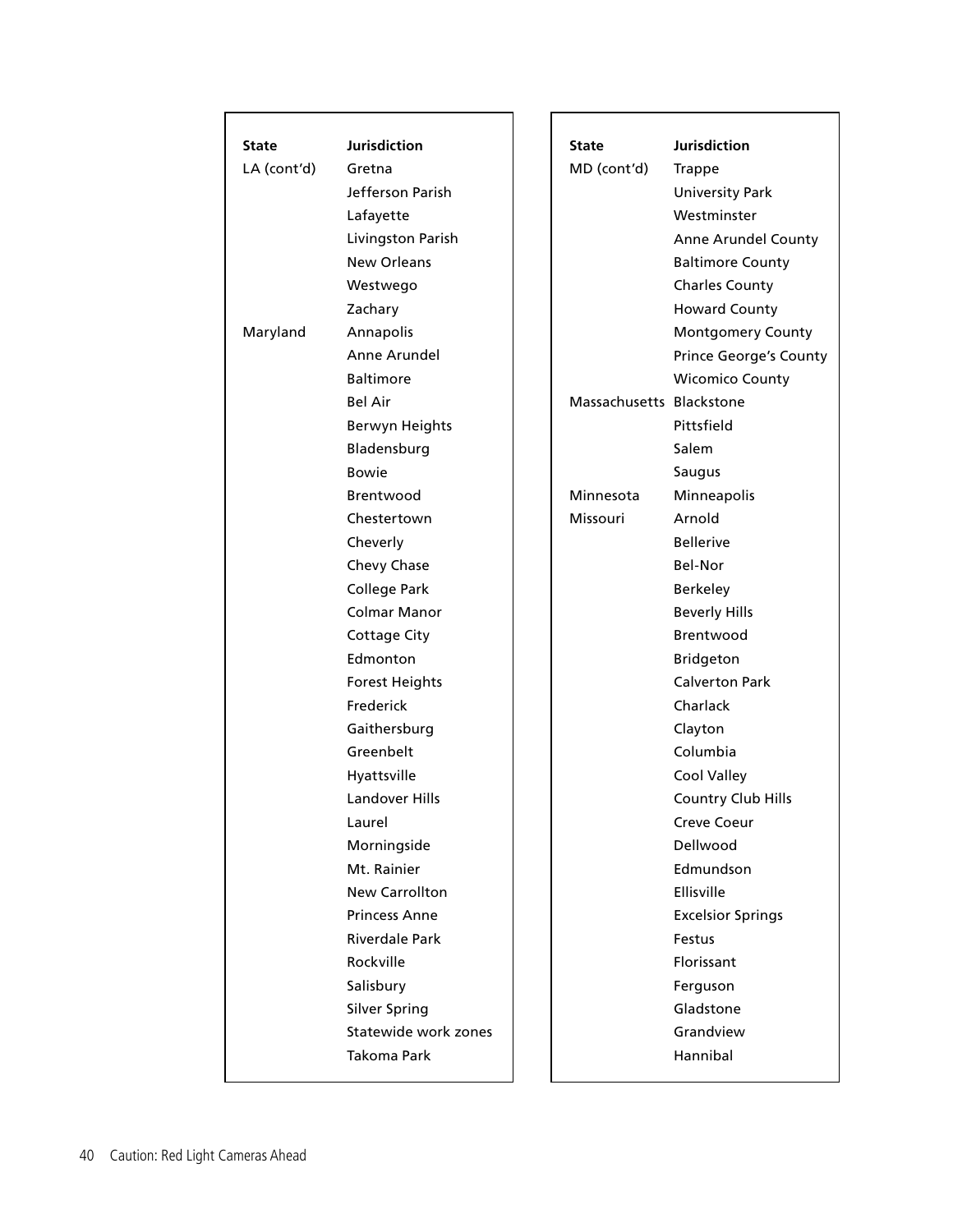| State | Jurisdiction |
|---|---|
| LA (cont'd) | Gretna |
| | Jefferson Parish |
| | Lafayette |
| | Livingston Parish |
| | New Orleans |
| | Westwego |
| | Zachary |
| Maryland | Annapolis |
| | Anne Arundel |
| | Baltimore |
| | Bel Air |
| | Berwyn Heights |
| | Bladensburg |
| | Bowie |
| | Brentwood |
| | Chestertown |
| | Cheverly |
| | Chevy Chase |
| | College Park |
| | Colmar Manor |
| | Cottage City |
| | Edmonton |
| | Forest Heights |
| | Frederick |
| | Gaithersburg |
| | Greenbelt |
| | Hyattsville |
| | Landover Hills |
| | Laurel |
| | Morningside |
| | Mt. Rainier |
| | New Carrollton |
| | Princess Anne |
| | Riverdale Park |
| | Rockville |
| | Salisbury |
| | Silver Spring |
| | Statewide work zones |
| | Takoma Park |

| State | Jurisdiction |
|---|---|
| MD (cont'd) | Trappe |
| | University Park |
| | Westminster |
| | Anne Arundel County |
| | Baltimore County |
| | Charles County |
| | Howard County |
| | Montgomery County |
| | Prince George's County |
| | Wicomico County |
| Massachusetts | Blackstone |
| | Pittsfield |
| | Salem |
| | Saugus |
| Minnesota | Minneapolis |
| Missouri | Arnold |
| | Bellerive |
| | Bel-Nor |
| | Berkeley |
| | Beverly Hills |
| | Brentwood |
| | Bridgeton |
| | Calverton Park |
| | Charlack |
| | Clayton |
| | Columbia |
| | Cool Valley |
| | Country Club Hills |
| | Creve Coeur |
| | Dellwood |
| | Edmundson |
| | Ellisville |
| | Excelsior Springs |
| | Festus |
| | Florissant |
| | Ferguson |
| | Gladstone |
| | Grandview |
| | Hannibal |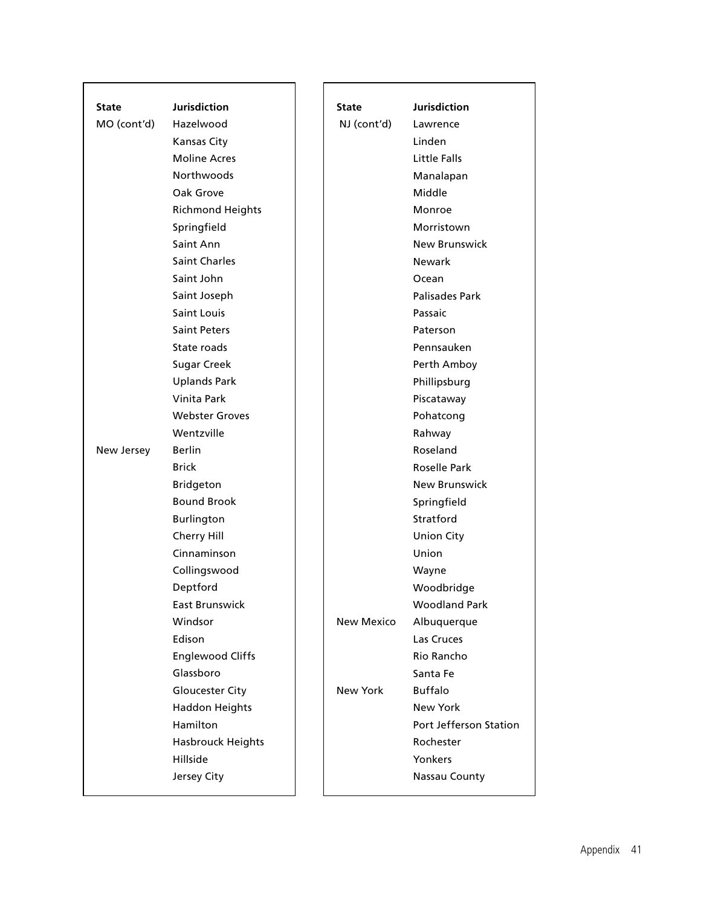| State | Jurisdiction |
| --- | --- |
| MO (cont'd) | Hazelwood |
| | Kansas City |
| | Moline Acres |
| | Northwoods |
| | Oak Grove |
| | Richmond Heights |
| | Springfield |
| | Saint Ann |
| | Saint Charles |
| | Saint John |
| | Saint Joseph |
| | Saint Louis |
| | Saint Peters |
| | State roads |
| | Sugar Creek |
| | Uplands Park |
| | Vinita Park |
| | Webster Groves |
| | Wentzville |
| New Jersey | Berlin |
| | Brick |
| | Bridgeton |
| | Bound Brook |
| | Burlington |
| | Cherry Hill |
| | Cinnaminson |
| | Collingswood |
| | Deptford |
| | East Brunswick |
| | Windsor |
| | Edison |
| | Englewood Cliffs |
| | Glassboro |
| | Gloucester City |
| | Haddon Heights |
| | Hamilton |
| | Hasbrouck Heights |
| | Hillside |
| | Jersey City |

| State | Jurisdiction |
| --- | --- |
| NJ (cont'd) | Lawrence |
| | Linden |
| | Little Falls |
| | Manalapan |
| | Middle |
| | Monroe |
| | Morristown |
| | New Brunswick |
| | Newark |
| | Ocean |
| | Palisades Park |
| | Passaic |
| | Paterson |
| | Pennsauken |
| | Perth Amboy |
| | Phillipsburg |
| | Piscataway |
| | Pohatcong |
| | Rahway |
| | Roseland |
| | Roselle Park |
| | New Brunswick |
| | Springfield |
| | Stratford |
| | Union City |
| | Union |
| | Wayne |
| | Woodbridge |
| | Woodland Park |
| New Mexico | Albuquerque |
| | Las Cruces |
| | Rio Rancho |
| | Santa Fe |
| New York | Buffalo |
| | New York |
| | Port Jefferson Station |
| | Rochester |
| | Yonkers |
| | Nassau County |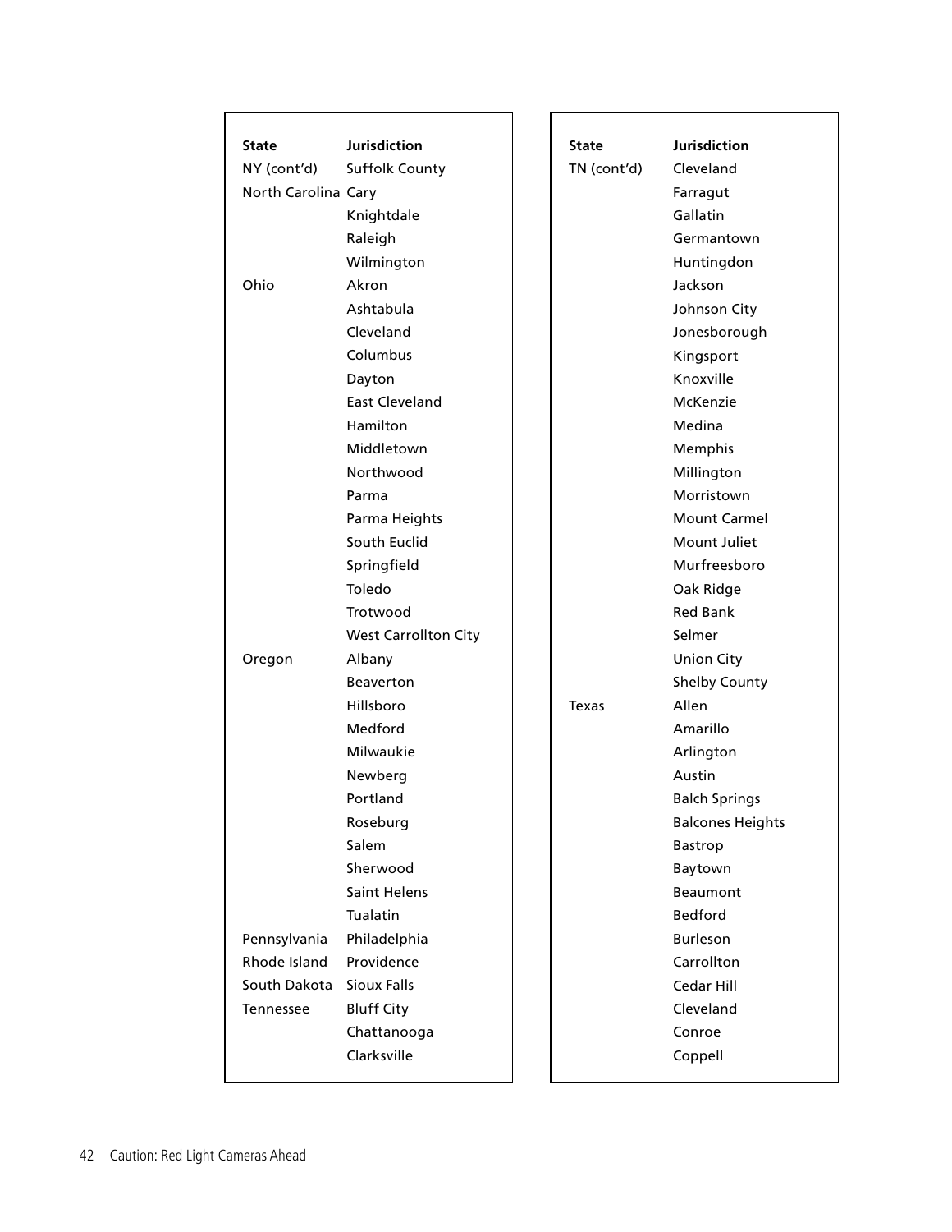| State | Jurisdiction |
|---|---|
| NY (cont'd) | Suffolk County |
| North Carolina | Cary |
| | Knightdale |
| | Raleigh |
| | Wilmington |
| Ohio | Akron |
| | Ashtabula |
| | Cleveland |
| | Columbus |
| | Dayton |
| | East Cleveland |
| | Hamilton |
| | Middletown |
| | Northwood |
| | Parma |
| | Parma Heights |
| | South Euclid |
| | Springfield |
| | Toledo |
| | Trotwood |
| | West Carrollton City |
| Oregon | Albany |
| | Beaverton |
| | Hillsboro |
| | Medford |
| | Milwaukie |
| | Newberg |
| | Portland |
| | Roseburg |
| | Salem |
| | Sherwood |
| | Saint Helens |
| | Tualatin |
| Pennsylvania | Philadelphia |
| Rhode Island | Providence |
| South Dakota | Sioux Falls |
| Tennessee | Bluff City |
| | Chattanooga |
| | Clarksville |

| State | Jurisdiction |
|---|---|
| TN (cont'd) | Cleveland |
| | Farragut |
| | Gallatin |
| | Germantown |
| | Huntingdon |
| | Jackson |
| | Johnson City |
| | Jonesborough |
| | Kingsport |
| | Knoxville |
| | McKenzie |
| | Medina |
| | Memphis |
| | Millington |
| | Morristown |
| | Mount Carmel |
| | Mount Juliet |
| | Murfreesboro |
| | Oak Ridge |
| | Red Bank |
| | Selmer |
| | Union City |
| | Shelby County |
| Texas | Allen |
| | Amarillo |
| | Arlington |
| | Austin |
| | Balch Springs |
| | Balcones Heights |
| | Bastrop |
| | Baytown |
| | Beaumont |
| | Bedford |
| | Burleson |
| | Carrollton |
| | Cedar Hill |
| | Cleveland |
| | Conroe |
| | Coppell |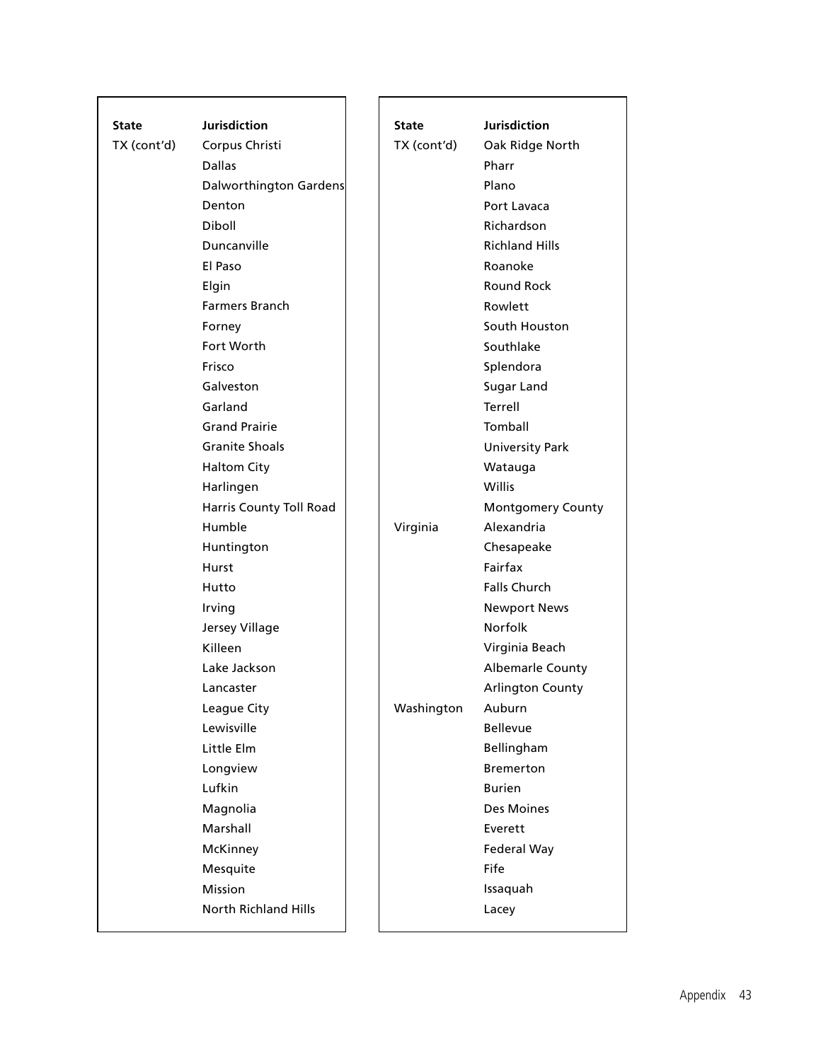| State | Jurisdiction |
|---|---|
| TX (cont'd) | Corpus Christi |
| | Dallas |
| | Dalworthington Gardens |
| | Denton |
| | Diboll |
| | Duncanville |
| | El Paso |
| | Elgin |
| | Farmers Branch |
| | Forney |
| | Fort Worth |
| | Frisco |
| | Galveston |
| | Garland |
| | Grand Prairie |
| | Granite Shoals |
| | Haltom City |
| | Harlingen |
| | Harris County Toll Road |
| | Humble |
| | Huntington |
| | Hurst |
| | Hutto |
| | Irving |
| | Jersey Village |
| | Killeen |
| | Lake Jackson |
| | Lancaster |
| | League City |
| | Lewisville |
| | Little Elm |
| | Longview |
| | Lufkin |
| | Magnolia |
| | Marshall |
| | McKinney |
| | Mesquite |
| | Mission |
| | North Richland Hills |

| State | Jurisdiction |
|---|---|
| TX (cont'd) | Oak Ridge North |
| | Pharr |
| | Plano |
| | Port Lavaca |
| | Richardson |
| | Richland Hills |
| | Roanoke |
| | Round Rock |
| | Rowlett |
| | South Houston |
| | Southlake |
| | Splendora |
| | Sugar Land |
| | Terrell |
| | Tomball |
| | University Park |
| | Watauga |
| | Willis |
| | Montgomery County |
| Virginia | Alexandria |
| | Chesapeake |
| | Fairfax |
| | Falls Church |
| | Newport News |
| | Norfolk |
| | Virginia Beach |
| | Albemarle County |
| | Arlington County |
| Washington | Auburn |
| | Bellevue |
| | Bellingham |
| | Bremerton |
| | Burien |
| | Des Moines |
| | Everett |
| | Federal Way |
| | Fife |
| | Issaquah |
| | Lacey |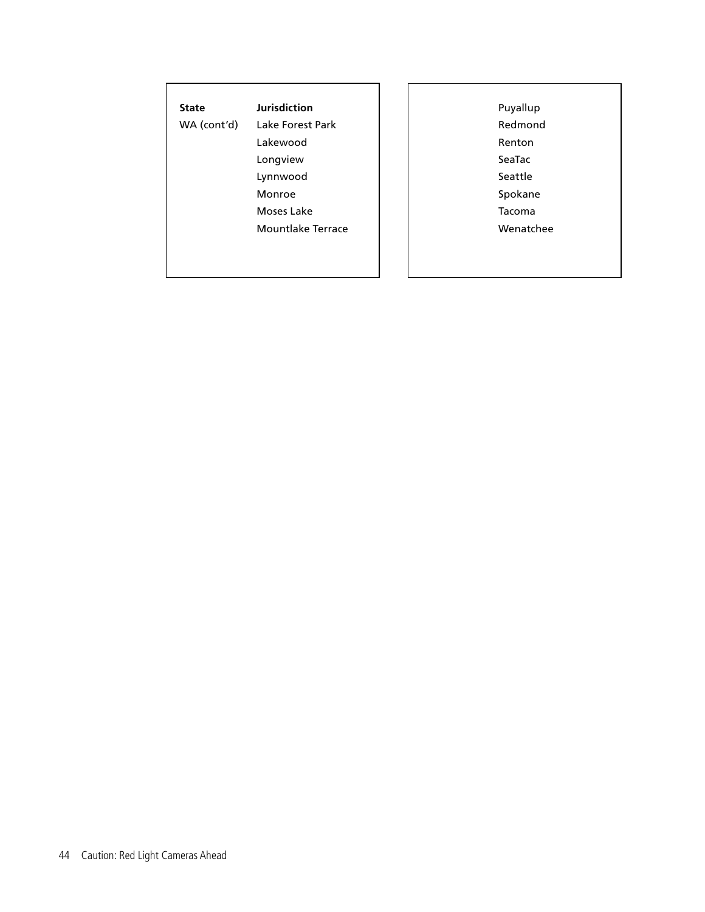| State | Jurisdiction |
| --- | --- |
| WA (cont'd) | Lake Forest Park |
| | Lakewood |
| | Longview |
| | Lynnwood |
| | Monroe |
| | Moses Lake |
| | Mountlake Terrace |
| | Puyallup |
| | Redmond |
| | Renton |
| | SeaTac |
| | Seattle |
| | Spokane |
| | Tacoma |
| | Wenatchee |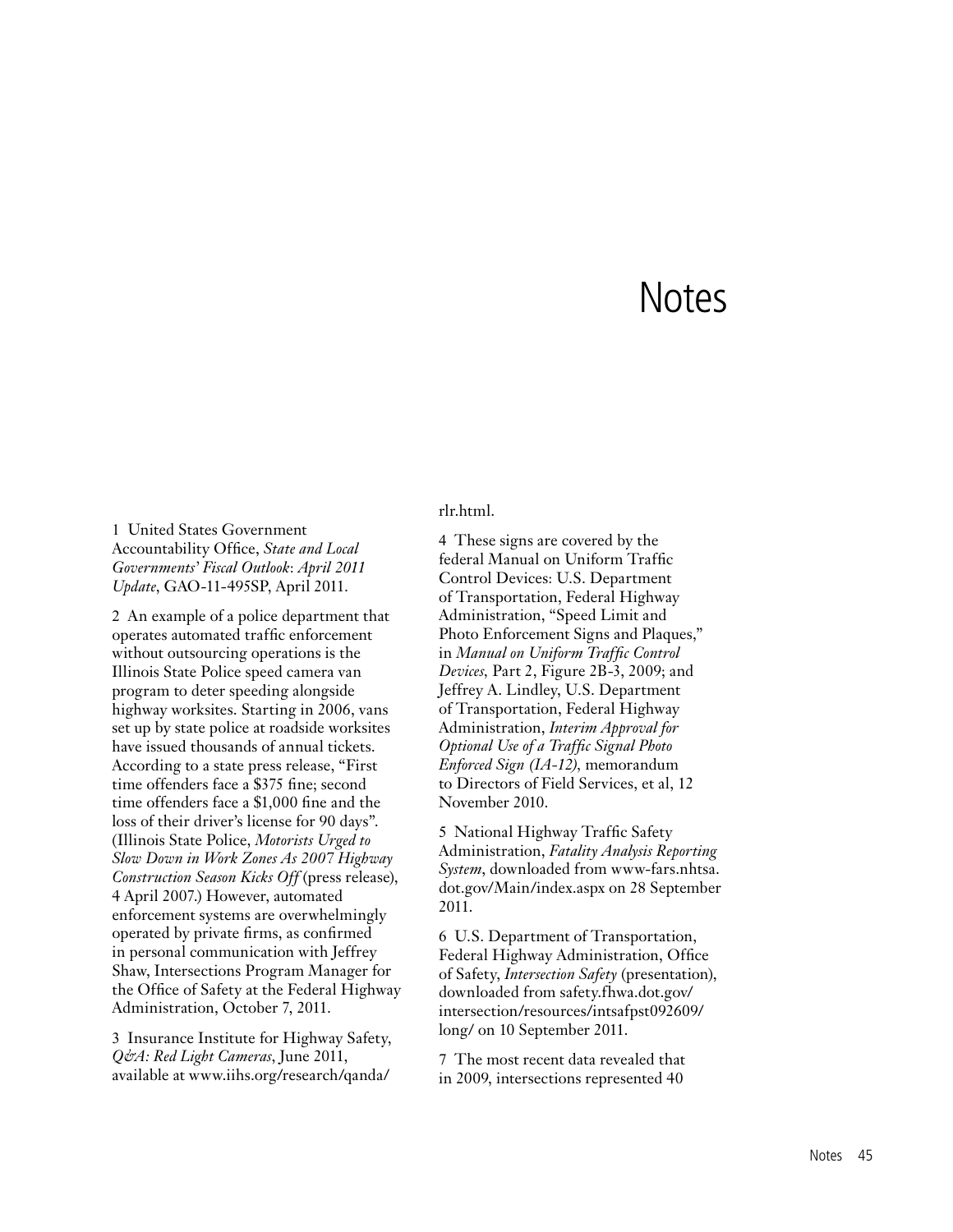# Notes

1 United States Government Accountability Office, *State and Local Governments' Fiscal Outlook*: *April 2011 Update*, GAO-11-495SP, April 2011.

2 An example of a police department that operates automated traffic enforcement without outsourcing operations is the Illinois State Police speed camera van program to deter speeding alongside highway worksites. Starting in 2006, vans set up by state police at roadside worksites have issued thousands of annual tickets. According to a state press release, "First time offenders face a $375 fine; second time offenders face a $1,000 fine and the loss of their driver's license for 90 days". (Illinois State Police, *Motorists Urged to Slow Down in Work Zones As 2007 Highway Construction Season Kicks Off* (press release), 4 April 2007.) However, automated enforcement systems are overwhelmingly operated by private firms, as confirmed in personal communication with Jeffrey Shaw, Intersections Program Manager for the Office of Safety at the Federal Highway Administration, October 7, 2011.

3 Insurance Institute for Highway Safety, *Q&A: Red Light Cameras*, June 2011, available at www.iihs.org/research/qanda/rlr.html.

4 These signs are covered by the federal Manual on Uniform Traffic Control Devices: U.S. Department of Transportation, Federal Highway Administration, "Speed Limit and Photo Enforcement Signs and Plaques," in *Manual on Uniform Traffic Control Devices*, Part 2, Figure 2B-3, 2009; and Jeffrey A. Lindley, U.S. Department of Transportation, Federal Highway Administration, *Interim Approval for Optional Use of a Traffic Signal Photo Enforced Sign (IA-12)*, memorandum to Directors of Field Services, et al, 12 November 2010.

5 National Highway Traffic Safety Administration, *Fatality Analysis Reporting System*, downloaded from www-fars.nhtsa.dot.gov/Main/index.aspx on 28 September 2011.

6 U.S. Department of Transportation, Federal Highway Administration, Office of Safety, *Intersection Safety* (presentation), downloaded from safety.fhwa.dot.gov/intersection/resources/intsafpst092609/long/ on 10 September 2011.

7 The most recent data revealed that in 2009, intersections represented 40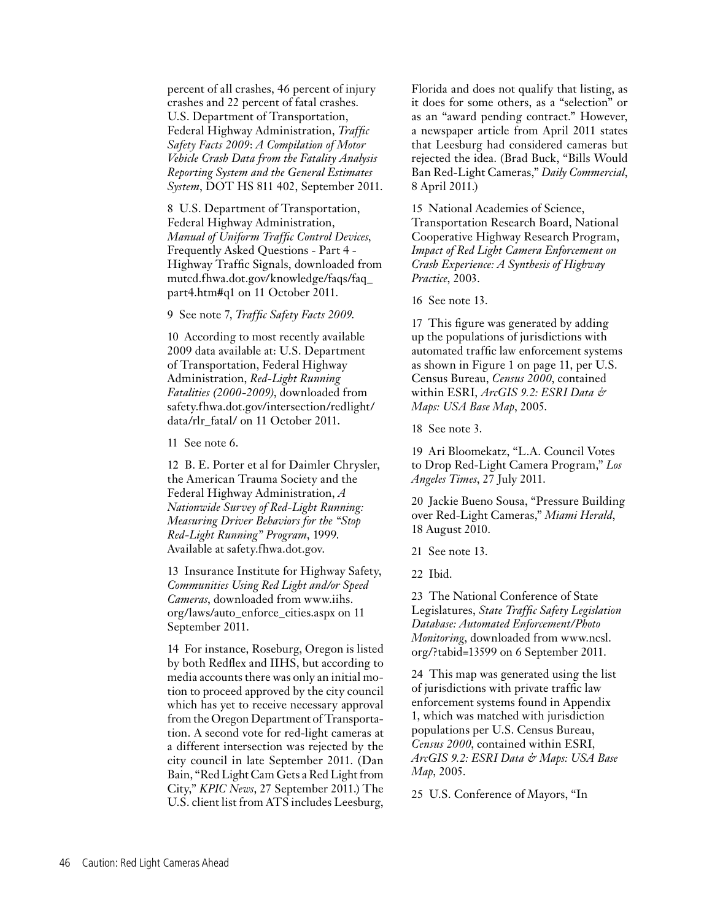percent of all crashes, 46 percent of injury crashes and 22 percent of fatal crashes. U.S. Department of Transportation, Federal Highway Administration, *Traffic Safety Facts 2009*: *A Compilation of Motor Vehicle Crash Data from the Fatality Analysis Reporting System and the General Estimates System*, DOT HS 811 402, September 2011.

8 U.S. Department of Transportation, Federal Highway Administration, *Manual of Uniform Traffic Control Devices*, Frequently Asked Questions - Part 4 - Highway Traffic Signals, downloaded from mutcd.fhwa.dot.gov/knowledge/faqs/faq_part4.htm#q1 on 11 October 2011.

9 See note 7, *Traffic Safety Facts 2009*.

10 According to most recently available 2009 data available at: U.S. Department of Transportation, Federal Highway Administration, *Red-Light Running Fatalities (2000-2009)*, downloaded from safety.fhwa.dot.gov/intersection/redlight/data/rlr_fatal/ on 11 October 2011.

11 See note 6.

12 B. E. Porter et al for Daimler Chrysler, the American Trauma Society and the Federal Highway Administration, *A Nationwide Survey of Red-Light Running: Measuring Driver Behaviors for the "Stop Red-Light Running" Program*, 1999. Available at safety.fhwa.dot.gov.

13 Insurance Institute for Highway Safety, *Communities Using Red Light and/or Speed Cameras*, downloaded from www.iihs.org/laws/auto_enforce_cities.aspx on 11 September 2011.

14 For instance, Roseburg, Oregon is listed by both Redflex and IIHS, but according to media accounts there was only an initial motion to proceed approved by the city council which has yet to receive necessary approval from the Oregon Department of Transportation. A second vote for red-light cameras at a different intersection was rejected by the city council in late September 2011. (Dan Bain, "Red Light Cam Gets a Red Light from City," *KPIC News*, 27 September 2011.) The U.S. client list from ATS includes Leesburg, Florida and does not qualify that listing, as it does for some others, as a "selection" or as an "award pending contract." However, a newspaper article from April 2011 states that Leesburg had considered cameras but rejected the idea. (Brad Buck, "Bills Would Ban Red-Light Cameras," *Daily Commercial*, 8 April 2011.)

15 National Academies of Science, Transportation Research Board, National Cooperative Highway Research Program, *Impact of Red Light Camera Enforcement on Crash Experience: A Synthesis of Highway Practice*, 2003.

16 See note 13.

17 This figure was generated by adding up the populations of jurisdictions with automated traffic law enforcement systems as shown in Figure 1 on page 11, per U.S. Census Bureau, *Census 2000*, contained within ESRI, *ArcGIS 9.2: ESRI Data & Maps: USA Base Map*, 2005.

18 See note 3.

19 Ari Bloomekatz, "L.A. Council Votes to Drop Red-Light Camera Program," *Los Angeles Times*, 27 July 2011.

20 Jackie Bueno Sousa, "Pressure Building over Red-Light Cameras," *Miami Herald*, 18 August 2010.

21 See note 13.

22 Ibid.

23 The National Conference of State Legislatures, *State Traffic Safety Legislation Database: Automated Enforcement/Photo Monitoring*, downloaded from www.ncsl.org/?tabid=13599 on 6 September 2011.

24 This map was generated using the list of jurisdictions with private traffic law enforcement systems found in Appendix 1, which was matched with jurisdiction populations per U.S. Census Bureau, *Census 2000*, contained within ESRI, *ArcGIS 9.2: ESRI Data & Maps: USA Base Map*, 2005.

25 U.S. Conference of Mayors, "In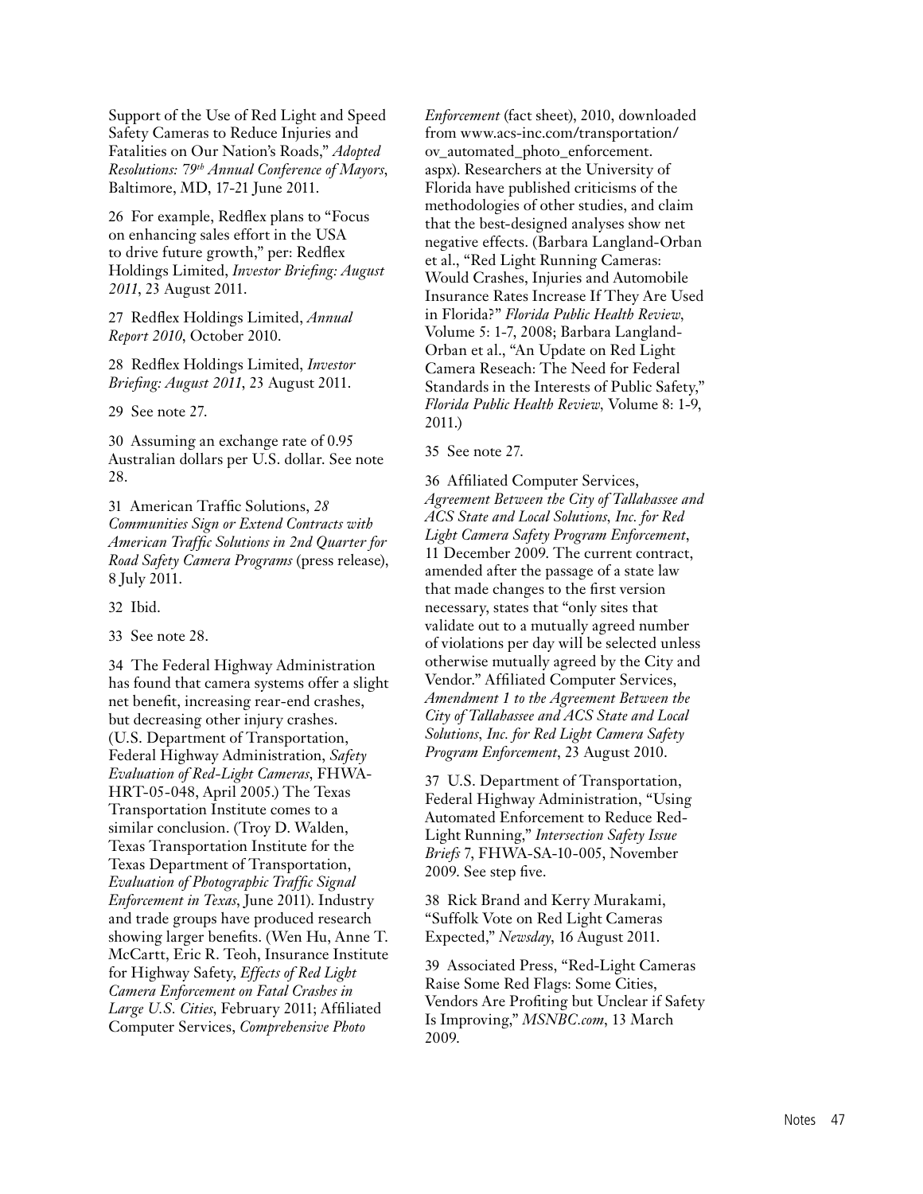Support of the Use of Red Light and Speed Safety Cameras to Reduce Injuries and Fatalities on Our Nation's Roads," *Adopted Resolutions: 79th Annual Conference of Mayors*, Baltimore, MD, 17-21 June 2011.

26 For example, Redflex plans to "Focus on enhancing sales effort in the USA to drive future growth," per: Redflex Holdings Limited, *Investor Briefing: August 2011*, 23 August 2011.

27 Redflex Holdings Limited, *Annual Report 2010*, October 2010.

28 Redflex Holdings Limited, *Investor Briefing: August 2011*, 23 August 2011.

29 See note 27.

30 Assuming an exchange rate of 0.95 Australian dollars per U.S. dollar. See note 28.

31 American Traffic Solutions, *28 Communities Sign or Extend Contracts with American Traffic Solutions in 2nd Quarter for Road Safety Camera Programs* (press release), 8 July 2011.

32 Ibid.

33 See note 28.

34 The Federal Highway Administration has found that camera systems offer a slight net benefit, increasing rear-end crashes, but decreasing other injury crashes. (U.S. Department of Transportation, Federal Highway Administration, *Safety Evaluation of Red-Light Cameras*, FHWA-HRT-05-048, April 2005.) The Texas Transportation Institute comes to a similar conclusion. (Troy D. Walden, Texas Transportation Institute for the Texas Department of Transportation, *Evaluation of Photographic Traffic Signal Enforcement in Texas*, June 2011). Industry and trade groups have produced research showing larger benefits. (Wen Hu, Anne T. McCartt, Eric R. Teoh, Insurance Institute for Highway Safety, *Effects of Red Light Camera Enforcement on Fatal Crashes in Large U.S. Cities*, February 2011; Affiliated Computer Services, *Comprehensive Photo Enforcement* (fact sheet), 2010, downloaded from www.acs-inc.com/transportation/ov_automated_photo_enforcement.aspx). Researchers at the University of Florida have published criticisms of the methodologies of other studies, and claim that the best-designed analyses show net negative effects. (Barbara Langland-Orban et al., "Red Light Running Cameras: Would Crashes, Injuries and Automobile Insurance Rates Increase If They Are Used in Florida?" *Florida Public Health Review*, Volume 5: 1-7, 2008; Barbara Langland-Orban et al., "An Update on Red Light Camera Reseach: The Need for Federal Standards in the Interests of Public Safety," *Florida Public Health Review*, Volume 8: 1-9, 2011.)

35 See note 27.

36 Affiliated Computer Services, *Agreement Between the City of Tallahassee and ACS State and Local Solutions, Inc. for Red Light Camera Safety Program Enforcement*, 11 December 2009. The current contract, amended after the passage of a state law that made changes to the first version necessary, states that "only sites that validate out to a mutually agreed number of violations per day will be selected unless otherwise mutually agreed by the City and Vendor." Affiliated Computer Services, *Amendment 1 to the Agreement Between the City of Tallahassee and ACS State and Local Solutions, Inc. for Red Light Camera Safety Program Enforcement*, 23 August 2010.

37 U.S. Department of Transportation, Federal Highway Administration, "Using Automated Enforcement to Reduce Red-Light Running," *Intersection Safety Issue Briefs* 7, FHWA-SA-10-005, November 2009. See step five.

38 Rick Brand and Kerry Murakami, "Suffolk Vote on Red Light Cameras Expected," *Newsday*, 16 August 2011.

39 Associated Press, "Red-Light Cameras Raise Some Red Flags: Some Cities, Vendors Are Profiting but Unclear if Safety Is Improving," *MSNBC.com*, 13 March 2009.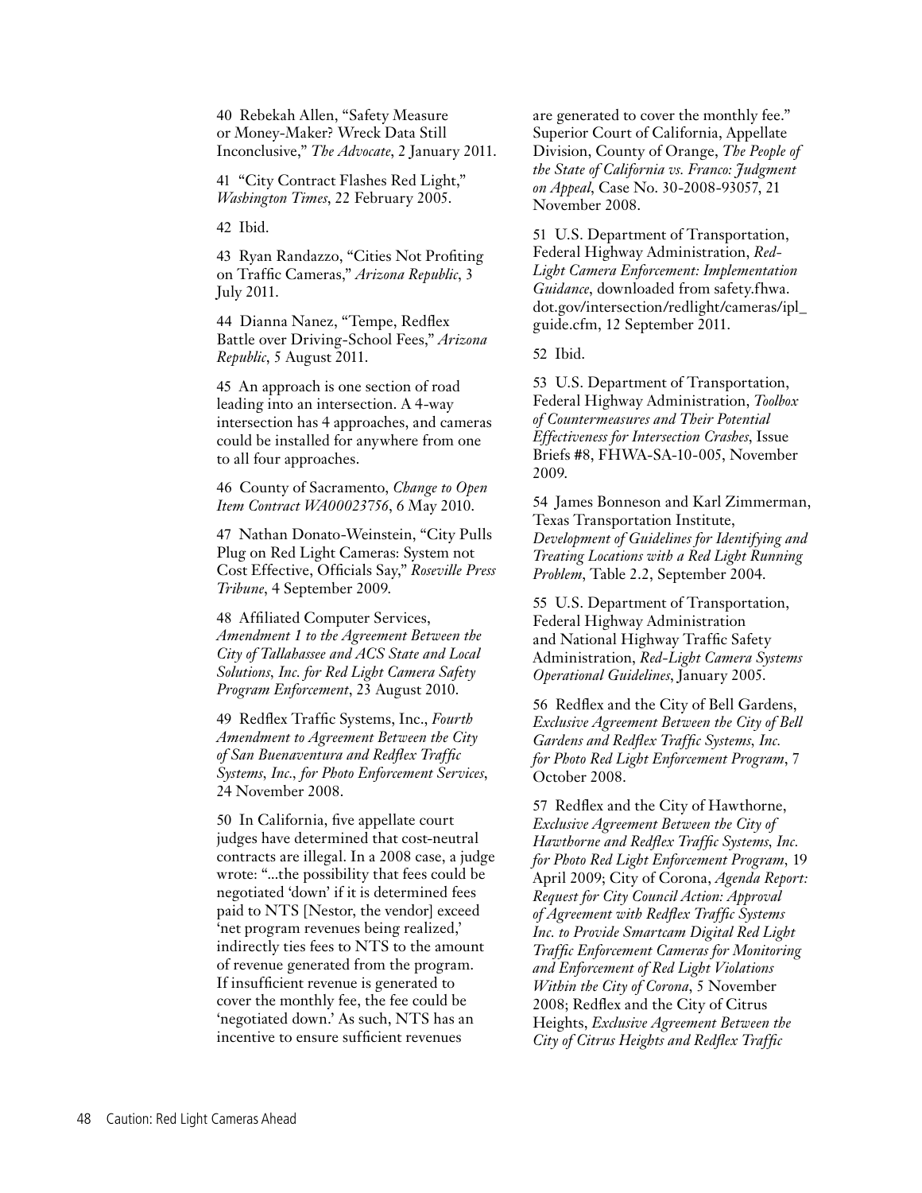40 Rebekah Allen, "Safety Measure or Money-Maker? Wreck Data Still Inconclusive," *The Advocate*, 2 January 2011.

41 "City Contract Flashes Red Light," *Washington Times*, 22 February 2005.

42 Ibid.

43 Ryan Randazzo, "Cities Not Profiting on Traffic Cameras," *Arizona Republic*, 3 July 2011.

44 Dianna Nanez, "Tempe, Redflex Battle over Driving-School Fees," *Arizona Republic*, 5 August 2011.

45 An approach is one section of road leading into an intersection. A 4-way intersection has 4 approaches, and cameras could be installed for anywhere from one to all four approaches.

46 County of Sacramento, *Change to Open Item Contract WA00023756*, 6 May 2010.

47 Nathan Donato-Weinstein, "City Pulls Plug on Red Light Cameras: System not Cost Effective, Officials Say," *Roseville Press Tribune*, 4 September 2009.

48 Affiliated Computer Services, *Amendment 1 to the Agreement Between the City of Tallahassee and ACS State and Local Solutions, Inc. for Red Light Camera Safety Program Enforcement*, 23 August 2010.

49 Redflex Traffic Systems, Inc., *Fourth Amendment to Agreement Between the City of San Buenaventura and Redflex Traffic Systems, Inc., for Photo Enforcement Services*, 24 November 2008.

50 In California, five appellate court judges have determined that cost-neutral contracts are illegal. In a 2008 case, a judge wrote: "...the possibility that fees could be negotiated 'down' if it is determined fees paid to NTS [Nestor, the vendor] exceed 'net program revenues being realized,' indirectly ties fees to NTS to the amount of revenue generated from the program. If insufficient revenue is generated to cover the monthly fee, the fee could be 'negotiated down.' As such, NTS has an incentive to ensure sufficient revenues are generated to cover the monthly fee." Superior Court of California, Appellate Division, County of Orange, *The People of the State of California vs. Franco: Judgment on Appeal*, Case No. 30-2008-93057, 21 November 2008.

51 U.S. Department of Transportation, Federal Highway Administration, *Red-Light Camera Enforcement: Implementation Guidance*, downloaded from safety.fhwa.dot.gov/intersection/redlight/cameras/ipl_guide.cfm, 12 September 2011.

52 Ibid.

53 U.S. Department of Transportation, Federal Highway Administration, *Toolbox of Countermeasures and Their Potential Effectiveness for Intersection Crashes*, Issue Briefs #8, FHWA-SA-10-005, November 2009.

54 James Bonneson and Karl Zimmerman, Texas Transportation Institute, *Development of Guidelines for Identifying and Treating Locations with a Red Light Running Problem*, Table 2.2, September 2004.

55 U.S. Department of Transportation, Federal Highway Administration and National Highway Traffic Safety Administration, *Red-Light Camera Systems Operational Guidelines*, January 2005.

56 Redflex and the City of Bell Gardens, *Exclusive Agreement Between the City of Bell Gardens and Redflex Traffic Systems, Inc. for Photo Red Light Enforcement Program*, 7 October 2008.

57 Redflex and the City of Hawthorne, *Exclusive Agreement Between the City of Hawthorne and Redflex Traffic Systems, Inc. for Photo Red Light Enforcement Program*, 19 April 2009; City of Corona, *Agenda Report: Request for City Council Action: Approval of Agreement with Redflex Traffic Systems Inc. to Provide Smartcam Digital Red Light Traffic Enforcement Cameras for Monitoring and Enforcement of Red Light Violations Within the City of Corona*, 5 November 2008; Redflex and the City of Citrus Heights, *Exclusive Agreement Between the City of Citrus Heights and Redflex Traffic*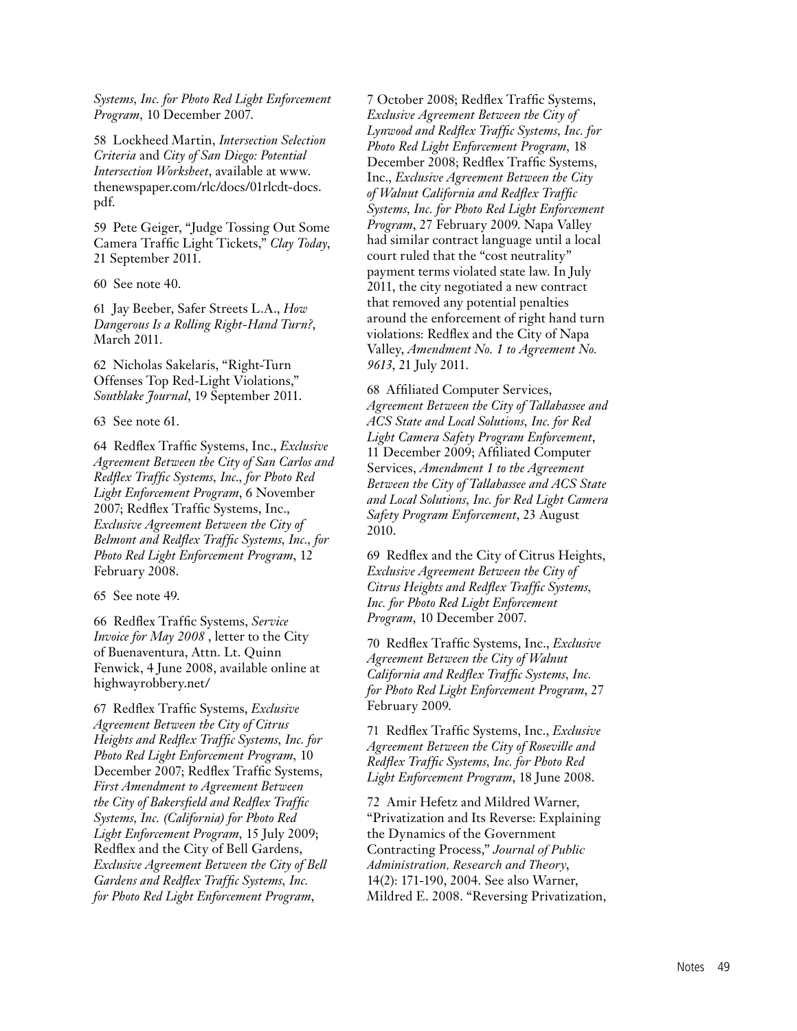*Systems, Inc. for Photo Red Light Enforcement Program*, 10 December 2007.

58 Lockheed Martin, *Intersection Selection Criteria* and *City of San Diego: Potential Intersection Worksheet*, available at www.thenewspaper.com/rlc/docs/01rlcdt-docs.pdf.

59 Pete Geiger, "Judge Tossing Out Some Camera Traffic Light Tickets," *Clay Today*, 21 September 2011.

60 See note 40.

61 Jay Beeber, Safer Streets L.A., *How Dangerous Is a Rolling Right-Hand Turn?*, March 2011.

62 Nicholas Sakelaris, "Right-Turn Offenses Top Red-Light Violations," *Southlake Journal*, 19 September 2011.

63 See note 61.

64 Redflex Traffic Systems, Inc., *Exclusive Agreement Between the City of San Carlos and Redflex Traffic Systems, Inc., for Photo Red Light Enforcement Program*, 6 November 2007; Redflex Traffic Systems, Inc., *Exclusive Agreement Between the City of Belmont and Redflex Traffic Systems, Inc., for Photo Red Light Enforcement Program*, 12 February 2008.

65 See note 49.

66 Redflex Traffic Systems, *Service Invoice for May 2008* , letter to the City of Buenaventura, Attn. Lt. Quinn Fenwick, 4 June 2008, available online at highwayrobbery.net/

67 Redflex Traffic Systems, *Exclusive Agreement Between the City of Citrus Heights and Redflex Traffic Systems, Inc. for Photo Red Light Enforcement Program*, 10 December 2007; Redflex Traffic Systems, *First Amendment to Agreement Between the City of Bakersfield and Redflex Traffic Systems, Inc. (California) for Photo Red Light Enforcement Program*, 15 July 2009; Redflex and the City of Bell Gardens, *Exclusive Agreement Between the City of Bell Gardens and Redflex Traffic Systems, Inc. for Photo Red Light Enforcement Program*, 7 October 2008; Redflex Traffic Systems, *Exclusive Agreement Between the City of Lynwood and Redflex Traffic Systems, Inc. for Photo Red Light Enforcement Program*, 18 December 2008; Redflex Traffic Systems, Inc., *Exclusive Agreement Between the City of Walnut California and Redflex Traffic Systems, Inc. for Photo Red Light Enforcement Program*, 27 February 2009. Napa Valley had similar contract language until a local court ruled that the "cost neutrality" payment terms violated state law. In July 2011, the city negotiated a new contract that removed any potential penalties around the enforcement of right hand turn violations: Redflex and the City of Napa Valley, *Amendment No. 1 to Agreement No. 9613*, 21 July 2011.

68 Affiliated Computer Services, *Agreement Between the City of Tallahassee and ACS State and Local Solutions, Inc. for Red Light Camera Safety Program Enforcement*, 11 December 2009; Affiliated Computer Services, *Amendment 1 to the Agreement Between the City of Tallahassee and ACS State and Local Solutions, Inc. for Red Light Camera Safety Program Enforcement*, 23 August 2010.

69 Redflex and the City of Citrus Heights, *Exclusive Agreement Between the City of Citrus Heights and Redflex Traffic Systems, Inc. for Photo Red Light Enforcement Program*, 10 December 2007.

70 Redflex Traffic Systems, Inc., *Exclusive Agreement Between the City of Walnut California and Redflex Traffic Systems, Inc. for Photo Red Light Enforcement Program*, 27 February 2009.

71 Redflex Traffic Systems, Inc., *Exclusive Agreement Between the City of Roseville and Redflex Traffic Systems, Inc. for Photo Red Light Enforcement Program*, 18 June 2008.

72 Amir Hefetz and Mildred Warner, "Privatization and Its Reverse: Explaining the Dynamics of the Government Contracting Process," *Journal of Public Administration, Research and Theory*, 14(2): 171-190, 2004. See also Warner, Mildred E. 2008. "Reversing Privatization,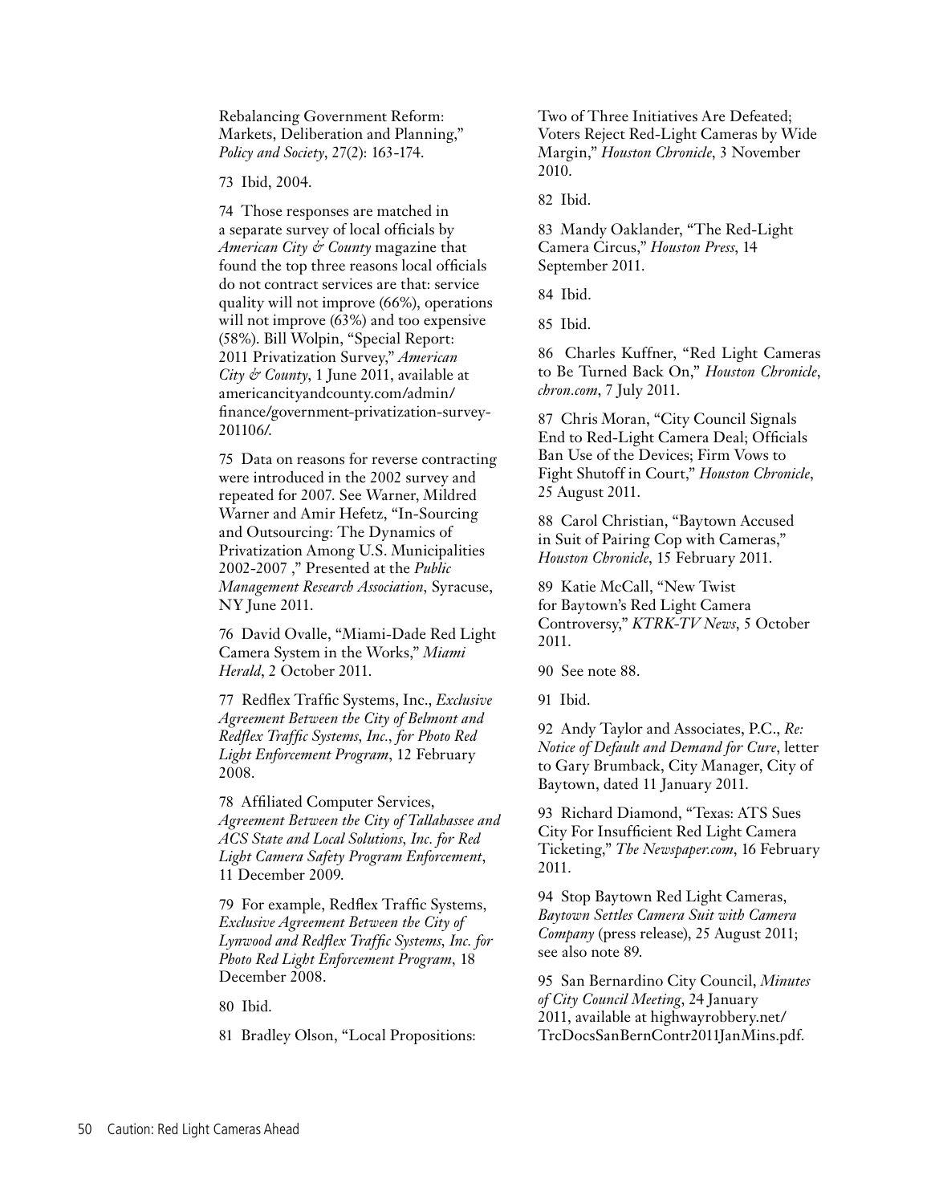Rebalancing Government Reform: Markets, Deliberation and Planning," *Policy and Society*, 27(2): 163-174.

73 Ibid, 2004.

74 Those responses are matched in a separate survey of local officials by *American City & County* magazine that found the top three reasons local officials do not contract services are that: service quality will not improve (66%), operations will not improve (63%) and too expensive (58%). Bill Wolpin, "Special Report: 2011 Privatization Survey," *American City & County*, 1 June 2011, available at americancityandcounty.com/admin/finance/government-privatization-survey-201106/.

75 Data on reasons for reverse contracting were introduced in the 2002 survey and repeated for 2007. See Warner, Mildred Warner and Amir Hefetz, "In-Sourcing and Outsourcing: The Dynamics of Privatization Among U.S. Municipalities 2002-2007 ," Presented at the *Public Management Research Association*, Syracuse, NY June 2011.

76 David Ovalle, "Miami-Dade Red Light Camera System in the Works," *Miami Herald*, 2 October 2011.

77 Redflex Traffic Systems, Inc., *Exclusive Agreement Between the City of Belmont and Redflex Traffic Systems, Inc., for Photo Red Light Enforcement Program*, 12 February 2008.

78 Affiliated Computer Services, *Agreement Between the City of Tallahassee and ACS State and Local Solutions, Inc. for Red Light Camera Safety Program Enforcement*, 11 December 2009.

79 For example, Redflex Traffic Systems, *Exclusive Agreement Between the City of Lynwood and Redflex Traffic Systems, Inc. for Photo Red Light Enforcement Program*, 18 December 2008.

80 Ibid.

81 Bradley Olson, "Local Propositions: Two of Three Initiatives Are Defeated; Voters Reject Red-Light Cameras by Wide Margin," *Houston Chronicle*, 3 November 2010.

82 Ibid.

83 Mandy Oaklander, "The Red-Light Camera Circus," *Houston Press*, 14 September 2011.

84 Ibid.

85 Ibid.

86 Charles Kuffner, "Red Light Cameras to Be Turned Back On," *Houston Chronicle*, *chron.com*, 7 July 2011.

87 Chris Moran, "City Council Signals End to Red-Light Camera Deal; Officials Ban Use of the Devices; Firm Vows to Fight Shutoff in Court," *Houston Chronicle*, 25 August 2011.

88 Carol Christian, "Baytown Accused in Suit of Pairing Cop with Cameras," *Houston Chronicle*, 15 February 2011.

89 Katie McCall, "New Twist for Baytown's Red Light Camera Controversy," *KTRK-TV News*, 5 October 2011.

90 See note 88.

91 Ibid.

92 Andy Taylor and Associates, P.C., *Re: Notice of Default and Demand for Cure*, letter to Gary Brumback, City Manager, City of Baytown, dated 11 January 2011.

93 Richard Diamond, "Texas: ATS Sues City For Insufficient Red Light Camera Ticketing," *The Newspaper.com*, 16 February 2011.

94 Stop Baytown Red Light Cameras, *Baytown Settles Camera Suit with Camera Company* (press release), 25 August 2011; see also note 89.

95 San Bernardino City Council, *Minutes of City Council Meeting*, 24 January 2011, available at highwayrobbery.net/TrcDocsSanBernContr2011JanMins.pdf.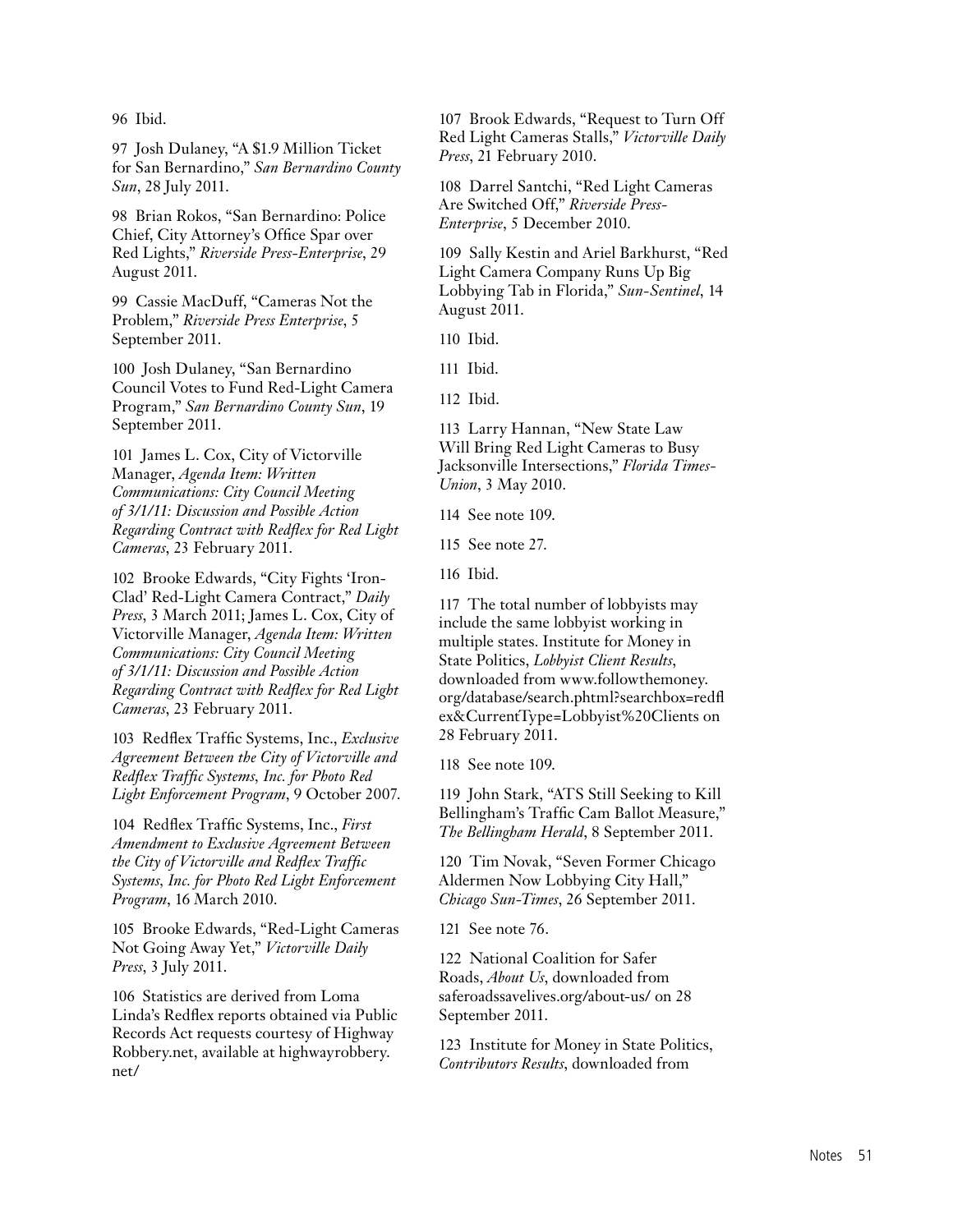96 Ibid.

97 Josh Dulaney, "A $1.9 Million Ticket for San Bernardino," *San Bernardino County Sun*, 28 July 2011.

98 Brian Rokos, "San Bernardino: Police Chief, City Attorney's Office Spar over Red Lights," *Riverside Press-Enterprise*, 29 August 2011.

99 Cassie MacDuff, "Cameras Not the Problem," *Riverside Press Enterprise*, 5 September 2011.

100 Josh Dulaney, "San Bernardino Council Votes to Fund Red-Light Camera Program," *San Bernardino County Sun*, 19 September 2011.

101 James L. Cox, City of Victorville Manager, *Agenda Item: Written Communications: City Council Meeting of 3/1/11: Discussion and Possible Action Regarding Contract with Redflex for Red Light Cameras*, 23 February 2011.

102 Brooke Edwards, "City Fights 'Iron-Clad' Red-Light Camera Contract," *Daily Press*, 3 March 2011; James L. Cox, City of Victorville Manager, *Agenda Item: Written Communications: City Council Meeting of 3/1/11: Discussion and Possible Action Regarding Contract with Redflex for Red Light Cameras*, 23 February 2011.

103 Redflex Traffic Systems, Inc., *Exclusive Agreement Between the City of Victorville and Redflex Traffic Systems, Inc. for Photo Red Light Enforcement Program*, 9 October 2007.

104 Redflex Traffic Systems, Inc., *First Amendment to Exclusive Agreement Between the City of Victorville and Redflex Traffic Systems, Inc. for Photo Red Light Enforcement Program*, 16 March 2010.

105 Brooke Edwards, "Red-Light Cameras Not Going Away Yet," *Victorville Daily Press*, 3 July 2011.

106 Statistics are derived from Loma Linda's Redflex reports obtained via Public Records Act requests courtesy of Highway Robbery.net, available at highwayrobbery.net/

107 Brook Edwards, "Request to Turn Off Red Light Cameras Stalls," *Victorville Daily Press*, 21 February 2010.

108 Darrel Santchi, "Red Light Cameras Are Switched Off," *Riverside Press-Enterprise*, 5 December 2010.

109 Sally Kestin and Ariel Barkhurst, "Red Light Camera Company Runs Up Big Lobbying Tab in Florida," *Sun-Sentinel*, 14 August 2011.

110 Ibid.

111 Ibid.

112 Ibid.

113 Larry Hannan, "New State Law Will Bring Red Light Cameras to Busy Jacksonville Intersections," *Florida Times-Union*, 3 May 2010.

114 See note 109.

115 See note 27.

116 Ibid.

117 The total number of lobbyists may include the same lobbyist working in multiple states. Institute for Money in State Politics, *Lobbyist Client Results*, downloaded from www.followthemoney.org/database/search.phtml?searchbox=redflex&CurrentType=Lobbyist%20Clients on 28 February 2011.

118 See note 109.

119 John Stark, "ATS Still Seeking to Kill Bellingham's Traffic Cam Ballot Measure," *The Bellingham Herald*, 8 September 2011.

120 Tim Novak, "Seven Former Chicago Aldermen Now Lobbying City Hall," *Chicago Sun-Times*, 26 September 2011.

121 See note 76.

122 National Coalition for Safer Roads, *About Us*, downloaded from saferoadssavelives.org/about-us/ on 28 September 2011.

123 Institute for Money in State Politics, *Contributors Results*, downloaded from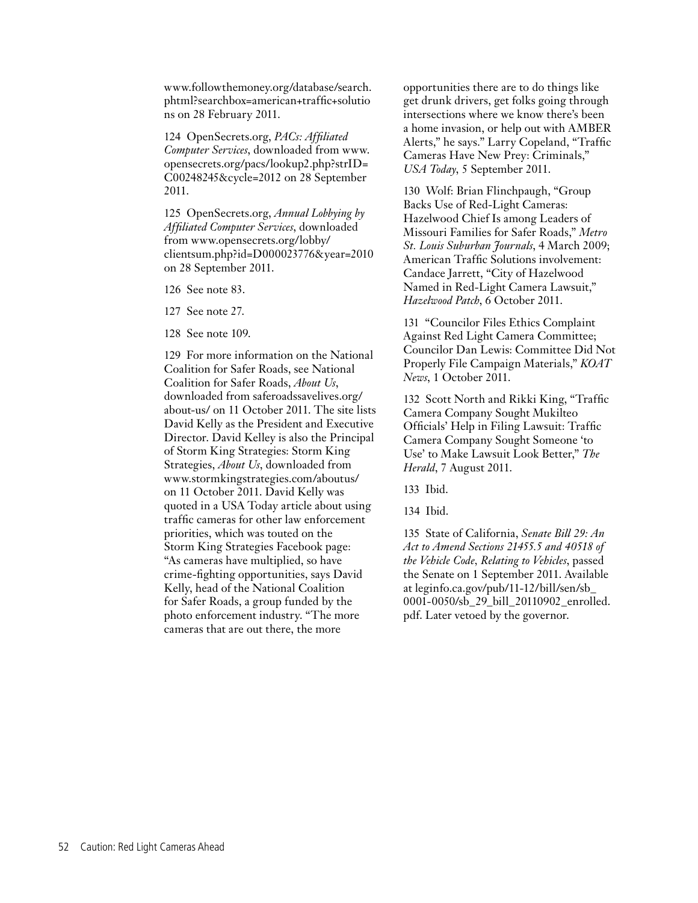www.followthemoney.org/database/search.phtml?searchbox=american+traffic+solutions on 28 February 2011.

124 OpenSecrets.org, *PACs: Affiliated Computer Services*, downloaded from www.opensecrets.org/pacs/lookup2.php?strID=C00248245&cycle=2012 on 28 September 2011.

125 OpenSecrets.org, *Annual Lobbying by Affiliated Computer Services*, downloaded from www.opensecrets.org/lobby/clientsum.php?id=D000023776&year=2010 on 28 September 2011.

126 See note 83.

127 See note 27.

128 See note 109.

129 For more information on the National Coalition for Safer Roads, see National Coalition for Safer Roads, *About Us*, downloaded from saferoadssavelives.org/about-us/ on 11 October 2011. The site lists David Kelly as the President and Executive Director. David Kelley is also the Principal of Storm King Strategies: Storm King Strategies, *About Us*, downloaded from www.stormkingstrategies.com/aboutus/ on 11 October 2011. David Kelly was quoted in a USA Today article about using traffic cameras for other law enforcement priorities, which was touted on the Storm King Strategies Facebook page: "As cameras have multiplied, so have crime-fighting opportunities, says David Kelly, head of the National Coalition for Safer Roads, a group funded by the photo enforcement industry. "The more cameras that are out there, the more opportunities there are to do things like get drunk drivers, get folks going through intersections where we know there's been a home invasion, or help out with AMBER Alerts," he says." Larry Copeland, "Traffic Cameras Have New Prey: Criminals," *USA Today*, 5 September 2011.

130 Wolf: Brian Flinchpaugh, "Group Backs Use of Red-Light Cameras: Hazelwood Chief Is among Leaders of Missouri Families for Safer Roads," *Metro St. Louis Suburban Journals*, 4 March 2009; American Traffic Solutions involvement: Candace Jarrett, "City of Hazelwood Named in Red-Light Camera Lawsuit," *Hazelwood Patch*, 6 October 2011.

131 "Councilor Files Ethics Complaint Against Red Light Camera Committee; Councilor Dan Lewis: Committee Did Not Properly File Campaign Materials," *KOAT News*, 1 October 2011.

132 Scott North and Rikki King, "Traffic Camera Company Sought Mukilteo Officials' Help in Filing Lawsuit: Traffic Camera Company Sought Someone 'to Use' to Make Lawsuit Look Better," *The Herald*, 7 August 2011.

133 Ibid.

134 Ibid.

135 State of California, *Senate Bill 29: An Act to Amend Sections 21455.5 and 40518 of the Vehicle Code, Relating to Vehicles*, passed the Senate on 1 September 2011. Available at leginfo.ca.gov/pub/11-12/bill/sen/sb_0001-0050/sb_29_bill_20110902_enrolled.pdf. Later vetoed by the governor.